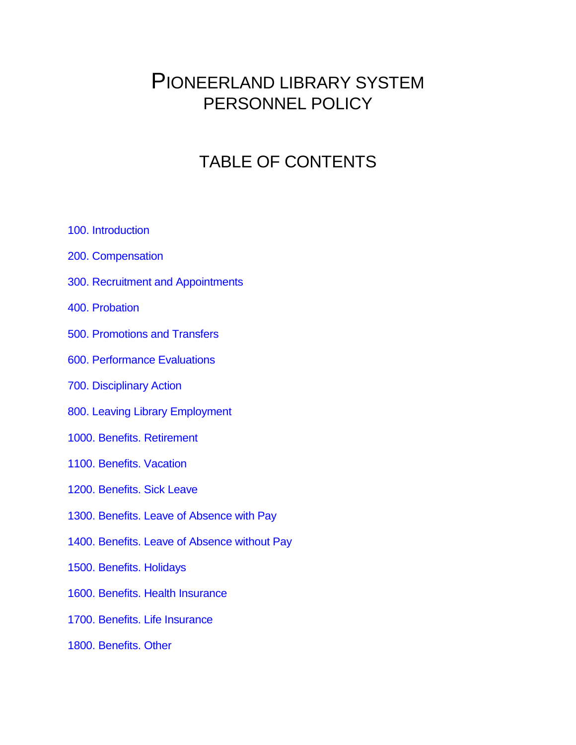# PIONEERLAND LIBRARY SYSTEM PERSONNEL POLICY

## TABLE OF CONTENTS

100. Introduction

200. Compensation

300. Recruitment and Appointments

400. Probation

500. Promotions and Transfers

600. Performance Evaluations

700. Disciplinary Action

800. Leaving Library Employment

1000. Benefits. Retirement

1100. Benefits. Vacation

1200. Benefits. Sick Leave

1300. Benefits. Leave of Absence with Pay

1400. Benefits. Leave of Absence without Pay

1500. Benefits. Holidays

1600. Benefits. Health Insurance

1700. Benefits. Life Insurance

1800. Benefits. Other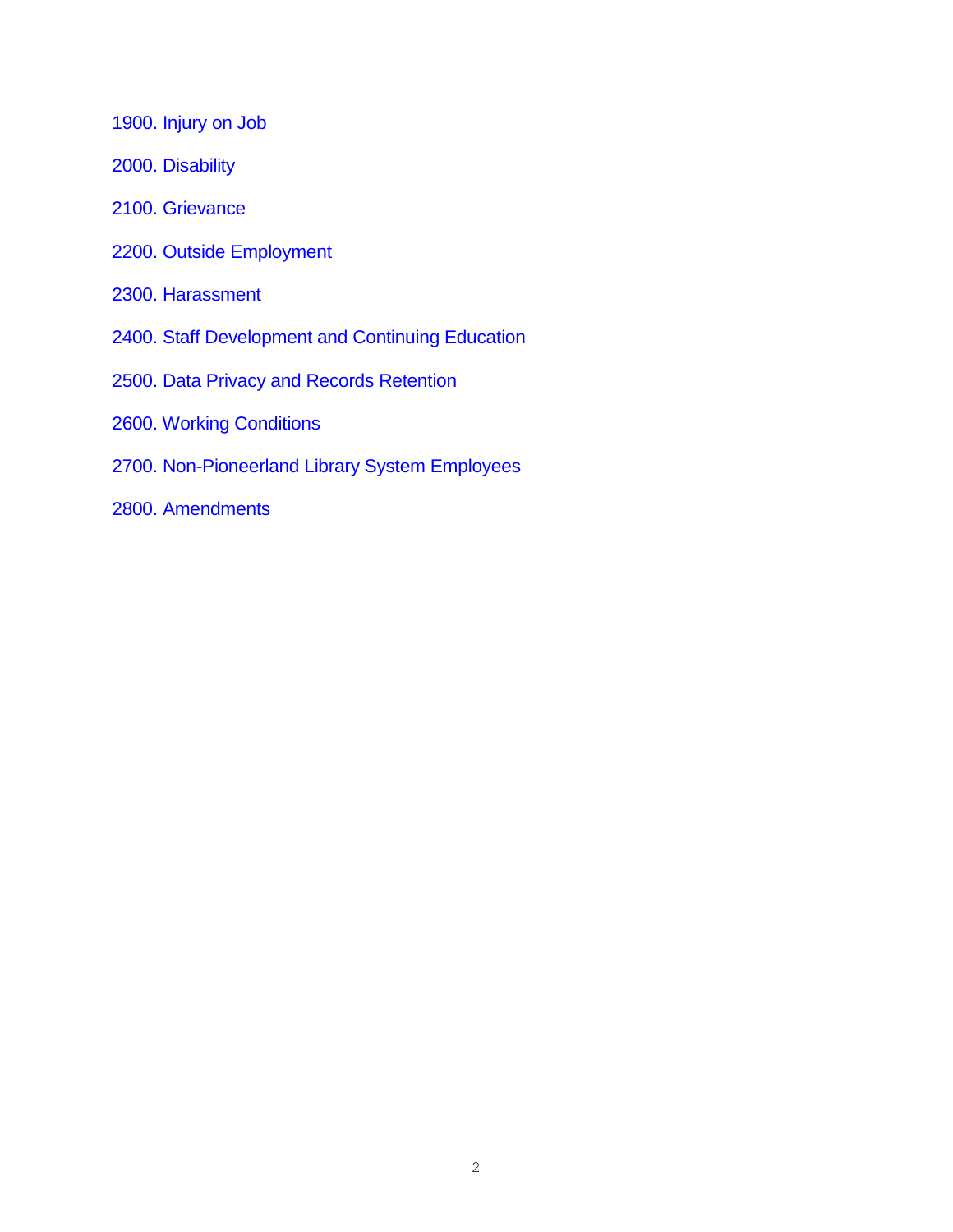1900. Injury on Job

2000. Disability

2100. Grievance

2200. Outside Employment

2300. Harassment

2400. Staff Development and Continuing Education

2500. Data Privacy and Records Retention

2600. Working Conditions

2700. Non-Pioneerland Library System Employees

2800. Amendments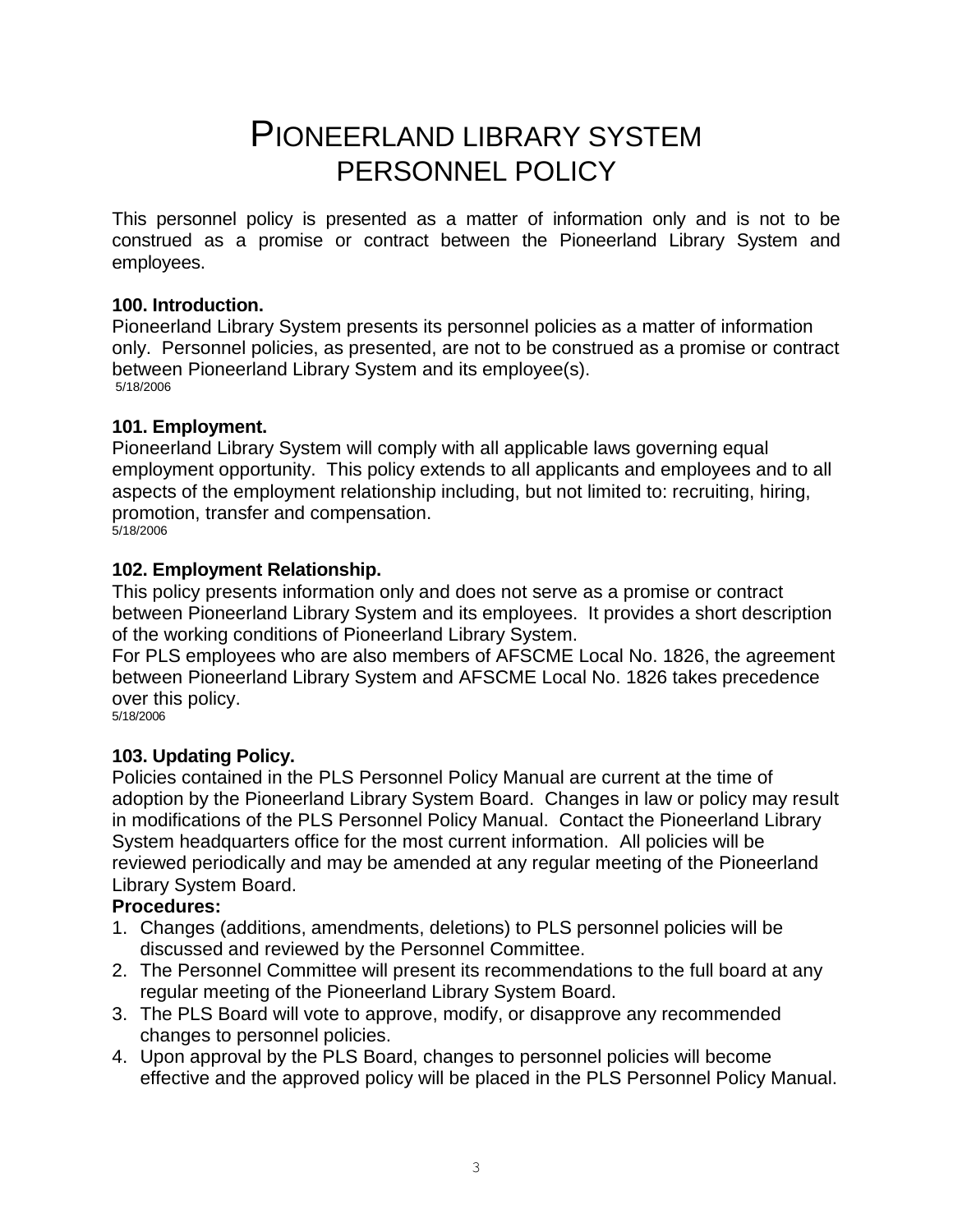# PIONEERLAND LIBRARY SYSTEM PERSONNEL POLICY

This personnel policy is presented as a matter of information only and is not to be construed as a promise or contract between the Pioneerland Library System and employees.

**100. Introduction.**

Pioneerland Library System presents its personnel policies as a matter of information only. Personnel policies, as presented, are not to be construed as a promise or contract between Pioneerland Library System and its employee(s).

5/18/2006

**101. Employment.**

Pioneerland Library System will comply with all applicable laws governing equal employment opportunity. This policy extends to all applicants and employees and to all aspects of the employment relationship including, but not limited to: recruiting, hiring, promotion, transfer and compensation.

5/18/2006

**102. Employment Relationship.**

This policy presents information only and does not serve as a promise or contract between Pioneerland Library System and its employees. It provides a short description of the working conditions of Pioneerland Library System.

For PLS employees who are also members of AFSCME Local No. 1826, the agreement between Pioneerland Library System and AFSCME Local No. 1826 takes precedence over this policy.

5/18/2006

**103. Updating Policy.**

Policies contained in the PLS Personnel Policy Manual are current at the time of adoption by the Pioneerland Library System Board. Changes in law or policy may result in modifications of the PLS Personnel Policy Manual. Contact the Pioneerland Library System headquarters office for the most current information. All policies will be reviewed periodically and may be amended at any regular meeting of the Pioneerland Library System Board.

**Procedures:**

1. Changes (additions, amendments, deletions) to PLS personnel policies will be discussed and reviewed by the Personnel Committee.
2. The Personnel Committee will present its recommendations to the full board at any regular meeting of the Pioneerland Library System Board.
3. The PLS Board will vote to approve, modify, or disapprove any recommended changes to personnel policies.
4. Upon approval by the PLS Board, changes to personnel policies will become effective and the approved policy will be placed in the PLS Personnel Policy Manual.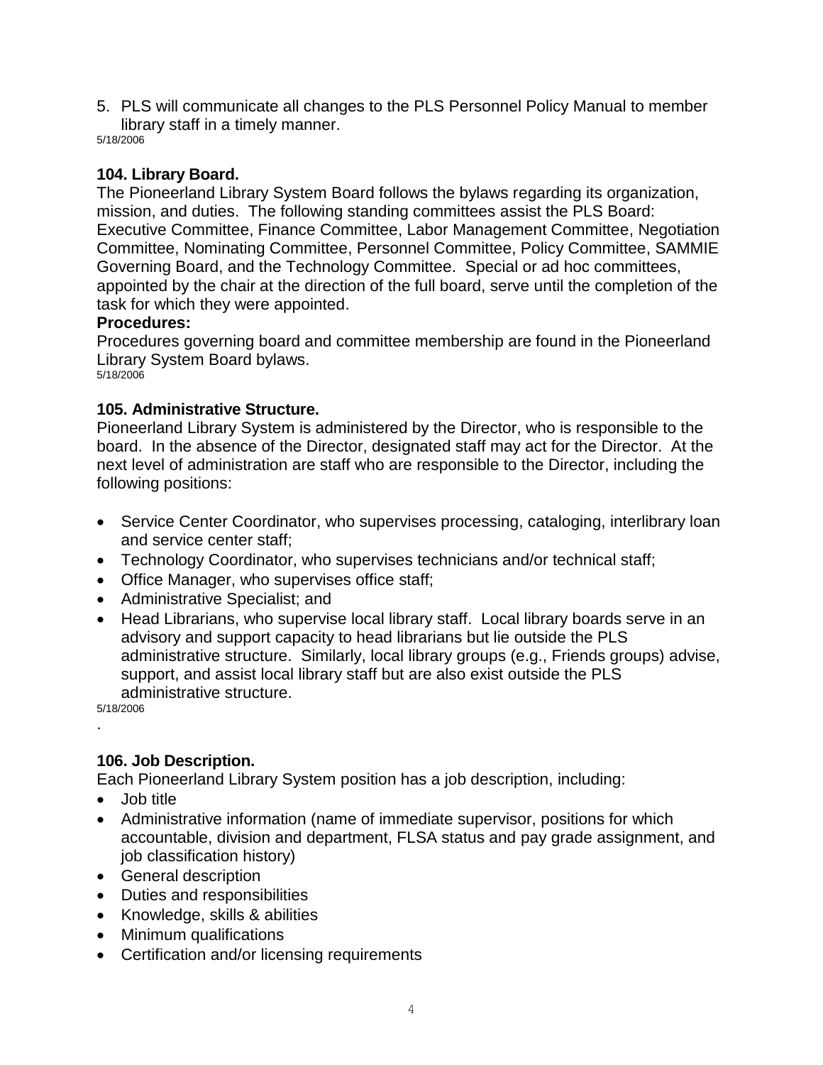5. PLS will communicate all changes to the PLS Personnel Policy Manual to member library staff in a timely manner.

5/18/2006

### 104. Library Board.

The Pioneerland Library System Board follows the bylaws regarding its organization, mission, and duties. The following standing committees assist the PLS Board: Executive Committee, Finance Committee, Labor Management Committee, Negotiation Committee, Nominating Committee, Personnel Committee, Policy Committee, SAMMIE Governing Board, and the Technology Committee. Special or ad hoc committees, appointed by the chair at the direction of the full board, serve until the completion of the task for which they were appointed.

**Procedures:**

Procedures governing board and committee membership are found in the Pioneerland Library System Board bylaws.

5/18/2006

### 105. Administrative Structure.

Pioneerland Library System is administered by the Director, who is responsible to the board. In the absence of the Director, designated staff may act for the Director. At the next level of administration are staff who are responsible to the Director, including the following positions:

- Service Center Coordinator, who supervises processing, cataloging, interlibrary loan and service center staff;
- Technology Coordinator, who supervises technicians and/or technical staff;
- Office Manager, who supervises office staff;
- Administrative Specialist; and
- Head Librarians, who supervise local library staff. Local library boards serve in an advisory and support capacity to head librarians but lie outside the PLS administrative structure. Similarly, local library groups (e.g., Friends groups) advise, support, and assist local library staff but are also exist outside the PLS administrative structure.

5/18/2006

.

### 106. Job Description.

Each Pioneerland Library System position has a job description, including:

- Job title
- Administrative information (name of immediate supervisor, positions for which accountable, division and department, FLSA status and pay grade assignment, and job classification history)
- General description
- Duties and responsibilities
- Knowledge, skills & abilities
- Minimum qualifications
- Certification and/or licensing requirements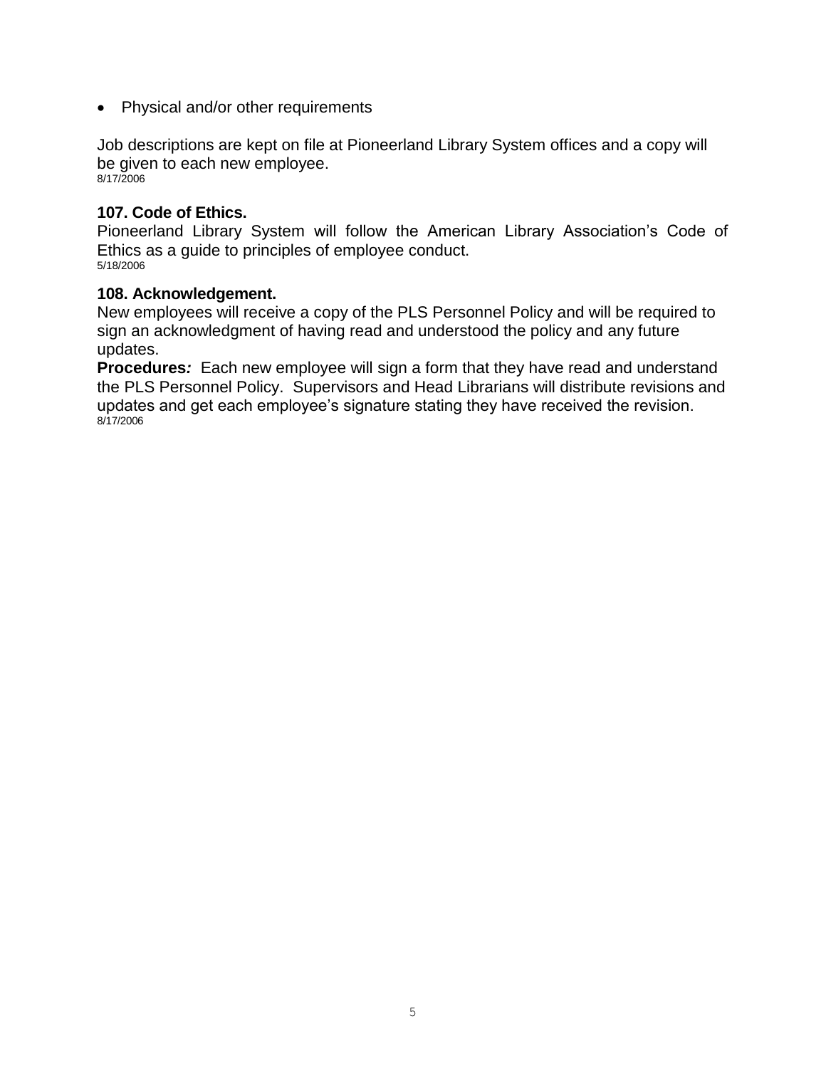- Physical and/or other requirements

Job descriptions are kept on file at Pioneerland Library System offices and a copy will be given to each new employee.
8/17/2006

**107. Code of Ethics.**
Pioneerland Library System will follow the American Library Association's Code of Ethics as a guide to principles of employee conduct.
5/18/2006

**108. Acknowledgement.**
New employees will receive a copy of the PLS Personnel Policy and will be required to sign an acknowledgment of having read and understood the policy and any future updates.
**Procedures*:*** Each new employee will sign a form that they have read and understand the PLS Personnel Policy. Supervisors and Head Librarians will distribute revisions and updates and get each employee's signature stating they have received the revision.
8/17/2006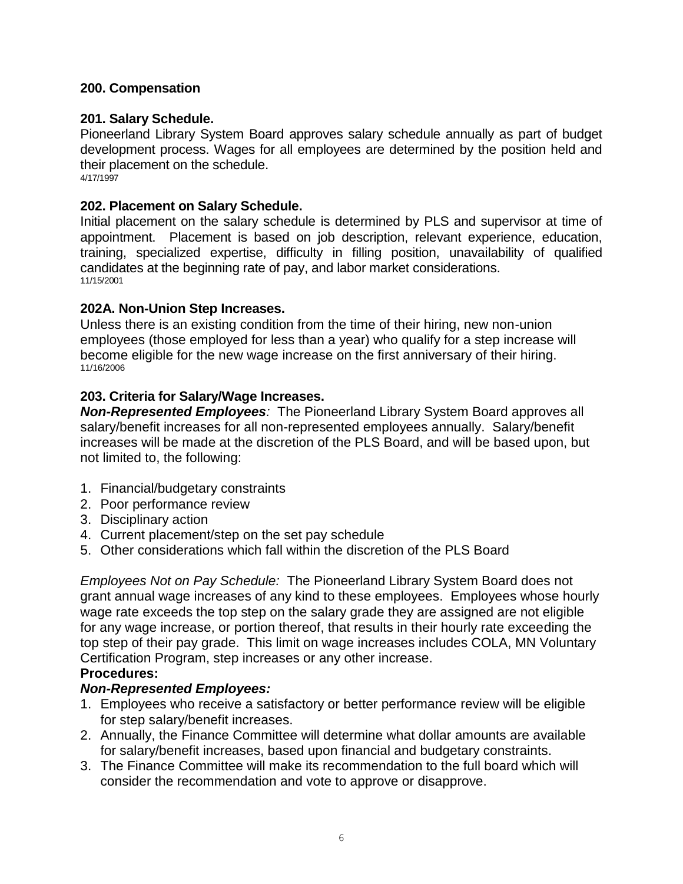## 200. Compensation

### 201. Salary Schedule.

Pioneerland Library System Board approves salary schedule annually as part of budget development process. Wages for all employees are determined by the position held and their placement on the schedule.

4/17/1997

### 202. Placement on Salary Schedule.

Initial placement on the salary schedule is determined by PLS and supervisor at time of appointment. Placement is based on job description, relevant experience, education, training, specialized expertise, difficulty in filling position, unavailability of qualified candidates at the beginning rate of pay, and labor market considerations.

11/15/2001

### 202A. Non-Union Step Increases.

Unless there is an existing condition from the time of their hiring, new non-union employees (those employed for less than a year) who qualify for a step increase will become eligible for the new wage increase on the first anniversary of their hiring.

11/16/2006

### 203. Criteria for Salary/Wage Increases.

***Non-Represented Employees****:* The Pioneerland Library System Board approves all salary/benefit increases for all non-represented employees annually. Salary/benefit increases will be made at the discretion of the PLS Board, and will be based upon, but not limited to, the following:

1. Financial/budgetary constraints
2. Poor performance review
3. Disciplinary action
4. Current placement/step on the set pay schedule
5. Other considerations which fall within the discretion of the PLS Board

*Employees Not on Pay Schedule:* The Pioneerland Library System Board does not grant annual wage increases of any kind to these employees. Employees whose hourly wage rate exceeds the top step on the salary grade they are assigned are not eligible for any wage increase, or portion thereof, that results in their hourly rate exceeding the top step of their pay grade. This limit on wage increases includes COLA, MN Voluntary Certification Program, step increases or any other increase.

**Procedures:**

***Non-Represented Employees:***

1. Employees who receive a satisfactory or better performance review will be eligible for step salary/benefit increases.
2. Annually, the Finance Committee will determine what dollar amounts are available for salary/benefit increases, based upon financial and budgetary constraints.
3. The Finance Committee will make its recommendation to the full board which will consider the recommendation and vote to approve or disapprove.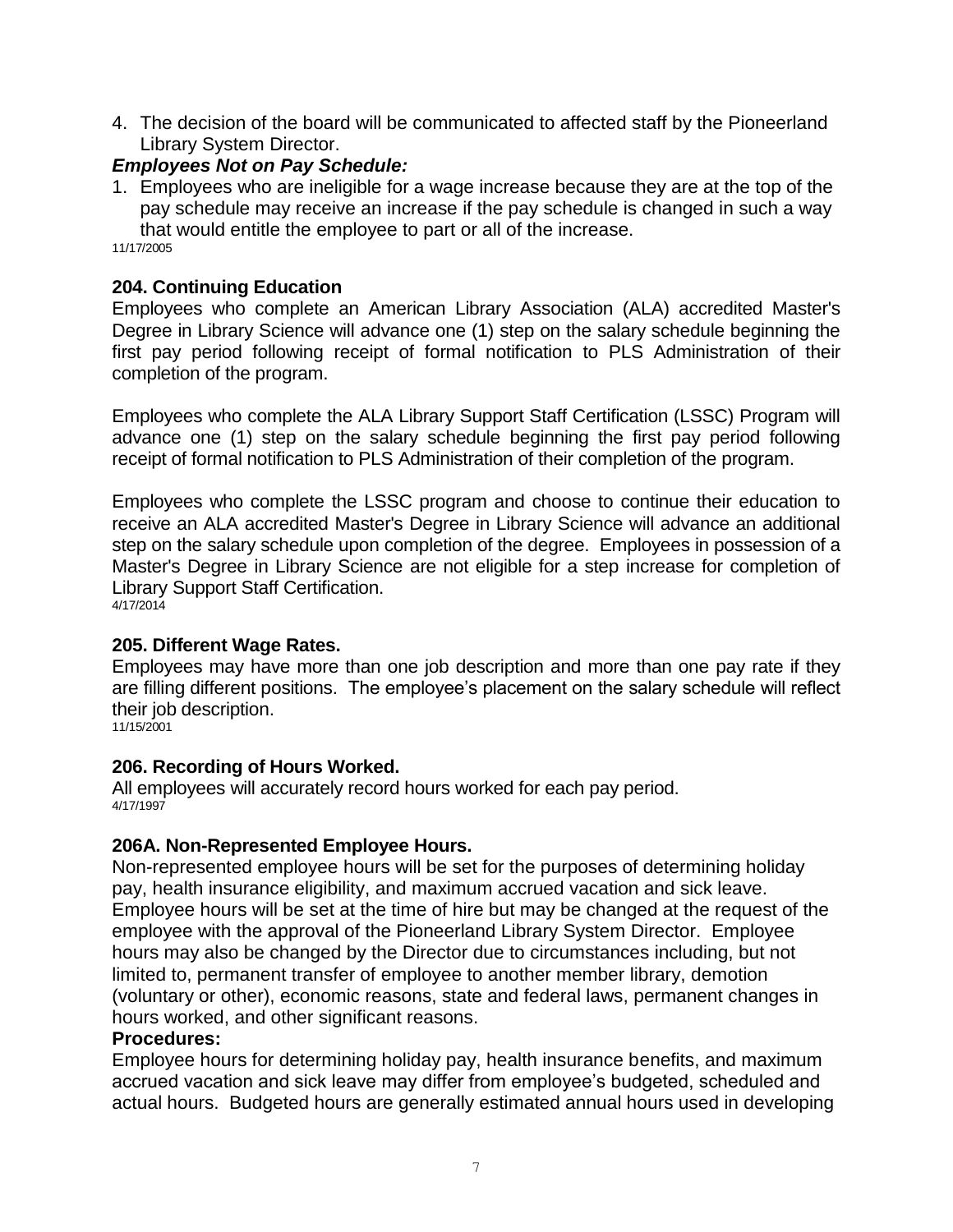4. The decision of the board will be communicated to affected staff by the Pioneerland Library System Director.

***Employees Not on Pay Schedule:***

1. Employees who are ineligible for a wage increase because they are at the top of the pay schedule may receive an increase if the pay schedule is changed in such a way that would entitle the employee to part or all of the increase.

11/17/2005

**204. Continuing Education**

Employees who complete an American Library Association (ALA) accredited Master's Degree in Library Science will advance one (1) step on the salary schedule beginning the first pay period following receipt of formal notification to PLS Administration of their completion of the program.

Employees who complete the ALA Library Support Staff Certification (LSSC) Program will advance one (1) step on the salary schedule beginning the first pay period following receipt of formal notification to PLS Administration of their completion of the program.

Employees who complete the LSSC program and choose to continue their education to receive an ALA accredited Master's Degree in Library Science will advance an additional step on the salary schedule upon completion of the degree. Employees in possession of a Master's Degree in Library Science are not eligible for a step increase for completion of Library Support Staff Certification.

4/17/2014

**205. Different Wage Rates.**

Employees may have more than one job description and more than one pay rate if they are filling different positions. The employee's placement on the salary schedule will reflect their job description.

11/15/2001

**206. Recording of Hours Worked.**

All employees will accurately record hours worked for each pay period.

4/17/1997

**206A. Non-Represented Employee Hours.**

Non-represented employee hours will be set for the purposes of determining holiday pay, health insurance eligibility, and maximum accrued vacation and sick leave. Employee hours will be set at the time of hire but may be changed at the request of the employee with the approval of the Pioneerland Library System Director. Employee hours may also be changed by the Director due to circumstances including, but not limited to, permanent transfer of employee to another member library, demotion (voluntary or other), economic reasons, state and federal laws, permanent changes in hours worked, and other significant reasons.

**Procedures:**

Employee hours for determining holiday pay, health insurance benefits, and maximum accrued vacation and sick leave may differ from employee's budgeted, scheduled and actual hours. Budgeted hours are generally estimated annual hours used in developing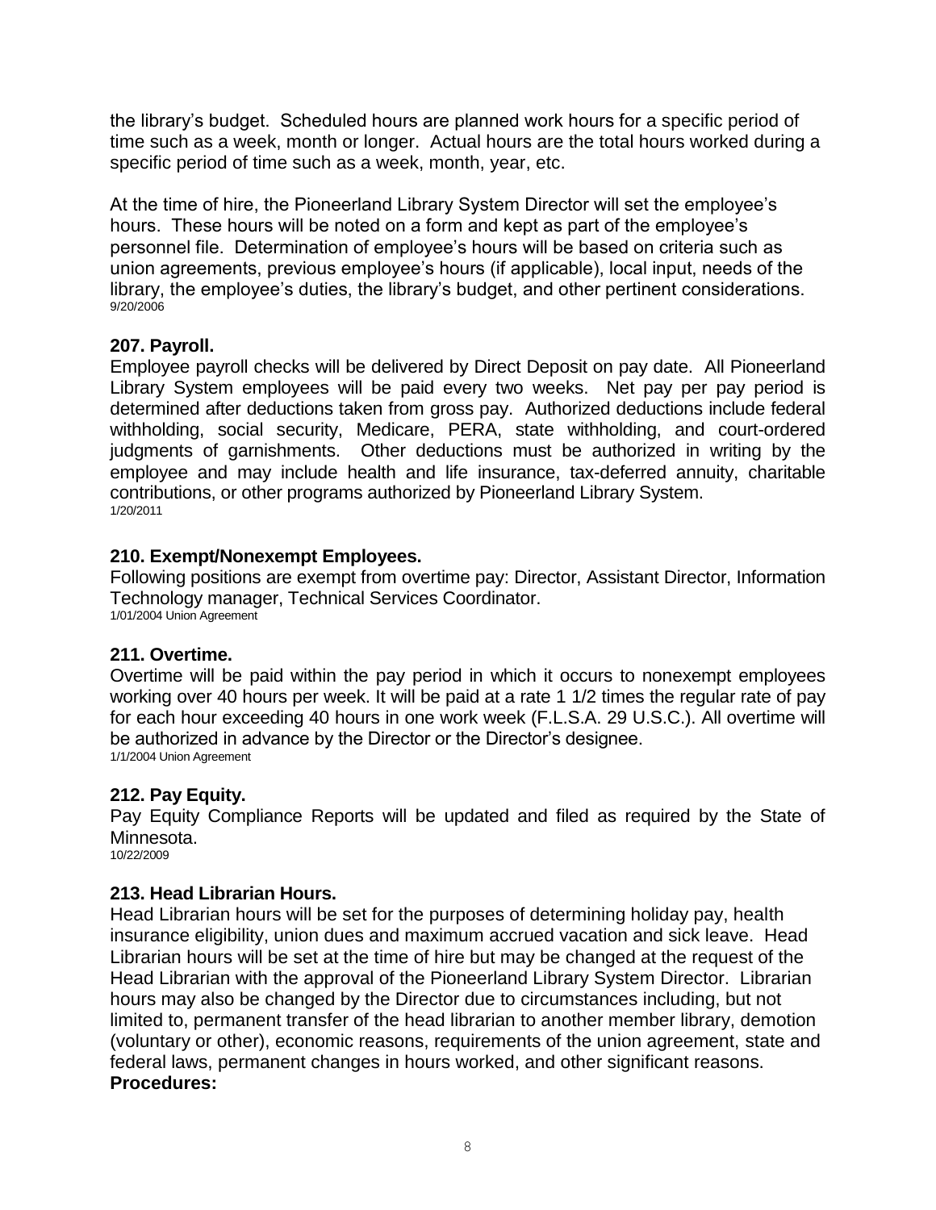the library's budget. Scheduled hours are planned work hours for a specific period of time such as a week, month or longer. Actual hours are the total hours worked during a specific period of time such as a week, month, year, etc.

At the time of hire, the Pioneerland Library System Director will set the employee's hours. These hours will be noted on a form and kept as part of the employee's personnel file. Determination of employee's hours will be based on criteria such as union agreements, previous employee's hours (if applicable), local input, needs of the library, the employee's duties, the library's budget, and other pertinent considerations.
9/20/2006

### 207. Payroll.

Employee payroll checks will be delivered by Direct Deposit on pay date. All Pioneerland Library System employees will be paid every two weeks. Net pay per pay period is determined after deductions taken from gross pay. Authorized deductions include federal withholding, social security, Medicare, PERA, state withholding, and court-ordered judgments of garnishments. Other deductions must be authorized in writing by the employee and may include health and life insurance, tax-deferred annuity, charitable contributions, or other programs authorized by Pioneerland Library System.
1/20/2011

### 210. Exempt/Nonexempt Employees.

Following positions are exempt from overtime pay: Director, Assistant Director, Information Technology manager, Technical Services Coordinator.
1/01/2004 Union Agreement

### 211. Overtime.

Overtime will be paid within the pay period in which it occurs to nonexempt employees working over 40 hours per week. It will be paid at a rate 1 1/2 times the regular rate of pay for each hour exceeding 40 hours in one work week (F.L.S.A. 29 U.S.C.). All overtime will be authorized in advance by the Director or the Director's designee.
1/1/2004 Union Agreement

### 212. Pay Equity.

Pay Equity Compliance Reports will be updated and filed as required by the State of Minnesota.
10/22/2009

### 213. Head Librarian Hours.

Head Librarian hours will be set for the purposes of determining holiday pay, health insurance eligibility, union dues and maximum accrued vacation and sick leave. Head Librarian hours will be set at the time of hire but may be changed at the request of the Head Librarian with the approval of the Pioneerland Library System Director. Librarian hours may also be changed by the Director due to circumstances including, but not limited to, permanent transfer of the head librarian to another member library, demotion (voluntary or other), economic reasons, requirements of the union agreement, state and federal laws, permanent changes in hours worked, and other significant reasons.

**Procedures:**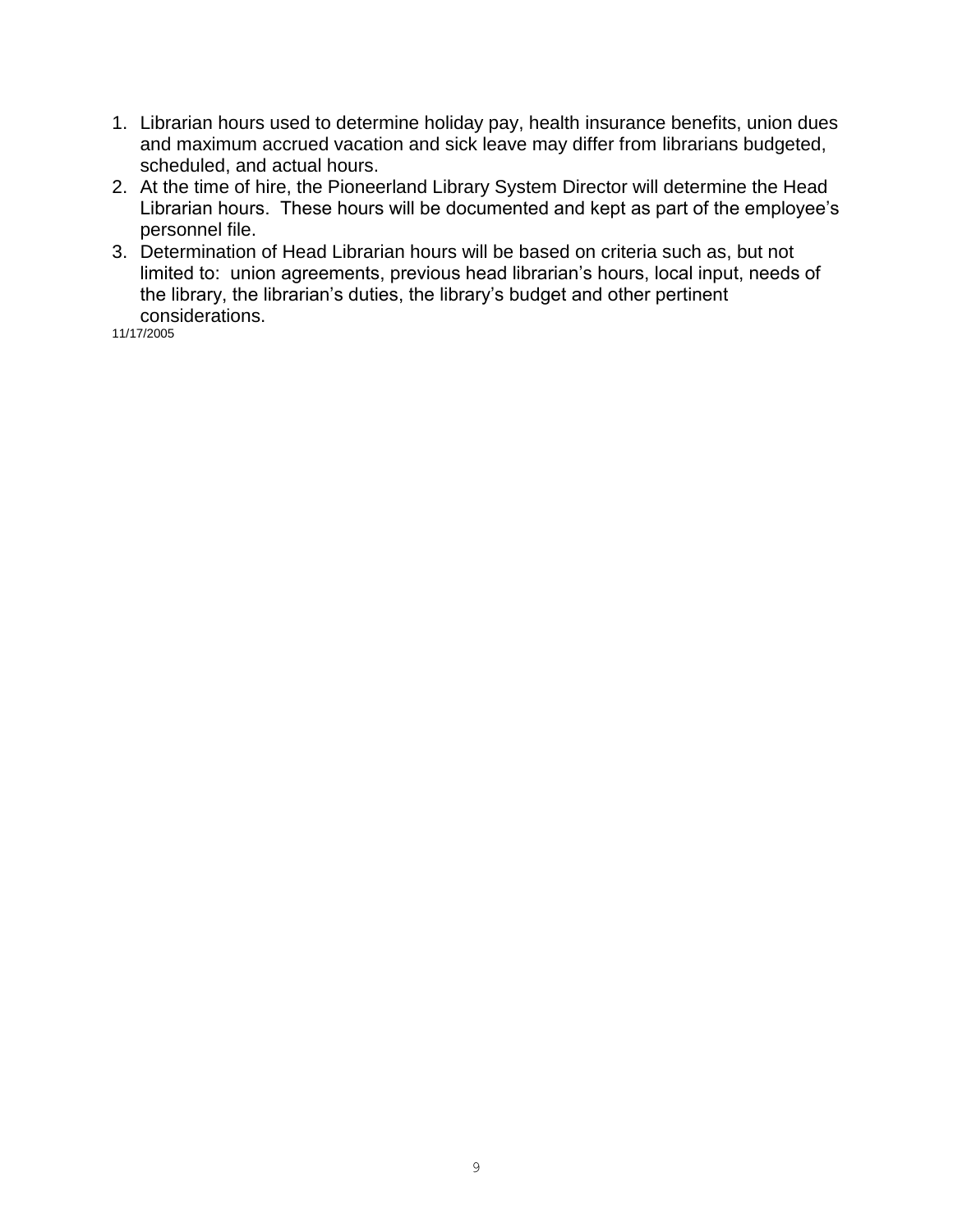1. Librarian hours used to determine holiday pay, health insurance benefits, union dues and maximum accrued vacation and sick leave may differ from librarians budgeted, scheduled, and actual hours.
2. At the time of hire, the Pioneerland Library System Director will determine the Head Librarian hours. These hours will be documented and kept as part of the employee's personnel file.
3. Determination of Head Librarian hours will be based on criteria such as, but not limited to: union agreements, previous head librarian's hours, local input, needs of the library, the librarian's duties, the library's budget and other pertinent considerations.

11/17/2005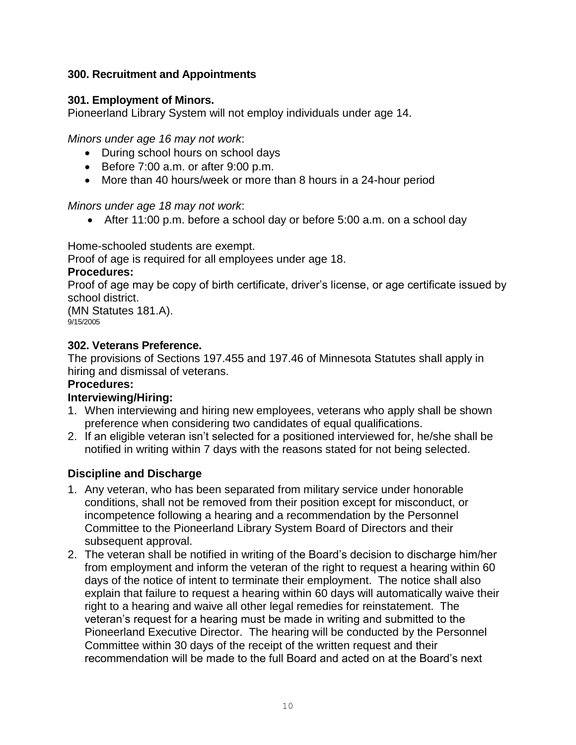## 300. Recruitment and Appointments

### 301. Employment of Minors.

Pioneerland Library System will not employ individuals under age 14.

*Minors under age 16 may not work*:

- During school hours on school days
- Before 7:00 a.m. or after 9:00 p.m.
- More than 40 hours/week or more than 8 hours in a 24-hour period

*Minors under age 18 may not work*:

- After 11:00 p.m. before a school day or before 5:00 a.m. on a school day

Home-schooled students are exempt.

Proof of age is required for all employees under age 18.

**Procedures:**

Proof of age may be copy of birth certificate, driver's license, or age certificate issued by school district.

(MN Statutes 181.A).

9/15/2005

### 302. Veterans Preference.

The provisions of Sections 197.455 and 197.46 of Minnesota Statutes shall apply in hiring and dismissal of veterans.

**Procedures:**

**Interviewing/Hiring:**

1. When interviewing and hiring new employees, veterans who apply shall be shown preference when considering two candidates of equal qualifications.
2. If an eligible veteran isn't selected for a positioned interviewed for, he/she shall be notified in writing within 7 days with the reasons stated for not being selected.

**Discipline and Discharge**

1. Any veteran, who has been separated from military service under honorable conditions, shall not be removed from their position except for misconduct, or incompetence following a hearing and a recommendation by the Personnel Committee to the Pioneerland Library System Board of Directors and their subsequent approval.
2. The veteran shall be notified in writing of the Board's decision to discharge him/her from employment and inform the veteran of the right to request a hearing within 60 days of the notice of intent to terminate their employment. The notice shall also explain that failure to request a hearing within 60 days will automatically waive their right to a hearing and waive all other legal remedies for reinstatement. The veteran's request for a hearing must be made in writing and submitted to the Pioneerland Executive Director. The hearing will be conducted by the Personnel Committee within 30 days of the receipt of the written request and their recommendation will be made to the full Board and acted on at the Board's next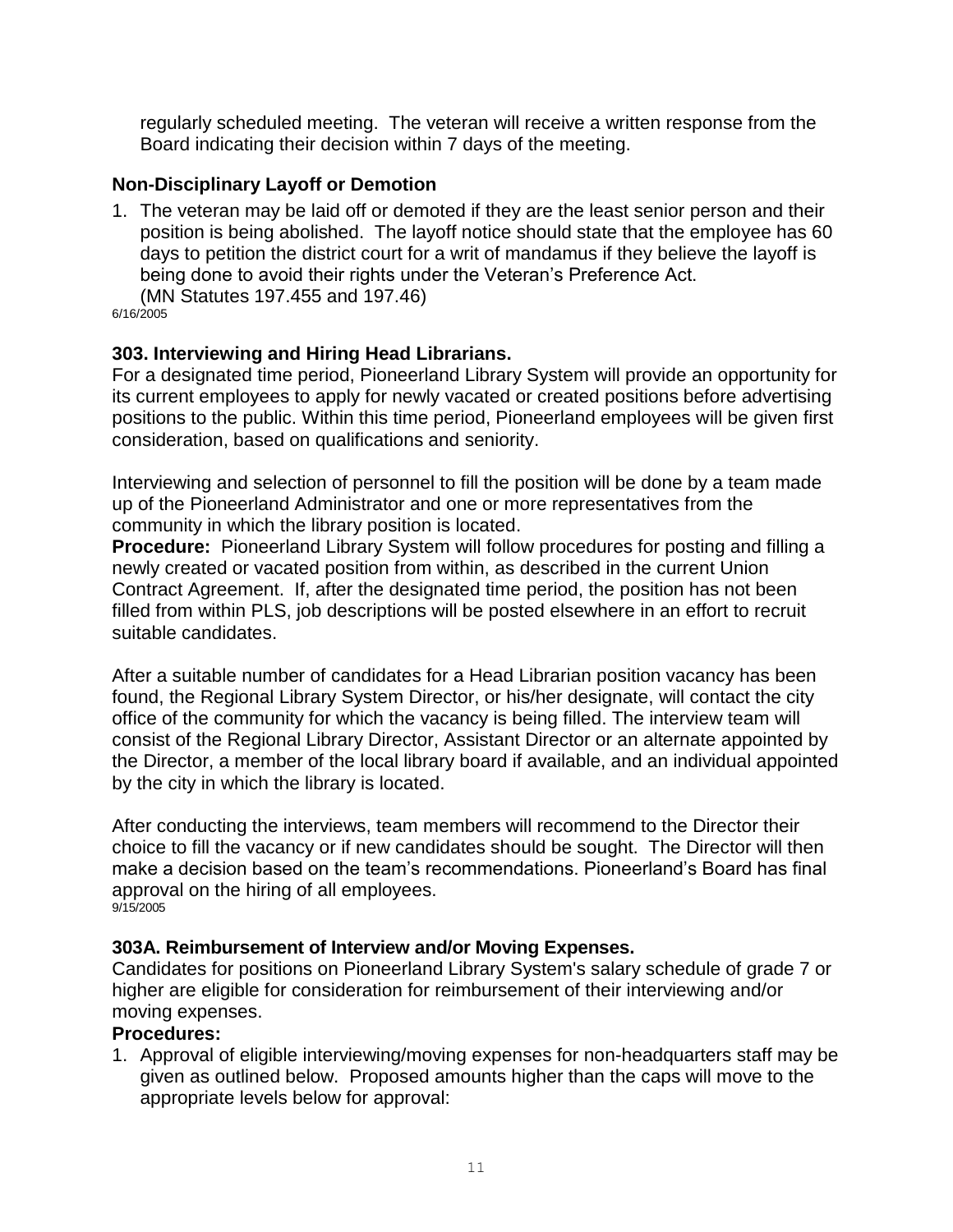regularly scheduled meeting. The veteran will receive a written response from the Board indicating their decision within 7 days of the meeting.

### Non-Disciplinary Layoff or Demotion

1. The veteran may be laid off or demoted if they are the least senior person and their position is being abolished. The layoff notice should state that the employee has 60 days to petition the district court for a writ of mandamus if they believe the layoff is being done to avoid their rights under the Veteran's Preference Act. (MN Statutes 197.455 and 197.46)

6/16/2005

### 303. Interviewing and Hiring Head Librarians.

For a designated time period, Pioneerland Library System will provide an opportunity for its current employees to apply for newly vacated or created positions before advertising positions to the public. Within this time period, Pioneerland employees will be given first consideration, based on qualifications and seniority.

Interviewing and selection of personnel to fill the position will be done by a team made up of the Pioneerland Administrator and one or more representatives from the community in which the library position is located.

**Procedure:** Pioneerland Library System will follow procedures for posting and filling a newly created or vacated position from within, as described in the current Union Contract Agreement. If, after the designated time period, the position has not been filled from within PLS, job descriptions will be posted elsewhere in an effort to recruit suitable candidates.

After a suitable number of candidates for a Head Librarian position vacancy has been found, the Regional Library System Director, or his/her designate, will contact the city office of the community for which the vacancy is being filled. The interview team will consist of the Regional Library Director, Assistant Director or an alternate appointed by the Director, a member of the local library board if available, and an individual appointed by the city in which the library is located.

After conducting the interviews, team members will recommend to the Director their choice to fill the vacancy or if new candidates should be sought. The Director will then make a decision based on the team's recommendations. Pioneerland's Board has final approval on the hiring of all employees.

9/15/2005

### 303A. Reimbursement of Interview and/or Moving Expenses.

Candidates for positions on Pioneerland Library System's salary schedule of grade 7 or higher are eligible for consideration for reimbursement of their interviewing and/or moving expenses.

**Procedures:**

1. Approval of eligible interviewing/moving expenses for non-headquarters staff may be given as outlined below. Proposed amounts higher than the caps will move to the appropriate levels below for approval: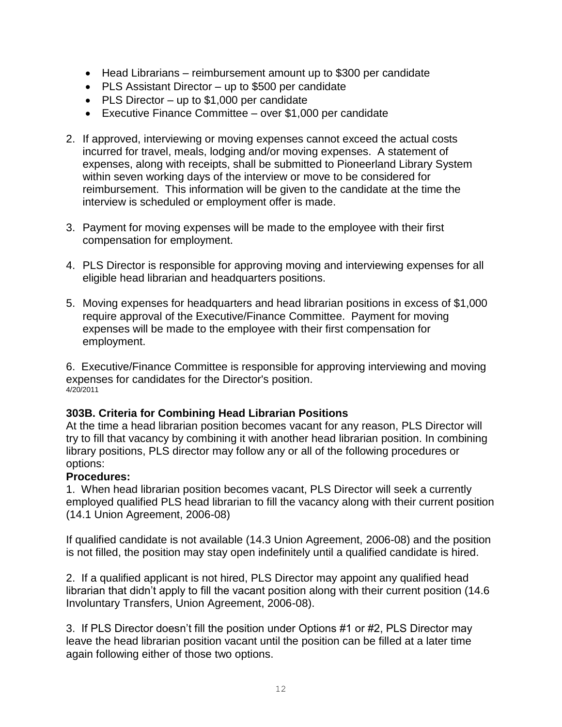- Head Librarians – reimbursement amount up to $300 per candidate
- PLS Assistant Director – up to $500 per candidate
- PLS Director – up to $1,000 per candidate
- Executive Finance Committee – over $1,000 per candidate

2. If approved, interviewing or moving expenses cannot exceed the actual costs incurred for travel, meals, lodging and/or moving expenses. A statement of expenses, along with receipts, shall be submitted to Pioneerland Library System within seven working days of the interview or move to be considered for reimbursement. This information will be given to the candidate at the time the interview is scheduled or employment offer is made.

3. Payment for moving expenses will be made to the employee with their first compensation for employment.

4. PLS Director is responsible for approving moving and interviewing expenses for all eligible head librarian and headquarters positions.

5. Moving expenses for headquarters and head librarian positions in excess of $1,000 require approval of the Executive/Finance Committee. Payment for moving expenses will be made to the employee with their first compensation for employment.

6. Executive/Finance Committee is responsible for approving interviewing and moving expenses for candidates for the Director's position.
4/20/2011

**303B. Criteria for Combining Head Librarian Positions**

At the time a head librarian position becomes vacant for any reason, PLS Director will try to fill that vacancy by combining it with another head librarian position. In combining library positions, PLS director may follow any or all of the following procedures or options:

**Procedures:**

1. When head librarian position becomes vacant, PLS Director will seek a currently employed qualified PLS head librarian to fill the vacancy along with their current position (14.1 Union Agreement, 2006-08)

If qualified candidate is not available (14.3 Union Agreement, 2006-08) and the position is not filled, the position may stay open indefinitely until a qualified candidate is hired.

2. If a qualified applicant is not hired, PLS Director may appoint any qualified head librarian that didn't apply to fill the vacant position along with their current position (14.6 Involuntary Transfers, Union Agreement, 2006-08).

3. If PLS Director doesn't fill the position under Options #1 or #2, PLS Director may leave the head librarian position vacant until the position can be filled at a later time again following either of those two options.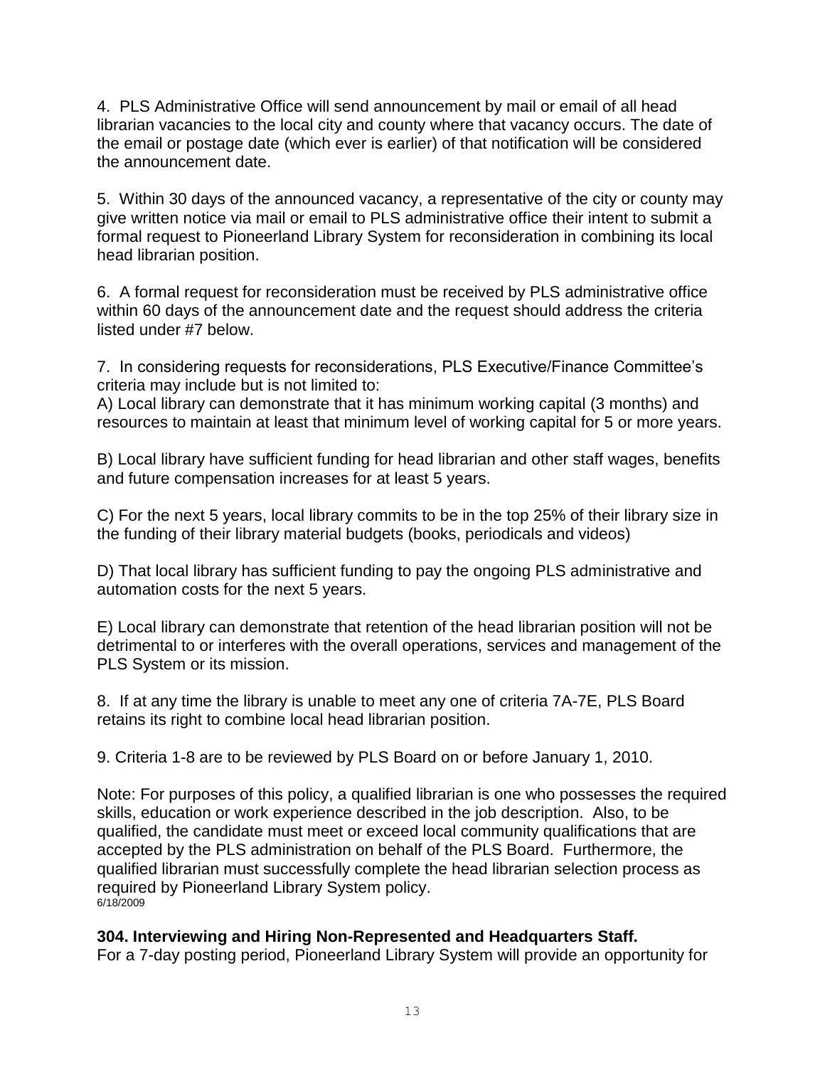4. PLS Administrative Office will send announcement by mail or email of all head librarian vacancies to the local city and county where that vacancy occurs. The date of the email or postage date (which ever is earlier) of that notification will be considered the announcement date.

5. Within 30 days of the announced vacancy, a representative of the city or county may give written notice via mail or email to PLS administrative office their intent to submit a formal request to Pioneerland Library System for reconsideration in combining its local head librarian position.

6. A formal request for reconsideration must be received by PLS administrative office within 60 days of the announcement date and the request should address the criteria listed under #7 below.

7. In considering requests for reconsiderations, PLS Executive/Finance Committee's criteria may include but is not limited to:
A) Local library can demonstrate that it has minimum working capital (3 months) and resources to maintain at least that minimum level of working capital for 5 or more years.

B) Local library have sufficient funding for head librarian and other staff wages, benefits and future compensation increases for at least 5 years.

C) For the next 5 years, local library commits to be in the top 25% of their library size in the funding of their library material budgets (books, periodicals and videos)

D) That local library has sufficient funding to pay the ongoing PLS administrative and automation costs for the next 5 years.

E) Local library can demonstrate that retention of the head librarian position will not be detrimental to or interferes with the overall operations, services and management of the PLS System or its mission.

8. If at any time the library is unable to meet any one of criteria 7A-7E, PLS Board retains its right to combine local head librarian position.

9. Criteria 1-8 are to be reviewed by PLS Board on or before January 1, 2010.

Note: For purposes of this policy, a qualified librarian is one who possesses the required skills, education or work experience described in the job description. Also, to be qualified, the candidate must meet or exceed local community qualifications that are accepted by the PLS administration on behalf of the PLS Board. Furthermore, the qualified librarian must successfully complete the head librarian selection process as required by Pioneerland Library System policy.
6/18/2009

**304. Interviewing and Hiring Non-Represented and Headquarters Staff.**
For a 7-day posting period, Pioneerland Library System will provide an opportunity for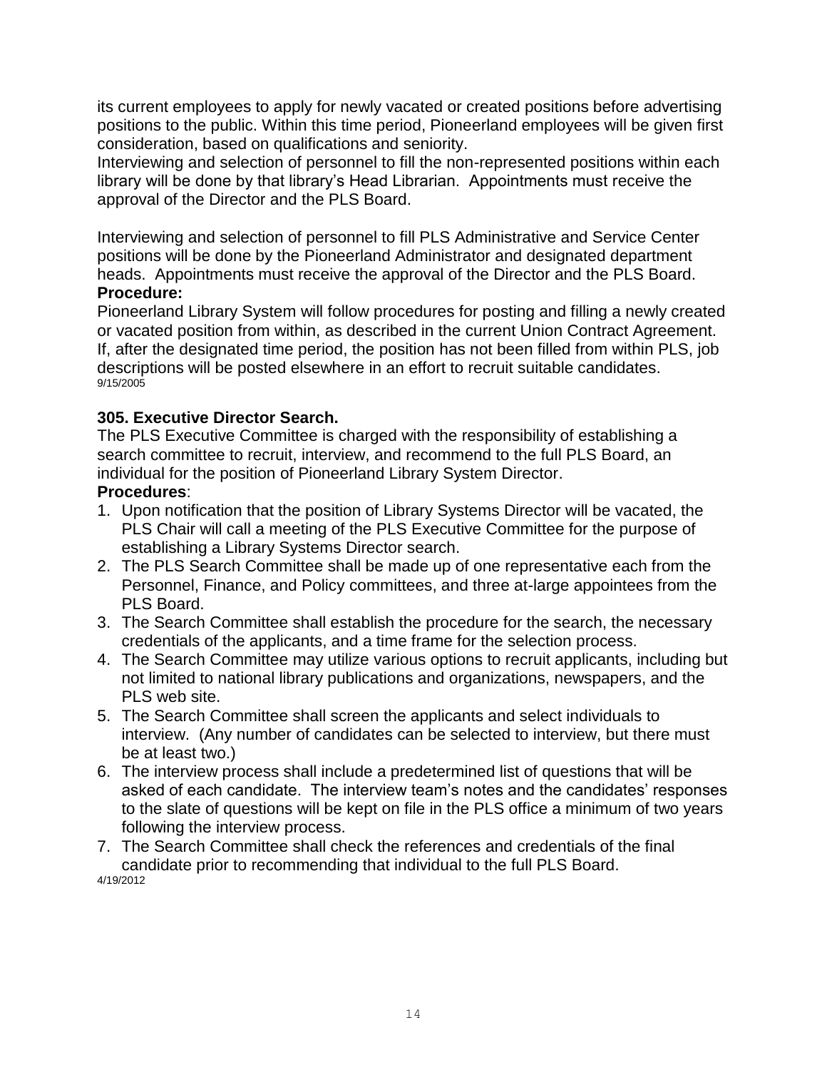its current employees to apply for newly vacated or created positions before advertising positions to the public. Within this time period, Pioneerland employees will be given first consideration, based on qualifications and seniority.
Interviewing and selection of personnel to fill the non-represented positions within each library will be done by that library's Head Librarian. Appointments must receive the approval of the Director and the PLS Board.

Interviewing and selection of personnel to fill PLS Administrative and Service Center positions will be done by the Pioneerland Administrator and designated department heads. Appointments must receive the approval of the Director and the PLS Board.

**Procedure:**

Pioneerland Library System will follow procedures for posting and filling a newly created or vacated position from within, as described in the current Union Contract Agreement. If, after the designated time period, the position has not been filled from within PLS, job descriptions will be posted elsewhere in an effort to recruit suitable candidates.
9/15/2005

### 305. Executive Director Search.

The PLS Executive Committee is charged with the responsibility of establishing a search committee to recruit, interview, and recommend to the full PLS Board, an individual for the position of Pioneerland Library System Director.

**Procedures**:

1. Upon notification that the position of Library Systems Director will be vacated, the PLS Chair will call a meeting of the PLS Executive Committee for the purpose of establishing a Library Systems Director search.
2. The PLS Search Committee shall be made up of one representative each from the Personnel, Finance, and Policy committees, and three at-large appointees from the PLS Board.
3. The Search Committee shall establish the procedure for the search, the necessary credentials of the applicants, and a time frame for the selection process.
4. The Search Committee may utilize various options to recruit applicants, including but not limited to national library publications and organizations, newspapers, and the PLS web site.
5. The Search Committee shall screen the applicants and select individuals to interview. (Any number of candidates can be selected to interview, but there must be at least two.)
6. The interview process shall include a predetermined list of questions that will be asked of each candidate. The interview team's notes and the candidates' responses to the slate of questions will be kept on file in the PLS office a minimum of two years following the interview process.
7. The Search Committee shall check the references and credentials of the final candidate prior to recommending that individual to the full PLS Board.

4/19/2012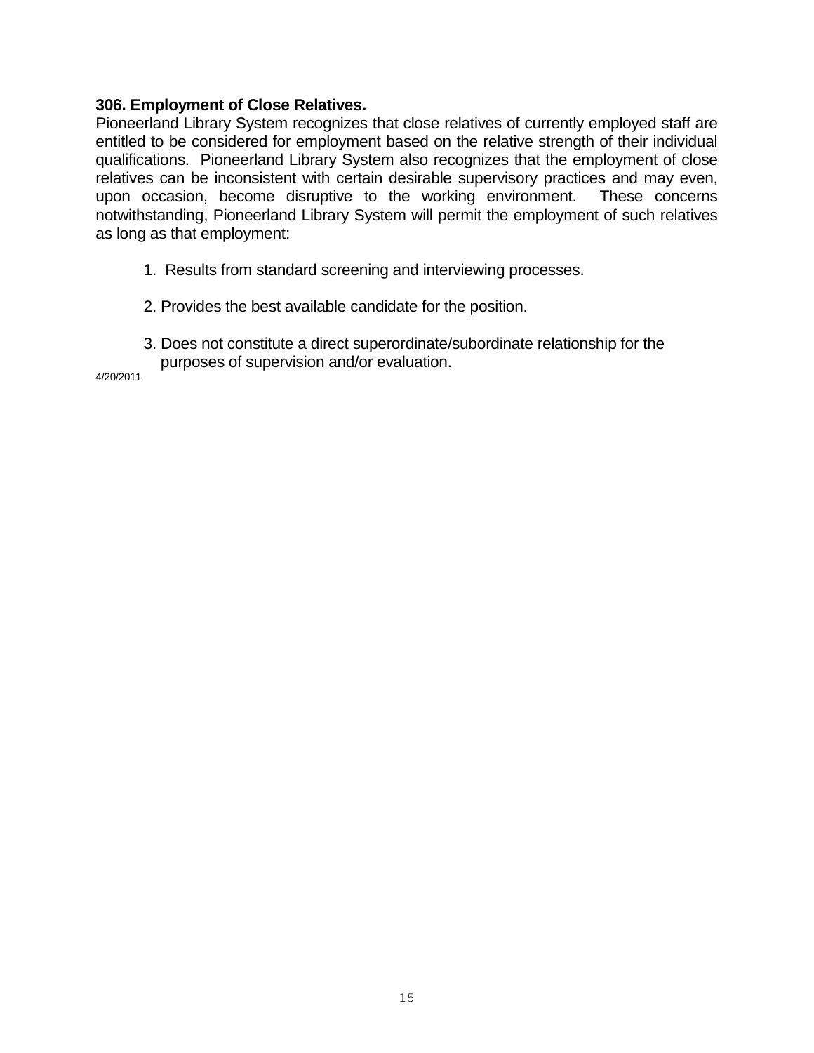**306. Employment of Close Relatives.**

Pioneerland Library System recognizes that close relatives of currently employed staff are entitled to be considered for employment based on the relative strength of their individual qualifications. Pioneerland Library System also recognizes that the employment of close relatives can be inconsistent with certain desirable supervisory practices and may even, upon occasion, become disruptive to the working environment. These concerns notwithstanding, Pioneerland Library System will permit the employment of such relatives as long as that employment:

1. Results from standard screening and interviewing processes.
2. Provides the best available candidate for the position.
3. Does not constitute a direct superordinate/subordinate relationship for the purposes of supervision and/or evaluation.

4/20/2011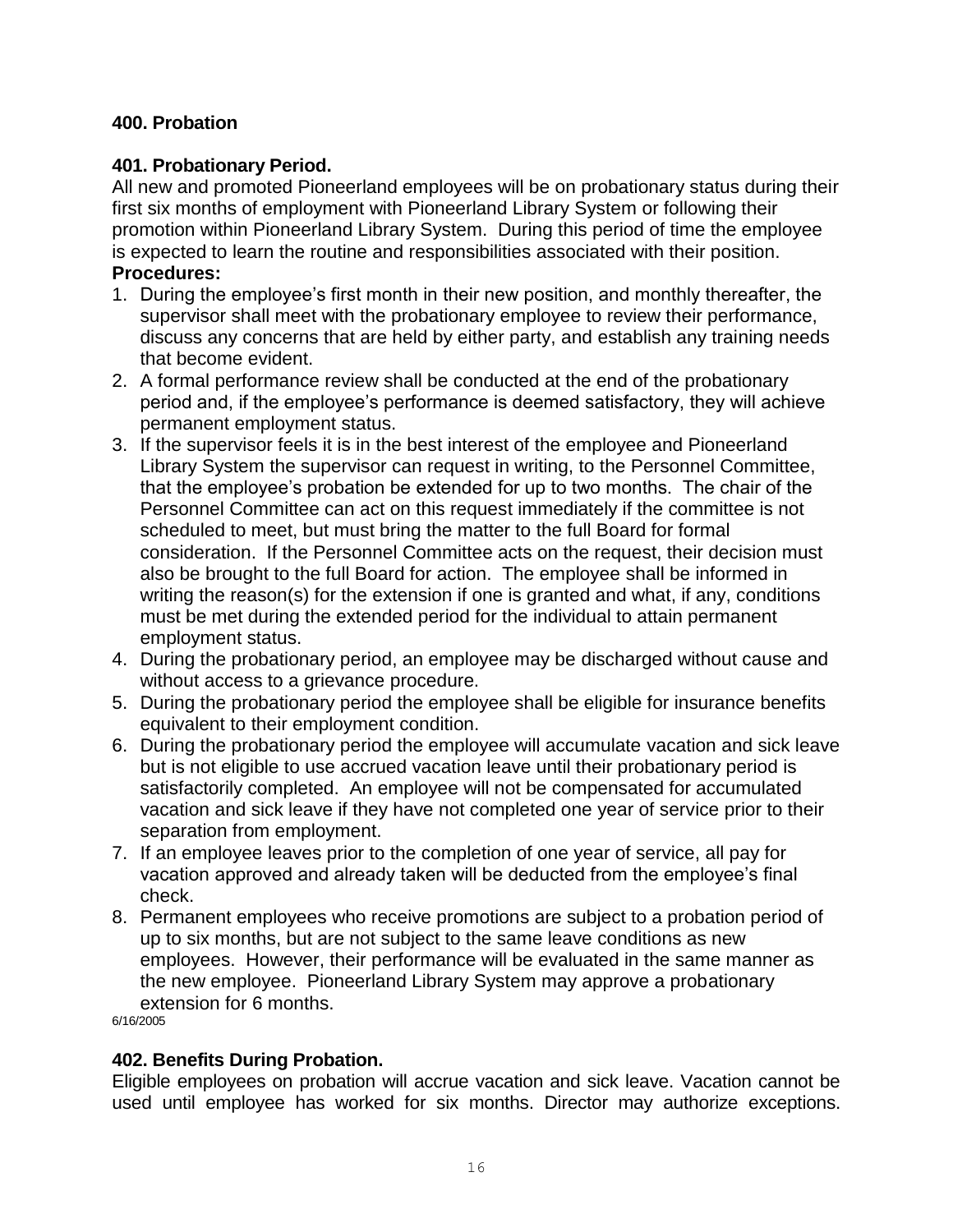### 400. Probation

### 401. Probationary Period.

All new and promoted Pioneerland employees will be on probationary status during their first six months of employment with Pioneerland Library System or following their promotion within Pioneerland Library System. During this period of time the employee is expected to learn the routine and responsibilities associated with their position.

**Procedures:**

1. During the employee's first month in their new position, and monthly thereafter, the supervisor shall meet with the probationary employee to review their performance, discuss any concerns that are held by either party, and establish any training needs that become evident.
2. A formal performance review shall be conducted at the end of the probationary period and, if the employee's performance is deemed satisfactory, they will achieve permanent employment status.
3. If the supervisor feels it is in the best interest of the employee and Pioneerland Library System the supervisor can request in writing, to the Personnel Committee, that the employee's probation be extended for up to two months. The chair of the Personnel Committee can act on this request immediately if the committee is not scheduled to meet, but must bring the matter to the full Board for formal consideration. If the Personnel Committee acts on the request, their decision must also be brought to the full Board for action. The employee shall be informed in writing the reason(s) for the extension if one is granted and what, if any, conditions must be met during the extended period for the individual to attain permanent employment status.
4. During the probationary period, an employee may be discharged without cause and without access to a grievance procedure.
5. During the probationary period the employee shall be eligible for insurance benefits equivalent to their employment condition.
6. During the probationary period the employee will accumulate vacation and sick leave but is not eligible to use accrued vacation leave until their probationary period is satisfactorily completed. An employee will not be compensated for accumulated vacation and sick leave if they have not completed one year of service prior to their separation from employment.
7. If an employee leaves prior to the completion of one year of service, all pay for vacation approved and already taken will be deducted from the employee's final check.
8. Permanent employees who receive promotions are subject to a probation period of up to six months, but are not subject to the same leave conditions as new employees. However, their performance will be evaluated in the same manner as the new employee. Pioneerland Library System may approve a probationary extension for 6 months.

6/16/2005

### 402. Benefits During Probation.

Eligible employees on probation will accrue vacation and sick leave. Vacation cannot be used until employee has worked for six months. Director may authorize exceptions.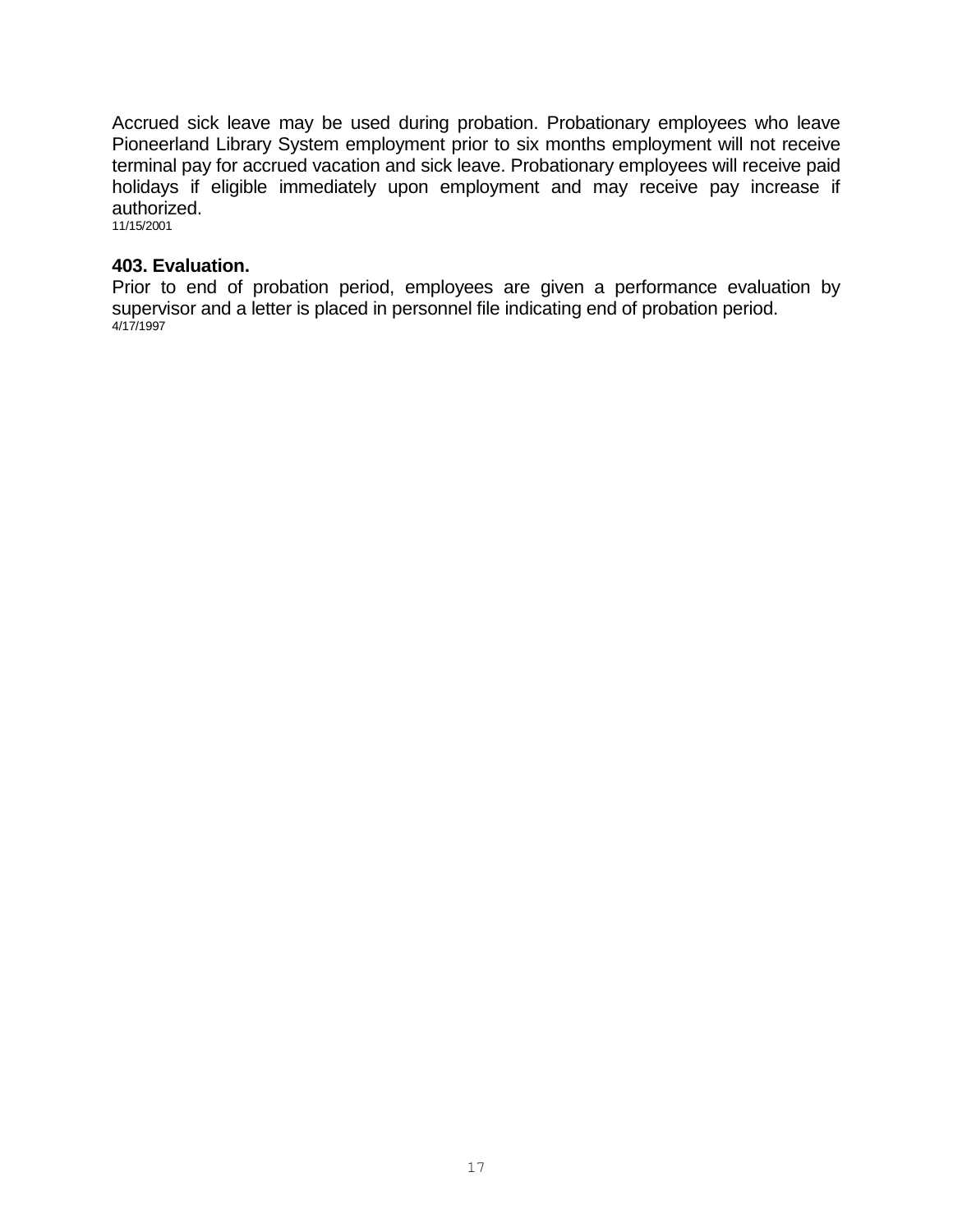Accrued sick leave may be used during probation. Probationary employees who leave Pioneerland Library System employment prior to six months employment will not receive terminal pay for accrued vacation and sick leave. Probationary employees will receive paid holidays if eligible immediately upon employment and may receive pay increase if authorized.
11/15/2001

### 403. Evaluation.

Prior to end of probation period, employees are given a performance evaluation by supervisor and a letter is placed in personnel file indicating end of probation period.
4/17/1997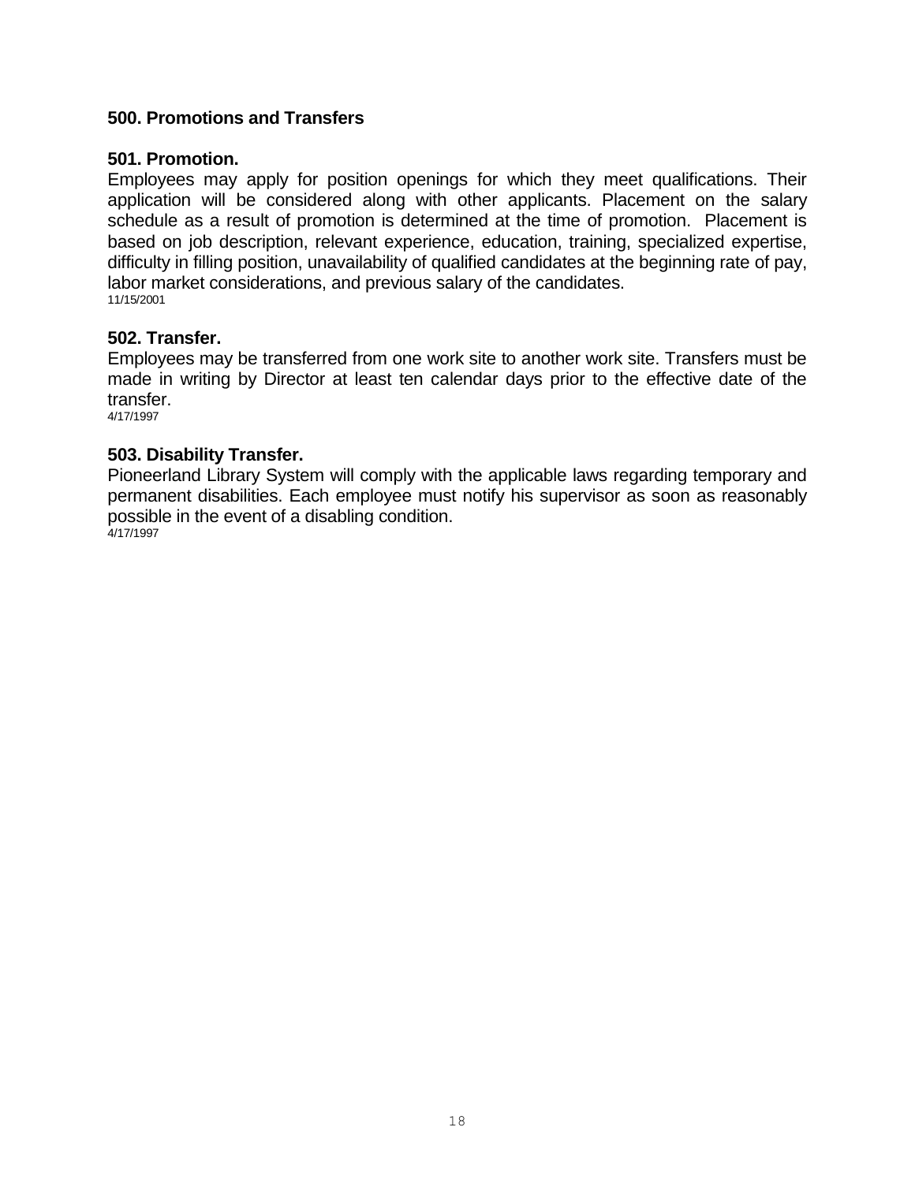## 500. Promotions and Transfers

### 501. Promotion.

Employees may apply for position openings for which they meet qualifications. Their application will be considered along with other applicants. Placement on the salary schedule as a result of promotion is determined at the time of promotion. Placement is based on job description, relevant experience, education, training, specialized expertise, difficulty in filling position, unavailability of qualified candidates at the beginning rate of pay, labor market considerations, and previous salary of the candidates.
11/15/2001

### 502. Transfer.

Employees may be transferred from one work site to another work site. Transfers must be made in writing by Director at least ten calendar days prior to the effective date of the transfer.
4/17/1997

### 503. Disability Transfer.

Pioneerland Library System will comply with the applicable laws regarding temporary and permanent disabilities. Each employee must notify his supervisor as soon as reasonably possible in the event of a disabling condition.
4/17/1997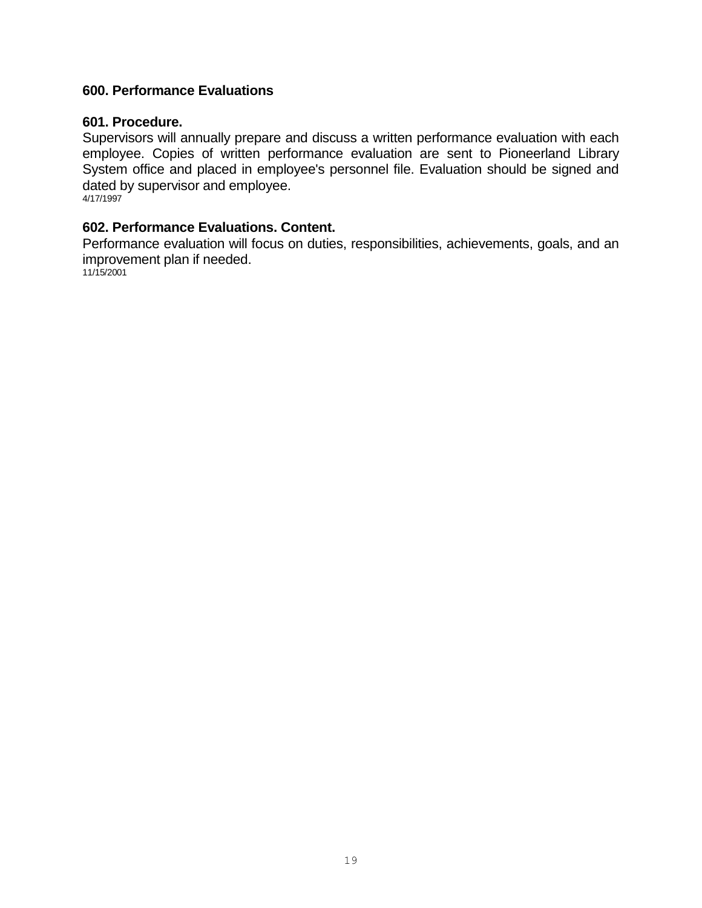## 600. Performance Evaluations

### 601. Procedure.

Supervisors will annually prepare and discuss a written performance evaluation with each employee. Copies of written performance evaluation are sent to Pioneerland Library System office and placed in employee's personnel file. Evaluation should be signed and dated by supervisor and employee.

4/17/1997

### 602. Performance Evaluations. Content.

Performance evaluation will focus on duties, responsibilities, achievements, goals, and an improvement plan if needed.

11/15/2001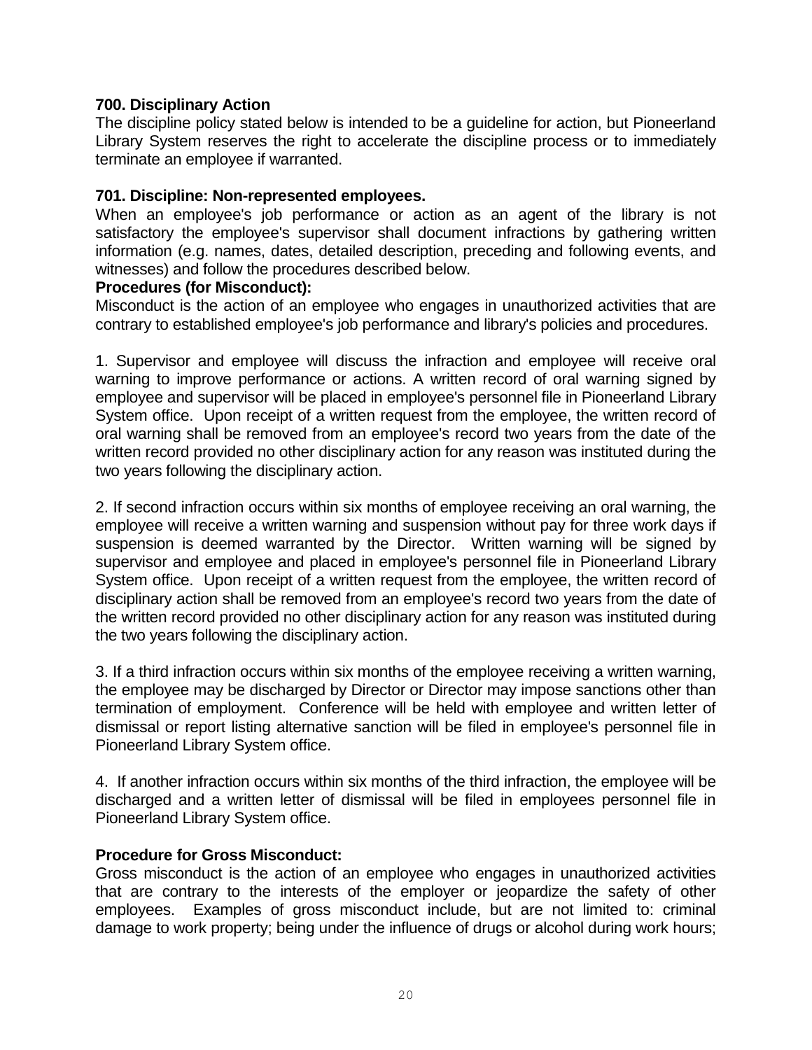**700. Disciplinary Action**

The discipline policy stated below is intended to be a guideline for action, but Pioneerland Library System reserves the right to accelerate the discipline process or to immediately terminate an employee if warranted.

**701. Discipline: Non-represented employees.**

When an employee's job performance or action as an agent of the library is not satisfactory the employee's supervisor shall document infractions by gathering written information (e.g. names, dates, detailed description, preceding and following events, and witnesses) and follow the procedures described below.

**Procedures (for Misconduct):**

Misconduct is the action of an employee who engages in unauthorized activities that are contrary to established employee's job performance and library's policies and procedures.

1. Supervisor and employee will discuss the infraction and employee will receive oral warning to improve performance or actions. A written record of oral warning signed by employee and supervisor will be placed in employee's personnel file in Pioneerland Library System office. Upon receipt of a written request from the employee, the written record of oral warning shall be removed from an employee's record two years from the date of the written record provided no other disciplinary action for any reason was instituted during the two years following the disciplinary action.

2. If second infraction occurs within six months of employee receiving an oral warning, the employee will receive a written warning and suspension without pay for three work days if suspension is deemed warranted by the Director. Written warning will be signed by supervisor and employee and placed in employee's personnel file in Pioneerland Library System office. Upon receipt of a written request from the employee, the written record of disciplinary action shall be removed from an employee's record two years from the date of the written record provided no other disciplinary action for any reason was instituted during the two years following the disciplinary action.

3. If a third infraction occurs within six months of the employee receiving a written warning, the employee may be discharged by Director or Director may impose sanctions other than termination of employment. Conference will be held with employee and written letter of dismissal or report listing alternative sanction will be filed in employee's personnel file in Pioneerland Library System office.

4. If another infraction occurs within six months of the third infraction, the employee will be discharged and a written letter of dismissal will be filed in employees personnel file in Pioneerland Library System office.

**Procedure for Gross Misconduct:**

Gross misconduct is the action of an employee who engages in unauthorized activities that are contrary to the interests of the employer or jeopardize the safety of other employees. Examples of gross misconduct include, but are not limited to: criminal damage to work property; being under the influence of drugs or alcohol during work hours;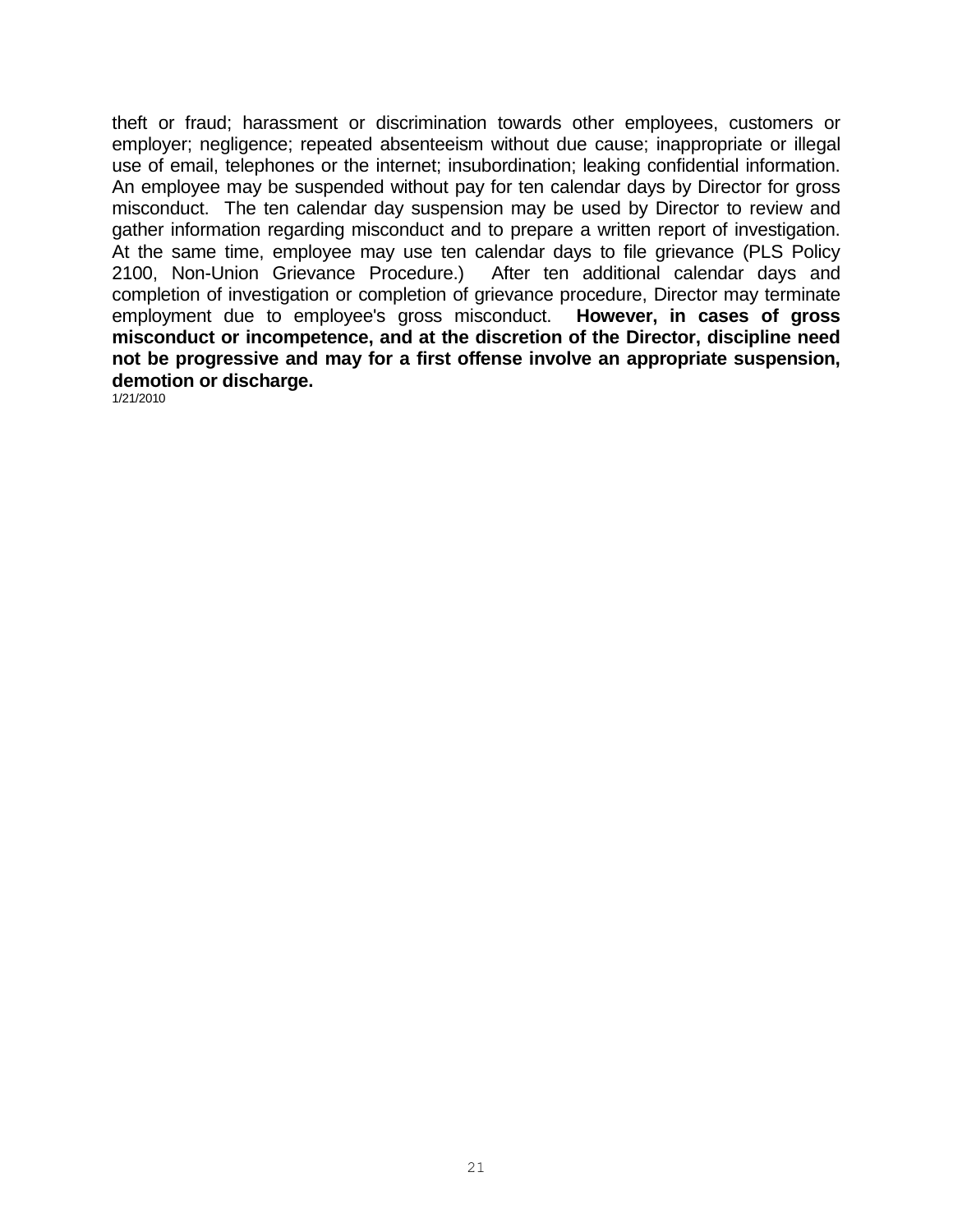theft or fraud; harassment or discrimination towards other employees, customers or employer; negligence; repeated absenteeism without due cause; inappropriate or illegal use of email, telephones or the internet; insubordination; leaking confidential information. An employee may be suspended without pay for ten calendar days by Director for gross misconduct. The ten calendar day suspension may be used by Director to review and gather information regarding misconduct and to prepare a written report of investigation. At the same time, employee may use ten calendar days to file grievance (PLS Policy 2100, Non-Union Grievance Procedure.) After ten additional calendar days and completion of investigation or completion of grievance procedure, Director may terminate employment due to employee's gross misconduct. **However, in cases of gross misconduct or incompetence, and at the discretion of the Director, discipline need not be progressive and may for a first offense involve an appropriate suspension, demotion or discharge.**

1/21/2010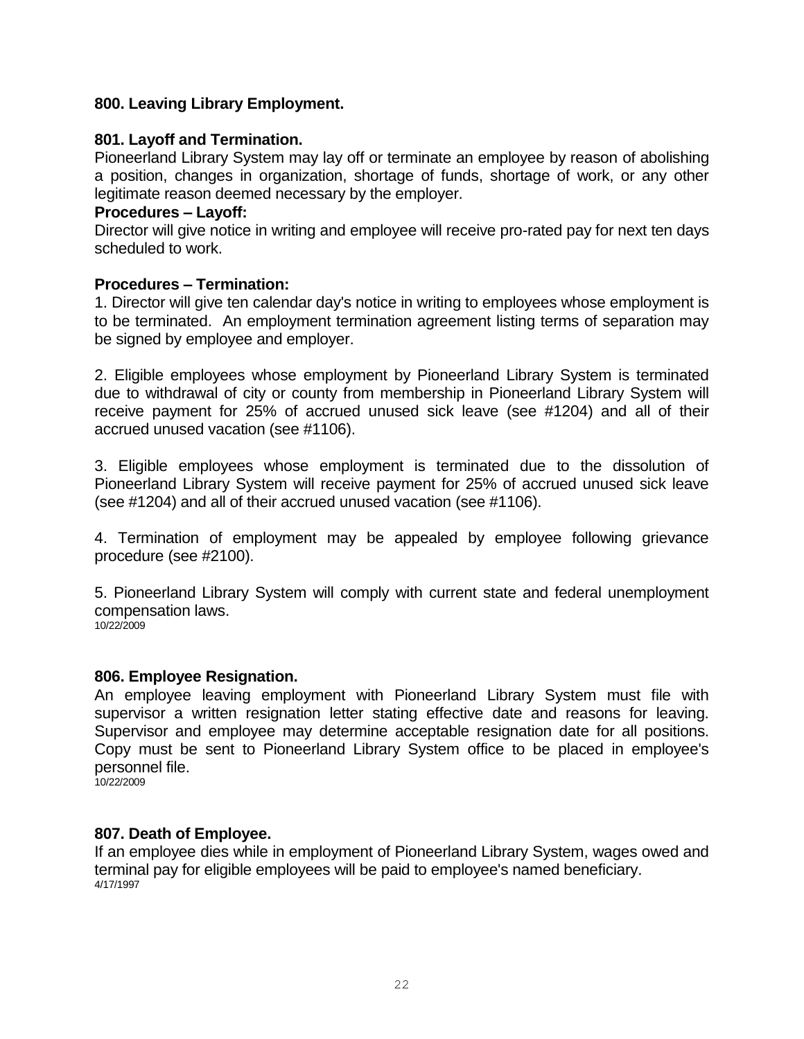## 800. Leaving Library Employment.

### 801. Layoff and Termination.

Pioneerland Library System may lay off or terminate an employee by reason of abolishing a position, changes in organization, shortage of funds, shortage of work, or any other legitimate reason deemed necessary by the employer.

**Procedures – Layoff:**

Director will give notice in writing and employee will receive pro-rated pay for next ten days scheduled to work.

**Procedures – Termination:**

1. Director will give ten calendar day's notice in writing to employees whose employment is to be terminated. An employment termination agreement listing terms of separation may be signed by employee and employer.

2. Eligible employees whose employment by Pioneerland Library System is terminated due to withdrawal of city or county from membership in Pioneerland Library System will receive payment for 25% of accrued unused sick leave (see #1204) and all of their accrued unused vacation (see #1106).

3. Eligible employees whose employment is terminated due to the dissolution of Pioneerland Library System will receive payment for 25% of accrued unused sick leave (see #1204) and all of their accrued unused vacation (see #1106).

4. Termination of employment may be appealed by employee following grievance procedure (see #2100).

5. Pioneerland Library System will comply with current state and federal unemployment compensation laws.

10/22/2009

### 806. Employee Resignation.

An employee leaving employment with Pioneerland Library System must file with supervisor a written resignation letter stating effective date and reasons for leaving. Supervisor and employee may determine acceptable resignation date for all positions. Copy must be sent to Pioneerland Library System office to be placed in employee's personnel file.

10/22/2009

### 807. Death of Employee.

If an employee dies while in employment of Pioneerland Library System, wages owed and terminal pay for eligible employees will be paid to employee's named beneficiary.

4/17/1997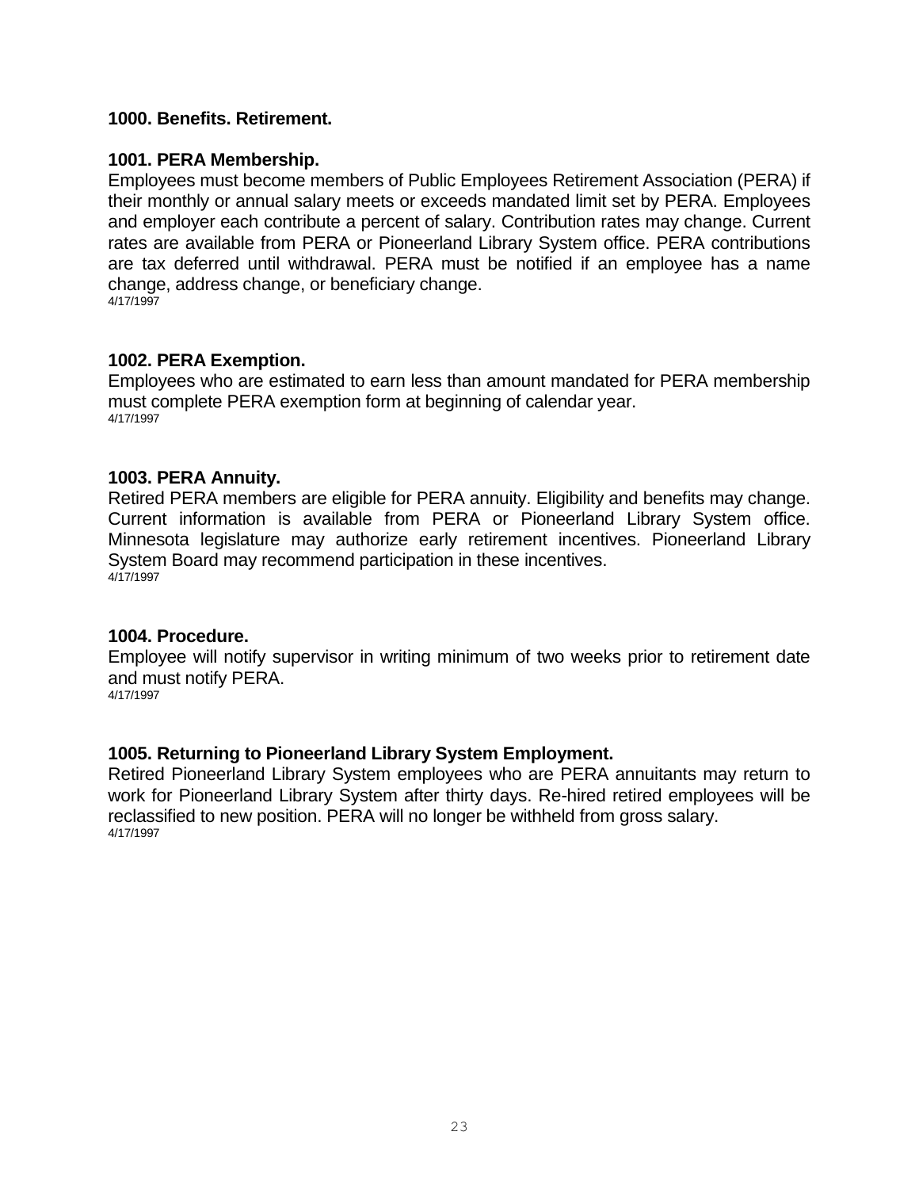## 1000. Benefits. Retirement.

### 1001. PERA Membership.

Employees must become members of Public Employees Retirement Association (PERA) if their monthly or annual salary meets or exceeds mandated limit set by PERA. Employees and employer each contribute a percent of salary. Contribution rates may change. Current rates are available from PERA or Pioneerland Library System office. PERA contributions are tax deferred until withdrawal. PERA must be notified if an employee has a name change, address change, or beneficiary change.
4/17/1997

### 1002. PERA Exemption.

Employees who are estimated to earn less than amount mandated for PERA membership must complete PERA exemption form at beginning of calendar year.
4/17/1997

### 1003. PERA Annuity.

Retired PERA members are eligible for PERA annuity. Eligibility and benefits may change. Current information is available from PERA or Pioneerland Library System office. Minnesota legislature may authorize early retirement incentives. Pioneerland Library System Board may recommend participation in these incentives.
4/17/1997

### 1004. Procedure.

Employee will notify supervisor in writing minimum of two weeks prior to retirement date and must notify PERA.
4/17/1997

### 1005. Returning to Pioneerland Library System Employment.

Retired Pioneerland Library System employees who are PERA annuitants may return to work for Pioneerland Library System after thirty days. Re-hired retired employees will be reclassified to new position. PERA will no longer be withheld from gross salary.
4/17/1997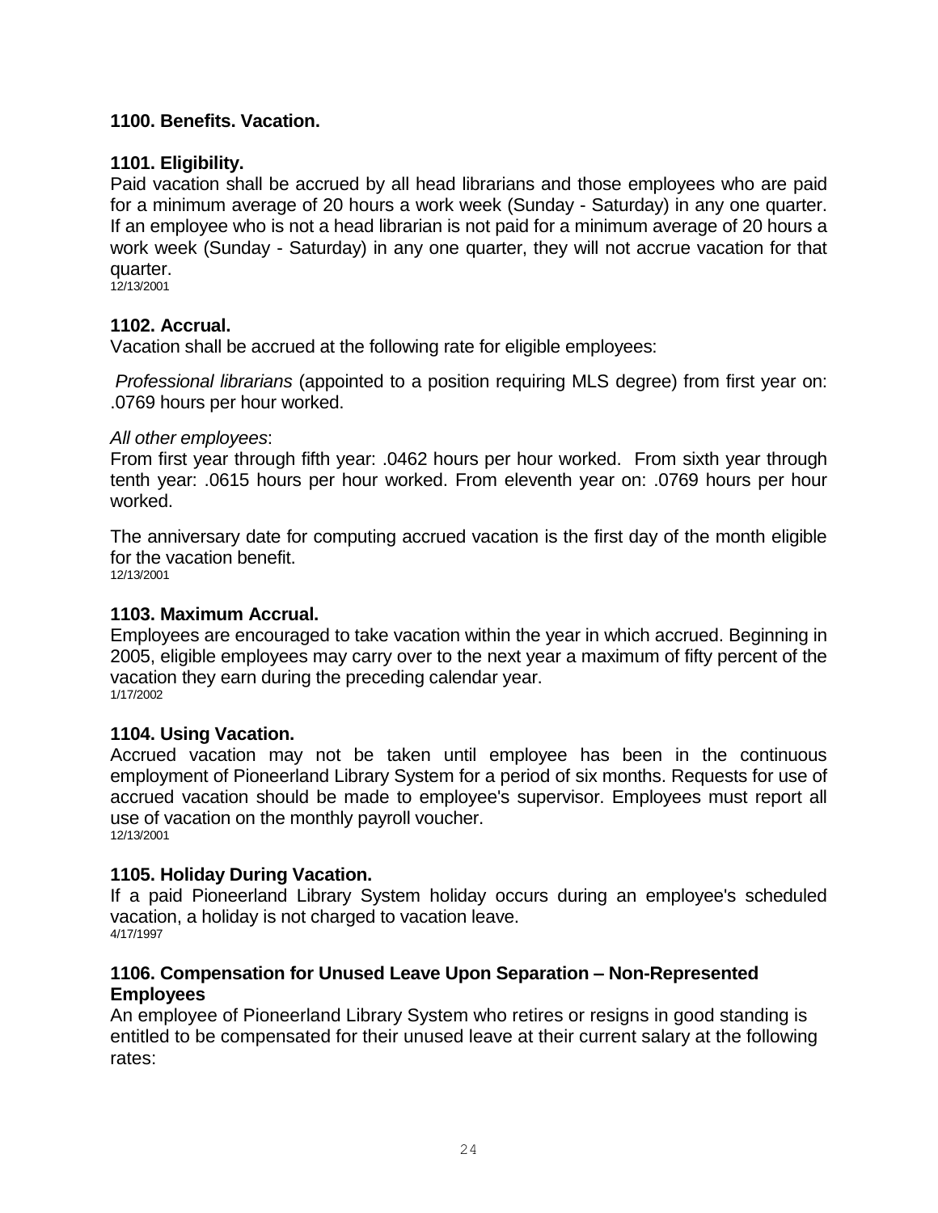## 1100. Benefits. Vacation.

### 1101. Eligibility.

Paid vacation shall be accrued by all head librarians and those employees who are paid for a minimum average of 20 hours a work week (Sunday - Saturday) in any one quarter. If an employee who is not a head librarian is not paid for a minimum average of 20 hours a work week (Sunday - Saturday) in any one quarter, they will not accrue vacation for that quarter.
12/13/2001

### 1102. Accrual.

Vacation shall be accrued at the following rate for eligible employees:

*Professional librarians* (appointed to a position requiring MLS degree) from first year on: .0769 hours per hour worked.

*All other employees*:
From first year through fifth year: .0462 hours per hour worked. From sixth year through tenth year: .0615 hours per hour worked. From eleventh year on: .0769 hours per hour worked.

The anniversary date for computing accrued vacation is the first day of the month eligible for the vacation benefit.
12/13/2001

### 1103. Maximum Accrual.

Employees are encouraged to take vacation within the year in which accrued. Beginning in 2005, eligible employees may carry over to the next year a maximum of fifty percent of the vacation they earn during the preceding calendar year.
1/17/2002

### 1104. Using Vacation.

Accrued vacation may not be taken until employee has been in the continuous employment of Pioneerland Library System for a period of six months. Requests for use of accrued vacation should be made to employee's supervisor. Employees must report all use of vacation on the monthly payroll voucher.
12/13/2001

### 1105. Holiday During Vacation.

If a paid Pioneerland Library System holiday occurs during an employee's scheduled vacation, a holiday is not charged to vacation leave.
4/17/1997

### 1106. Compensation for Unused Leave Upon Separation – Non-Represented Employees

An employee of Pioneerland Library System who retires or resigns in good standing is entitled to be compensated for their unused leave at their current salary at the following rates: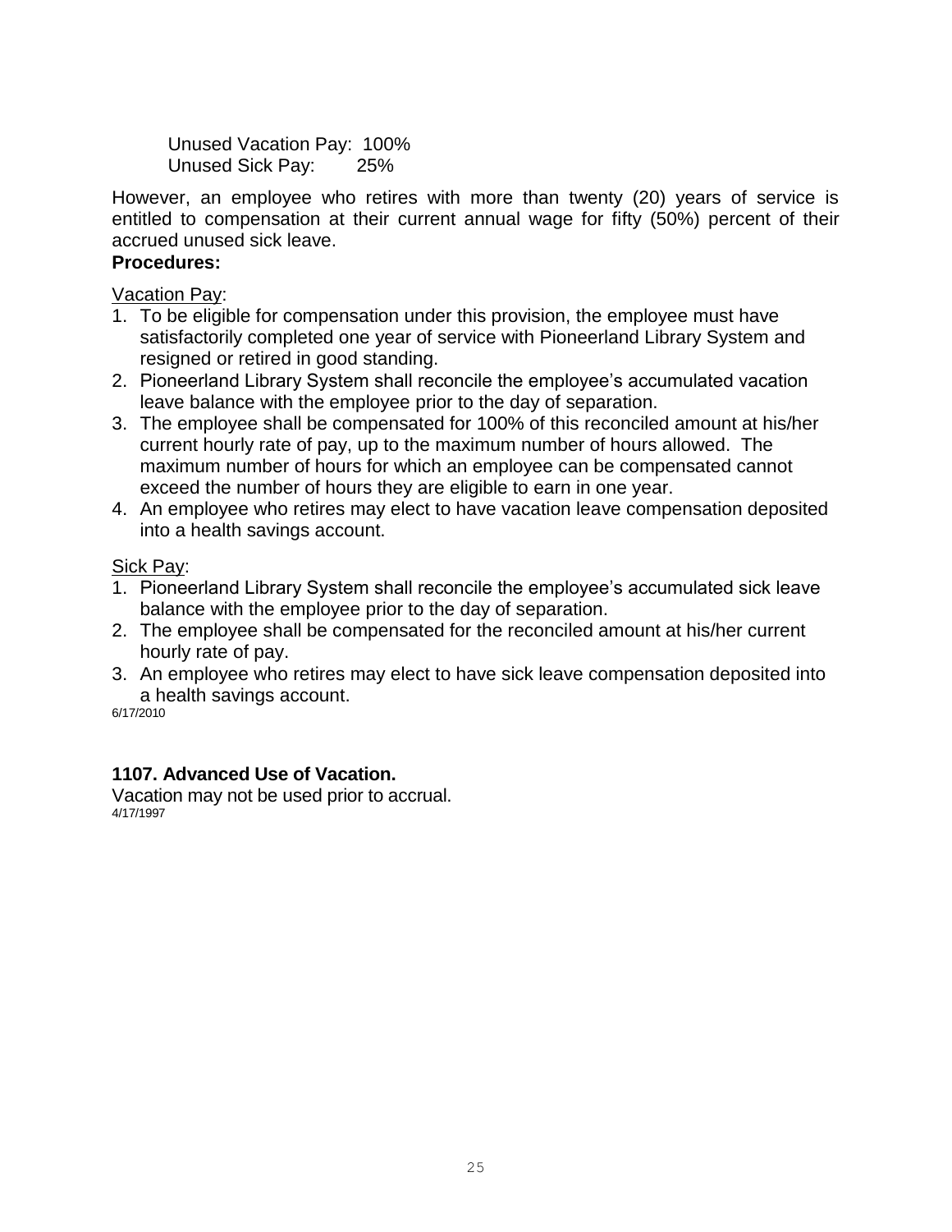Unused Vacation Pay: 100%
Unused Sick Pay: 25%

However, an employee who retires with more than twenty (20) years of service is entitled to compensation at their current annual wage for fifty (50%) percent of their accrued unused sick leave.

**Procedures:**

Vacation Pay:

1. To be eligible for compensation under this provision, the employee must have satisfactorily completed one year of service with Pioneerland Library System and resigned or retired in good standing.
2. Pioneerland Library System shall reconcile the employee's accumulated vacation leave balance with the employee prior to the day of separation.
3. The employee shall be compensated for 100% of this reconciled amount at his/her current hourly rate of pay, up to the maximum number of hours allowed. The maximum number of hours for which an employee can be compensated cannot exceed the number of hours they are eligible to earn in one year.
4. An employee who retires may elect to have vacation leave compensation deposited into a health savings account.

Sick Pay:

1. Pioneerland Library System shall reconcile the employee's accumulated sick leave balance with the employee prior to the day of separation.
2. The employee shall be compensated for the reconciled amount at his/her current hourly rate of pay.
3. An employee who retires may elect to have sick leave compensation deposited into a health savings account.

6/17/2010

**1107. Advanced Use of Vacation.**

Vacation may not be used prior to accrual.

4/17/1997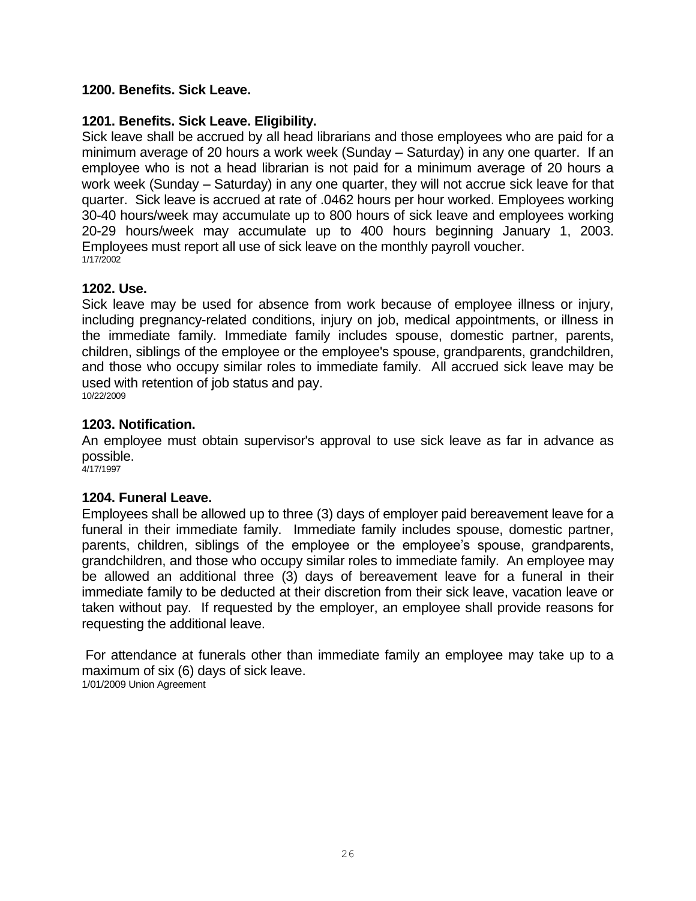## 1200. Benefits. Sick Leave.

### 1201. Benefits. Sick Leave. Eligibility.

Sick leave shall be accrued by all head librarians and those employees who are paid for a minimum average of 20 hours a work week (Sunday – Saturday) in any one quarter. If an employee who is not a head librarian is not paid for a minimum average of 20 hours a work week (Sunday – Saturday) in any one quarter, they will not accrue sick leave for that quarter. Sick leave is accrued at rate of .0462 hours per hour worked. Employees working 30-40 hours/week may accumulate up to 800 hours of sick leave and employees working 20-29 hours/week may accumulate up to 400 hours beginning January 1, 2003. Employees must report all use of sick leave on the monthly payroll voucher.

1/17/2002

### 1202. Use.

Sick leave may be used for absence from work because of employee illness or injury, including pregnancy-related conditions, injury on job, medical appointments, or illness in the immediate family. Immediate family includes spouse, domestic partner, parents, children, siblings of the employee or the employee's spouse, grandparents, grandchildren, and those who occupy similar roles to immediate family. All accrued sick leave may be used with retention of job status and pay.

10/22/2009

### 1203. Notification.

An employee must obtain supervisor's approval to use sick leave as far in advance as possible.

4/17/1997

### 1204. Funeral Leave.

Employees shall be allowed up to three (3) days of employer paid bereavement leave for a funeral in their immediate family. Immediate family includes spouse, domestic partner, parents, children, siblings of the employee or the employee's spouse, grandparents, grandchildren, and those who occupy similar roles to immediate family. An employee may be allowed an additional three (3) days of bereavement leave for a funeral in their immediate family to be deducted at their discretion from their sick leave, vacation leave or taken without pay. If requested by the employer, an employee shall provide reasons for requesting the additional leave.

For attendance at funerals other than immediate family an employee may take up to a maximum of six (6) days of sick leave.

1/01/2009 Union Agreement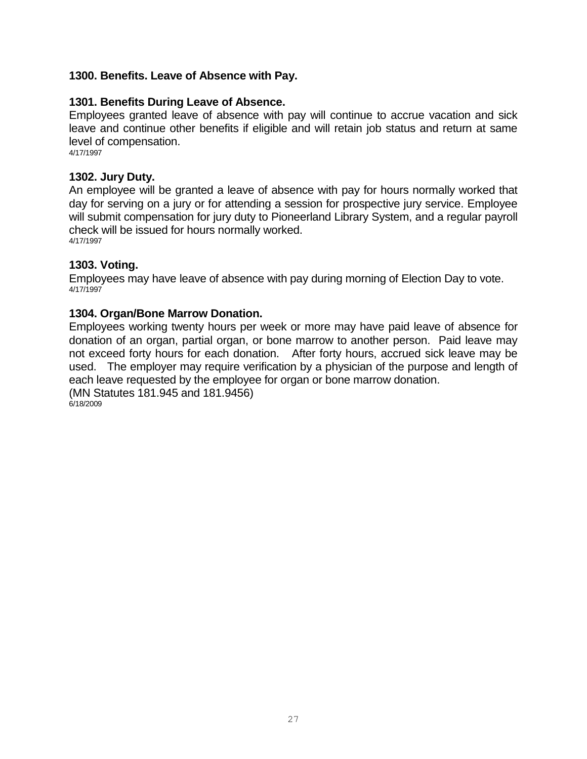## 1300. Benefits. Leave of Absence with Pay.

### 1301. Benefits During Leave of Absence.

Employees granted leave of absence with pay will continue to accrue vacation and sick leave and continue other benefits if eligible and will retain job status and return at same level of compensation.

4/17/1997

### 1302. Jury Duty.

An employee will be granted a leave of absence with pay for hours normally worked that day for serving on a jury or for attending a session for prospective jury service. Employee will submit compensation for jury duty to Pioneerland Library System, and a regular payroll check will be issued for hours normally worked.

4/17/1997

### 1303. Voting.

Employees may have leave of absence with pay during morning of Election Day to vote.

4/17/1997

### 1304. Organ/Bone Marrow Donation.

Employees working twenty hours per week or more may have paid leave of absence for donation of an organ, partial organ, or bone marrow to another person. Paid leave may not exceed forty hours for each donation. After forty hours, accrued sick leave may be used. The employer may require verification by a physician of the purpose and length of each leave requested by the employee for organ or bone marrow donation.

(MN Statutes 181.945 and 181.9456)

6/18/2009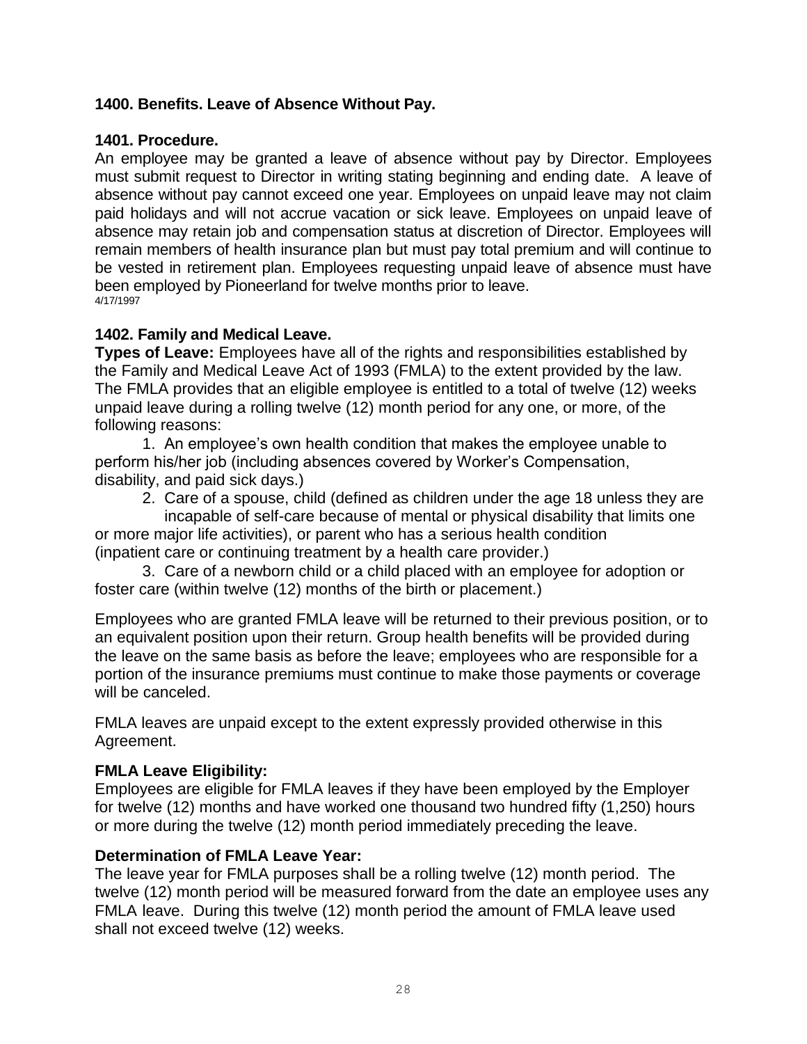## 1400. Benefits. Leave of Absence Without Pay.

### 1401. Procedure.

An employee may be granted a leave of absence without pay by Director. Employees must submit request to Director in writing stating beginning and ending date. A leave of absence without pay cannot exceed one year. Employees on unpaid leave may not claim paid holidays and will not accrue vacation or sick leave. Employees on unpaid leave of absence may retain job and compensation status at discretion of Director. Employees will remain members of health insurance plan but must pay total premium and will continue to be vested in retirement plan. Employees requesting unpaid leave of absence must have been employed by Pioneerland for twelve months prior to leave.
4/17/1997

### 1402. Family and Medical Leave.

**Types of Leave:** Employees have all of the rights and responsibilities established by the Family and Medical Leave Act of 1993 (FMLA) to the extent provided by the law. The FMLA provides that an eligible employee is entitled to a total of twelve (12) weeks unpaid leave during a rolling twelve (12) month period for any one, or more, of the following reasons:

1. An employee's own health condition that makes the employee unable to perform his/her job (including absences covered by Worker's Compensation, disability, and paid sick days.)
2. Care of a spouse, child (defined as children under the age 18 unless they are incapable of self-care because of mental or physical disability that limits one or more major life activities), or parent who has a serious health condition (inpatient care or continuing treatment by a health care provider.)
3. Care of a newborn child or a child placed with an employee for adoption or foster care (within twelve (12) months of the birth or placement.)

Employees who are granted FMLA leave will be returned to their previous position, or to an equivalent position upon their return. Group health benefits will be provided during the leave on the same basis as before the leave; employees who are responsible for a portion of the insurance premiums must continue to make those payments or coverage will be canceled.

FMLA leaves are unpaid except to the extent expressly provided otherwise in this Agreement.

**FMLA Leave Eligibility:**

Employees are eligible for FMLA leaves if they have been employed by the Employer for twelve (12) months and have worked one thousand two hundred fifty (1,250) hours or more during the twelve (12) month period immediately preceding the leave.

**Determination of FMLA Leave Year:**

The leave year for FMLA purposes shall be a rolling twelve (12) month period. The twelve (12) month period will be measured forward from the date an employee uses any FMLA leave. During this twelve (12) month period the amount of FMLA leave used shall not exceed twelve (12) weeks.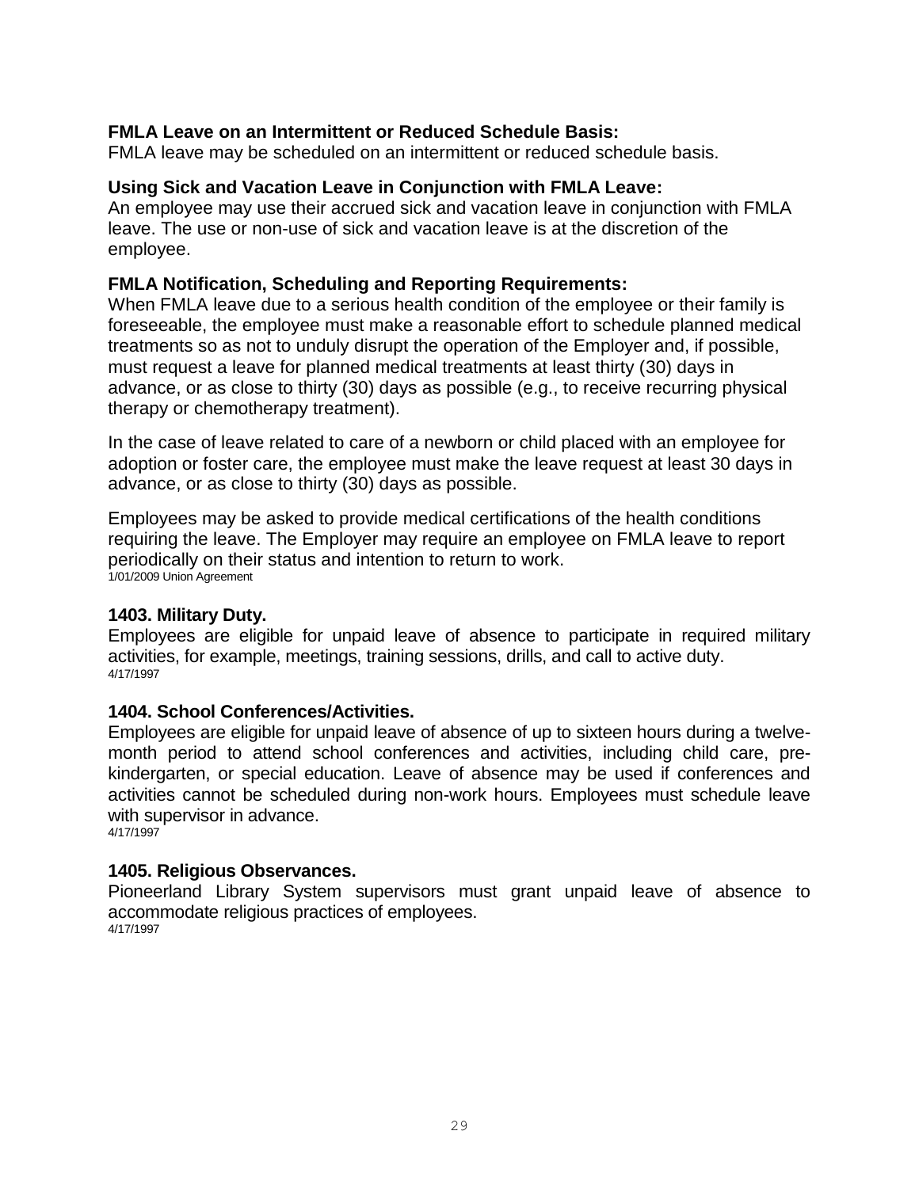**FMLA Leave on an Intermittent or Reduced Schedule Basis:**
FMLA leave may be scheduled on an intermittent or reduced schedule basis.

**Using Sick and Vacation Leave in Conjunction with FMLA Leave:**
An employee may use their accrued sick and vacation leave in conjunction with FMLA leave. The use or non-use of sick and vacation leave is at the discretion of the employee.

**FMLA Notification, Scheduling and Reporting Requirements:**
When FMLA leave due to a serious health condition of the employee or their family is foreseeable, the employee must make a reasonable effort to schedule planned medical treatments so as not to unduly disrupt the operation of the Employer and, if possible, must request a leave for planned medical treatments at least thirty (30) days in advance, or as close to thirty (30) days as possible (e.g., to receive recurring physical therapy or chemotherapy treatment).

In the case of leave related to care of a newborn or child placed with an employee for adoption or foster care, the employee must make the leave request at least 30 days in advance, or as close to thirty (30) days as possible.

Employees may be asked to provide medical certifications of the health conditions requiring the leave. The Employer may require an employee on FMLA leave to report periodically on their status and intention to return to work.
1/01/2009 Union Agreement

### 1403. Military Duty.

Employees are eligible for unpaid leave of absence to participate in required military activities, for example, meetings, training sessions, drills, and call to active duty.
4/17/1997

### 1404. School Conferences/Activities.

Employees are eligible for unpaid leave of absence of up to sixteen hours during a twelve-month period to attend school conferences and activities, including child care, pre-kindergarten, or special education. Leave of absence may be used if conferences and activities cannot be scheduled during non-work hours. Employees must schedule leave with supervisor in advance.
4/17/1997

### 1405. Religious Observances.

Pioneerland Library System supervisors must grant unpaid leave of absence to accommodate religious practices of employees.
4/17/1997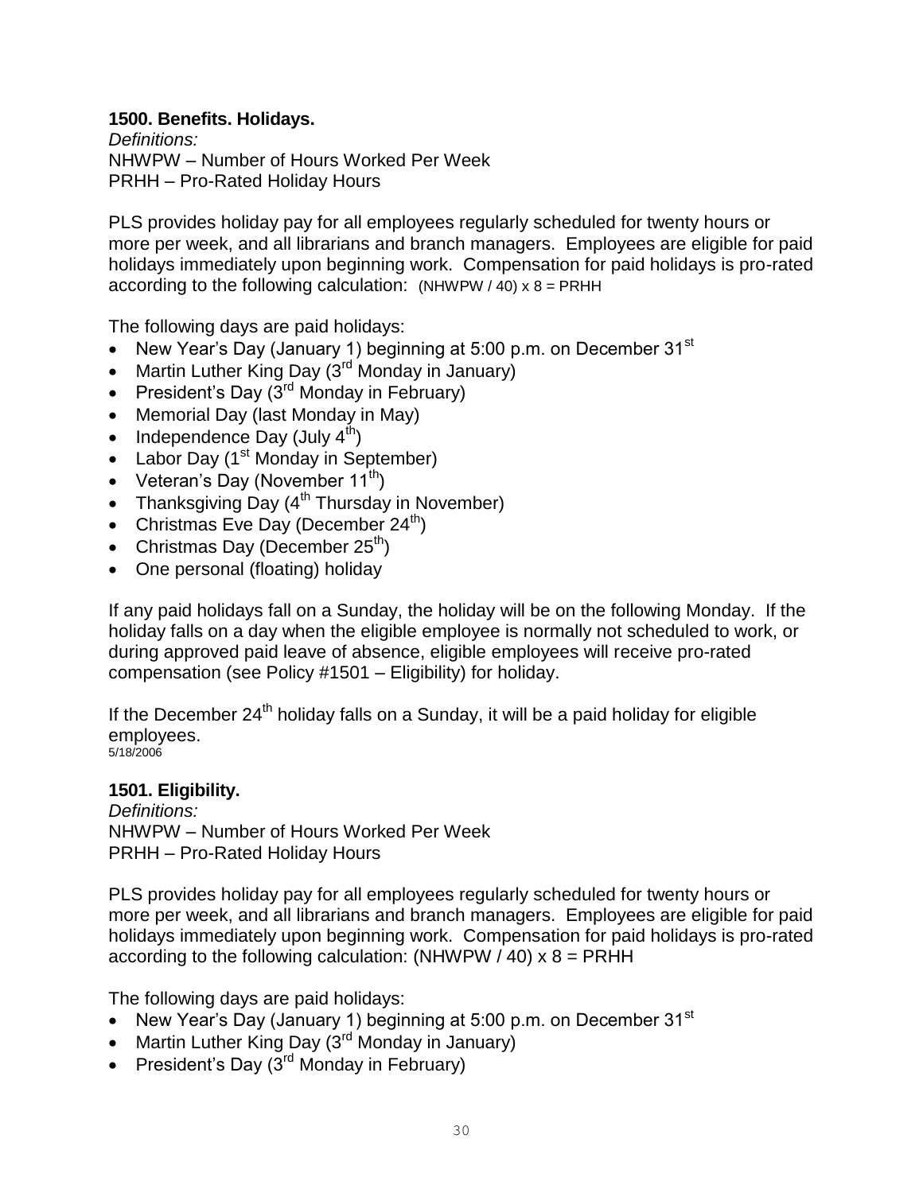**1500. Benefits. Holidays.**

*Definitions:*
NHWPW – Number of Hours Worked Per Week
PRHH – Pro-Rated Holiday Hours

PLS provides holiday pay for all employees regularly scheduled for twenty hours or more per week, and all librarians and branch managers. Employees are eligible for paid holidays immediately upon beginning work. Compensation for paid holidays is pro-rated according to the following calculation: (NHWPW / 40) x 8 = PRHH

The following days are paid holidays:

- New Year's Day (January 1) beginning at 5:00 p.m. on December 31st
- Martin Luther King Day (3rd Monday in January)
- President's Day (3rd Monday in February)
- Memorial Day (last Monday in May)
- Independence Day (July 4th)
- Labor Day (1st Monday in September)
- Veteran's Day (November 11th)
- Thanksgiving Day (4th Thursday in November)
- Christmas Eve Day (December 24th)
- Christmas Day (December 25th)
- One personal (floating) holiday

If any paid holidays fall on a Sunday, the holiday will be on the following Monday. If the holiday falls on a day when the eligible employee is normally not scheduled to work, or during approved paid leave of absence, eligible employees will receive pro-rated compensation (see Policy #1501 – Eligibility) for holiday.

If the December 24th holiday falls on a Sunday, it will be a paid holiday for eligible employees.
5/18/2006

**1501. Eligibility.**

*Definitions:*
NHWPW – Number of Hours Worked Per Week
PRHH – Pro-Rated Holiday Hours

PLS provides holiday pay for all employees regularly scheduled for twenty hours or more per week, and all librarians and branch managers. Employees are eligible for paid holidays immediately upon beginning work. Compensation for paid holidays is pro-rated according to the following calculation: (NHWPW / 40) x 8 = PRHH

The following days are paid holidays:

- New Year's Day (January 1) beginning at 5:00 p.m. on December 31st
- Martin Luther King Day (3rd Monday in January)
- President's Day (3rd Monday in February)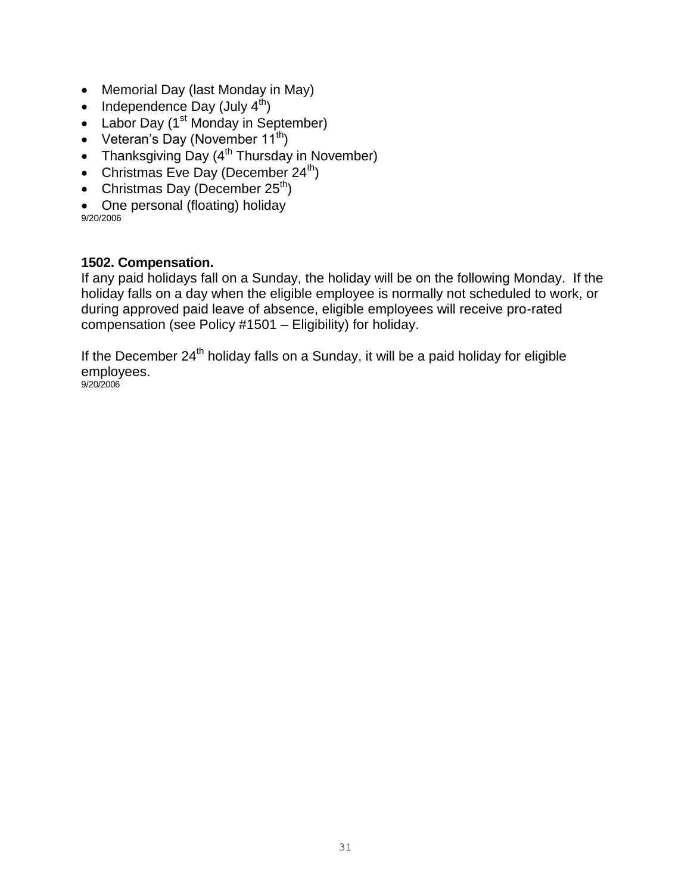- Memorial Day (last Monday in May)
- Independence Day (July 4th)
- Labor Day (1st Monday in September)
- Veteran's Day (November 11th)
- Thanksgiving Day (4th Thursday in November)
- Christmas Eve Day (December 24th)
- Christmas Day (December 25th)
- One personal (floating) holiday

9/20/2006

**1502. Compensation.**

If any paid holidays fall on a Sunday, the holiday will be on the following Monday. If the holiday falls on a day when the eligible employee is normally not scheduled to work, or during approved paid leave of absence, eligible employees will receive pro-rated compensation (see Policy #1501 – Eligibility) for holiday.

If the December 24th holiday falls on a Sunday, it will be a paid holiday for eligible employees.

9/20/2006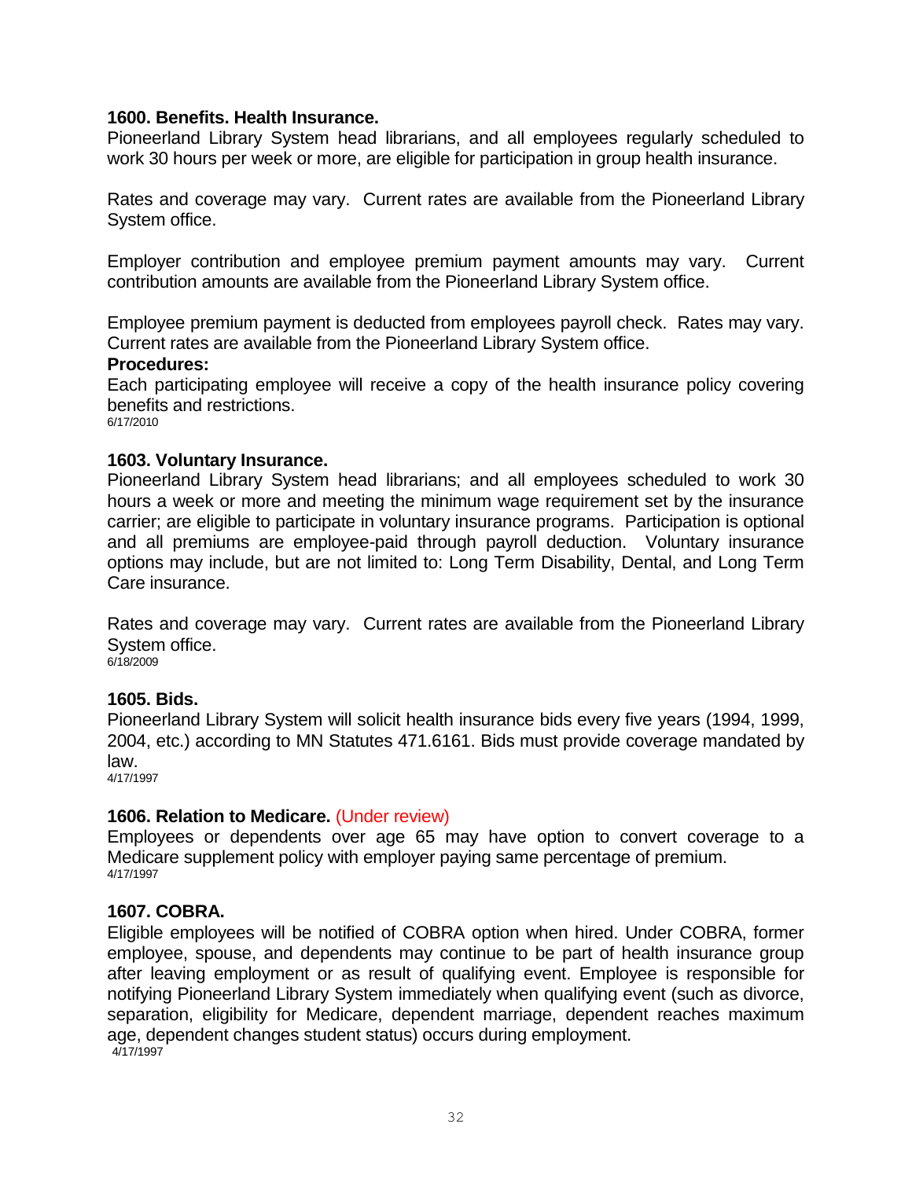**1600. Benefits. Health Insurance.**

Pioneerland Library System head librarians, and all employees regularly scheduled to work 30 hours per week or more, are eligible for participation in group health insurance.

Rates and coverage may vary. Current rates are available from the Pioneerland Library System office.

Employer contribution and employee premium payment amounts may vary. Current contribution amounts are available from the Pioneerland Library System office.

Employee premium payment is deducted from employees payroll check. Rates may vary. Current rates are available from the Pioneerland Library System office.

**Procedures:**

Each participating employee will receive a copy of the health insurance policy covering benefits and restrictions.

6/17/2010

**1603. Voluntary Insurance.**

Pioneerland Library System head librarians; and all employees scheduled to work 30 hours a week or more and meeting the minimum wage requirement set by the insurance carrier; are eligible to participate in voluntary insurance programs. Participation is optional and all premiums are employee-paid through payroll deduction. Voluntary insurance options may include, but are not limited to: Long Term Disability, Dental, and Long Term Care insurance.

Rates and coverage may vary. Current rates are available from the Pioneerland Library System office.

6/18/2009

**1605. Bids.**

Pioneerland Library System will solicit health insurance bids every five years (1994, 1999, 2004, etc.) according to MN Statutes 471.6161. Bids must provide coverage mandated by law.

4/17/1997

**1606. Relation to Medicare.** (Under review)

Employees or dependents over age 65 may have option to convert coverage to a Medicare supplement policy with employer paying same percentage of premium.

4/17/1997

**1607. COBRA.**

Eligible employees will be notified of COBRA option when hired. Under COBRA, former employee, spouse, and dependents may continue to be part of health insurance group after leaving employment or as result of qualifying event. Employee is responsible for notifying Pioneerland Library System immediately when qualifying event (such as divorce, separation, eligibility for Medicare, dependent marriage, dependent reaches maximum age, dependent changes student status) occurs during employment.

4/17/1997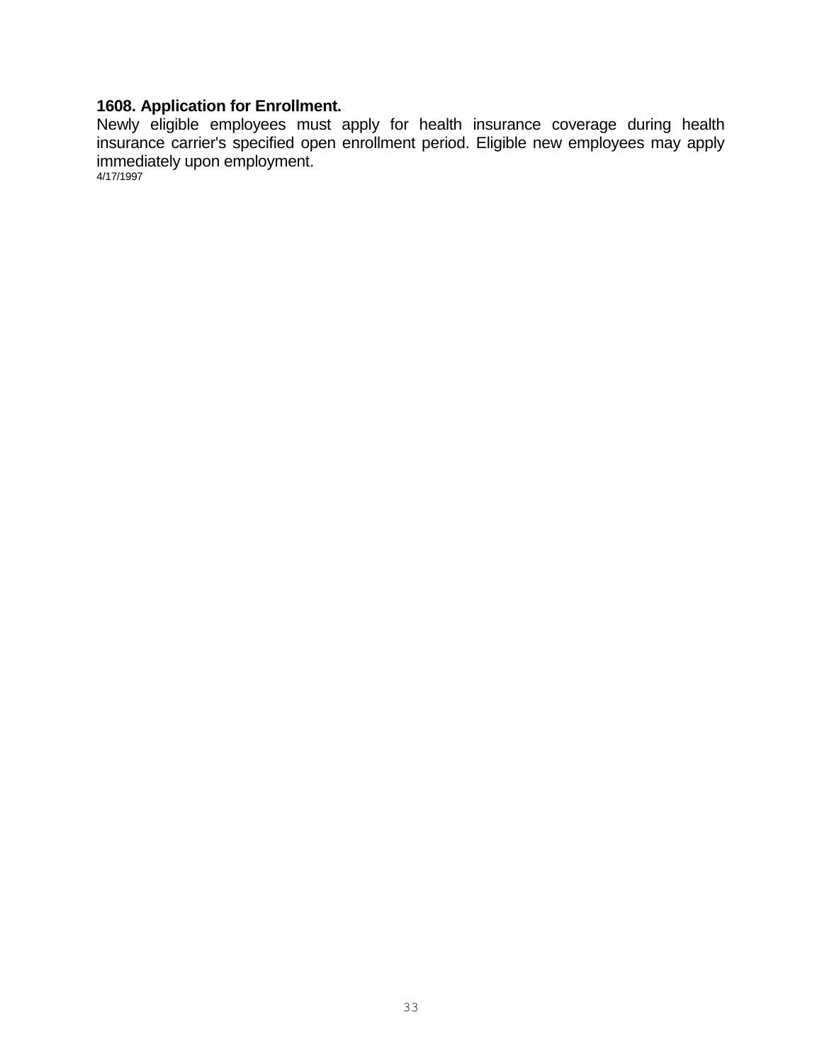**1608. Application for Enrollment.**

Newly eligible employees must apply for health insurance coverage during health insurance carrier's specified open enrollment period. Eligible new employees may apply immediately upon employment.

4/17/1997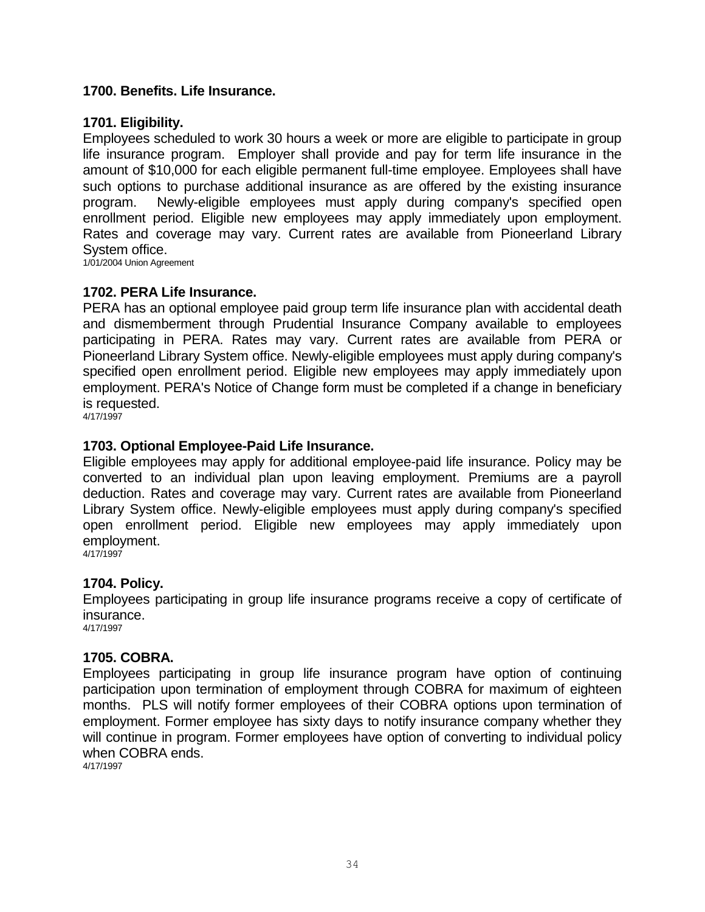## 1700. Benefits. Life Insurance.

### 1701. Eligibility.

Employees scheduled to work 30 hours a week or more are eligible to participate in group life insurance program. Employer shall provide and pay for term life insurance in the amount of $10,000 for each eligible permanent full-time employee. Employees shall have such options to purchase additional insurance as are offered by the existing insurance program. Newly-eligible employees must apply during company's specified open enrollment period. Eligible new employees may apply immediately upon employment. Rates and coverage may vary. Current rates are available from Pioneerland Library System office.

1/01/2004 Union Agreement

### 1702. PERA Life Insurance.

PERA has an optional employee paid group term life insurance plan with accidental death and dismemberment through Prudential Insurance Company available to employees participating in PERA. Rates may vary. Current rates are available from PERA or Pioneerland Library System office. Newly-eligible employees must apply during company's specified open enrollment period. Eligible new employees may apply immediately upon employment. PERA's Notice of Change form must be completed if a change in beneficiary is requested.

4/17/1997

### 1703. Optional Employee-Paid Life Insurance.

Eligible employees may apply for additional employee-paid life insurance. Policy may be converted to an individual plan upon leaving employment. Premiums are a payroll deduction. Rates and coverage may vary. Current rates are available from Pioneerland Library System office. Newly-eligible employees must apply during company's specified open enrollment period. Eligible new employees may apply immediately upon employment.

4/17/1997

### 1704. Policy.

Employees participating in group life insurance programs receive a copy of certificate of insurance.

4/17/1997

### 1705. COBRA.

Employees participating in group life insurance program have option of continuing participation upon termination of employment through COBRA for maximum of eighteen months. PLS will notify former employees of their COBRA options upon termination of employment. Former employee has sixty days to notify insurance company whether they will continue in program. Former employees have option of converting to individual policy when COBRA ends.

4/17/1997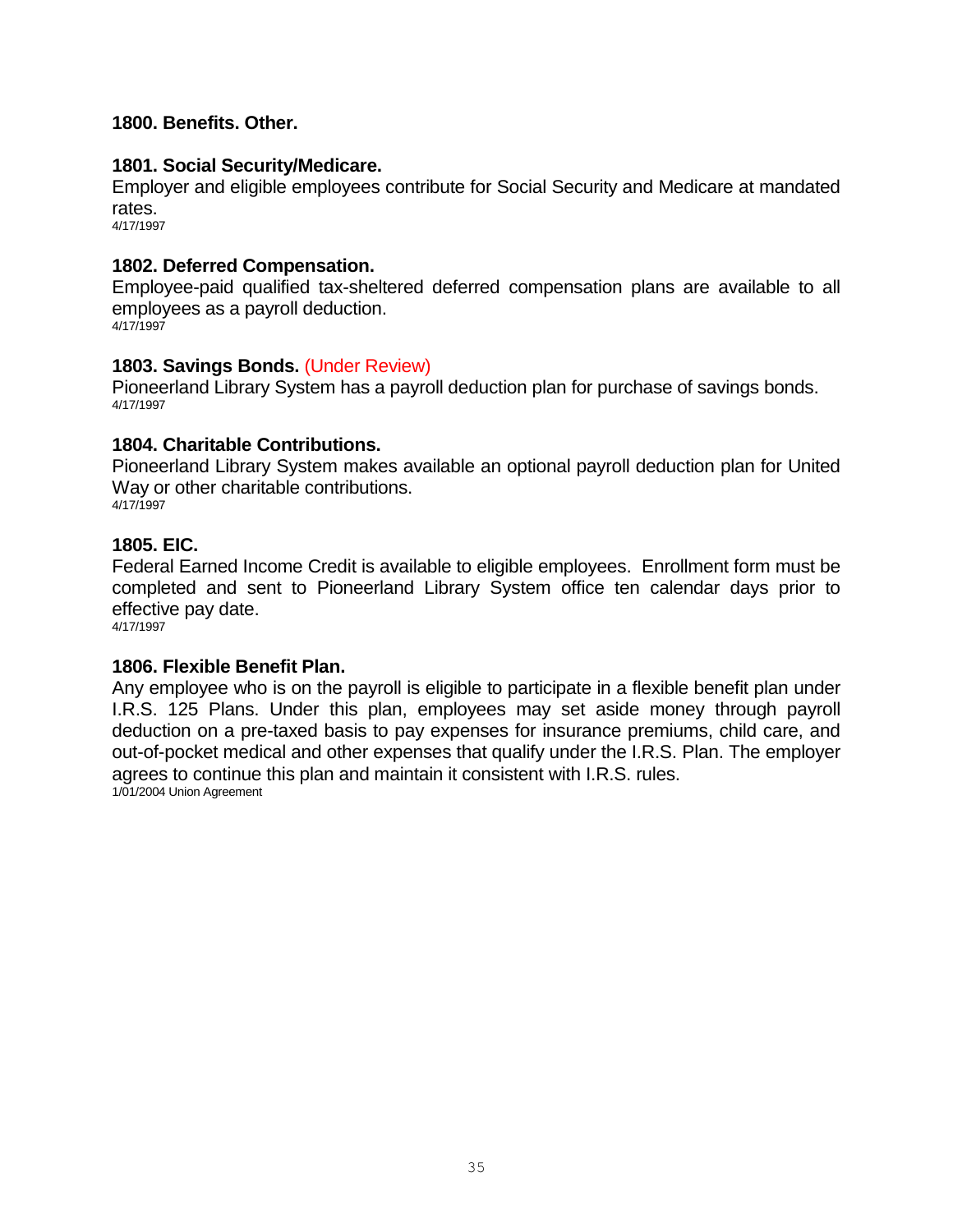## 1800. Benefits. Other.

### 1801. Social Security/Medicare.

Employer and eligible employees contribute for Social Security and Medicare at mandated rates.

4/17/1997

### 1802. Deferred Compensation.

Employee-paid qualified tax-sheltered deferred compensation plans are available to all employees as a payroll deduction.

4/17/1997

### 1803. Savings Bonds. (Under Review)

Pioneerland Library System has a payroll deduction plan for purchase of savings bonds.

4/17/1997

### 1804. Charitable Contributions.

Pioneerland Library System makes available an optional payroll deduction plan for United Way or other charitable contributions.

4/17/1997

### 1805. EIC.

Federal Earned Income Credit is available to eligible employees. Enrollment form must be completed and sent to Pioneerland Library System office ten calendar days prior to effective pay date.

4/17/1997

### 1806. Flexible Benefit Plan.

Any employee who is on the payroll is eligible to participate in a flexible benefit plan under I.R.S. 125 Plans. Under this plan, employees may set aside money through payroll deduction on a pre-taxed basis to pay expenses for insurance premiums, child care, and out-of-pocket medical and other expenses that qualify under the I.R.S. Plan. The employer agrees to continue this plan and maintain it consistent with I.R.S. rules.

1/01/2004 Union Agreement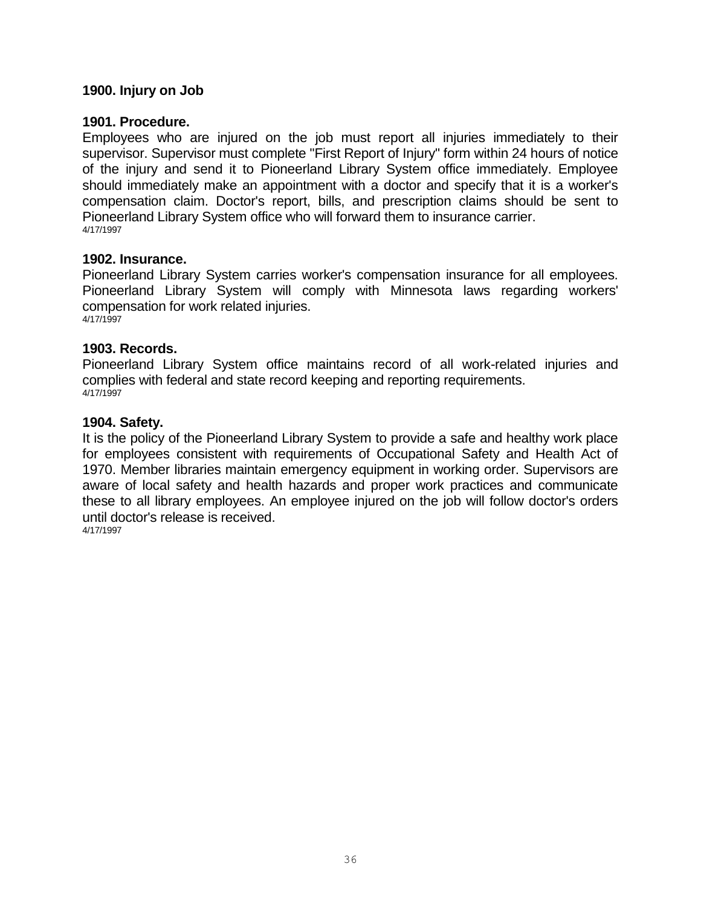## 1900. Injury on Job

### 1901. Procedure.

Employees who are injured on the job must report all injuries immediately to their supervisor. Supervisor must complete "First Report of Injury" form within 24 hours of notice of the injury and send it to Pioneerland Library System office immediately. Employee should immediately make an appointment with a doctor and specify that it is a worker's compensation claim. Doctor's report, bills, and prescription claims should be sent to Pioneerland Library System office who will forward them to insurance carrier.
4/17/1997

### 1902. Insurance.

Pioneerland Library System carries worker's compensation insurance for all employees. Pioneerland Library System will comply with Minnesota laws regarding workers' compensation for work related injuries.
4/17/1997

### 1903. Records.

Pioneerland Library System office maintains record of all work-related injuries and complies with federal and state record keeping and reporting requirements.
4/17/1997

### 1904. Safety.

It is the policy of the Pioneerland Library System to provide a safe and healthy work place for employees consistent with requirements of Occupational Safety and Health Act of 1970. Member libraries maintain emergency equipment in working order. Supervisors are aware of local safety and health hazards and proper work practices and communicate these to all library employees. An employee injured on the job will follow doctor's orders until doctor's release is received.
4/17/1997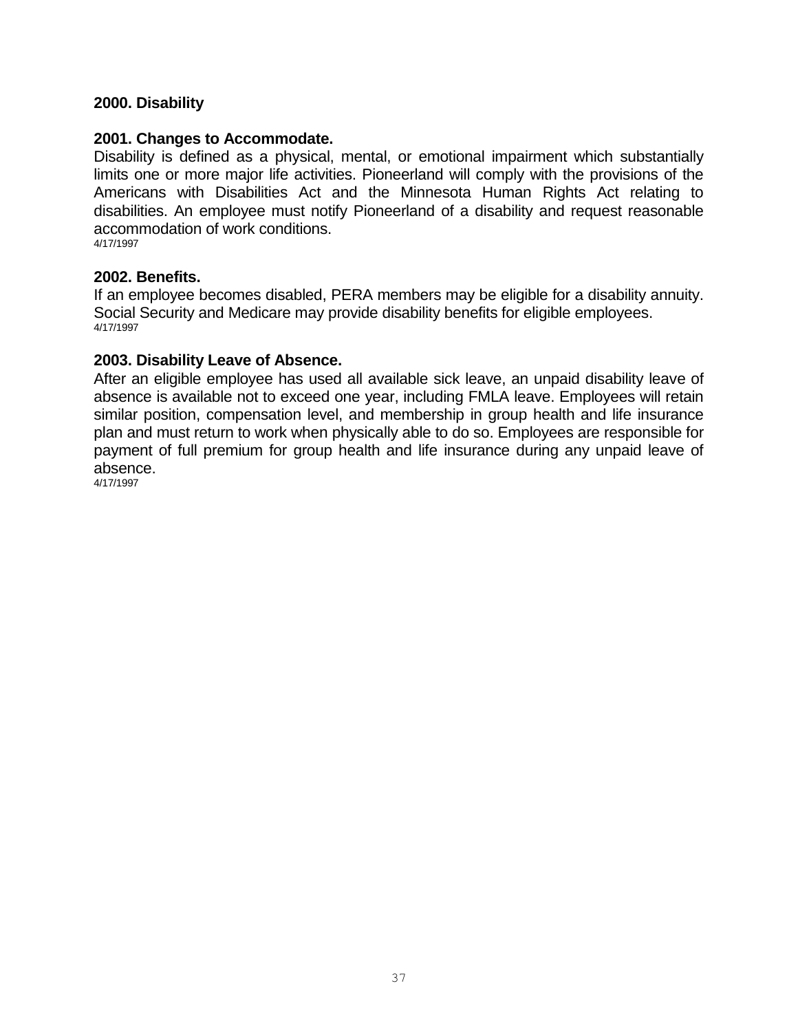## 2000. Disability

### 2001. Changes to Accommodate.

Disability is defined as a physical, mental, or emotional impairment which substantially limits one or more major life activities. Pioneerland will comply with the provisions of the Americans with Disabilities Act and the Minnesota Human Rights Act relating to disabilities. An employee must notify Pioneerland of a disability and request reasonable accommodation of work conditions.
4/17/1997

### 2002. Benefits.

If an employee becomes disabled, PERA members may be eligible for a disability annuity. Social Security and Medicare may provide disability benefits for eligible employees.
4/17/1997

### 2003. Disability Leave of Absence.

After an eligible employee has used all available sick leave, an unpaid disability leave of absence is available not to exceed one year, including FMLA leave. Employees will retain similar position, compensation level, and membership in group health and life insurance plan and must return to work when physically able to do so. Employees are responsible for payment of full premium for group health and life insurance during any unpaid leave of absence.
4/17/1997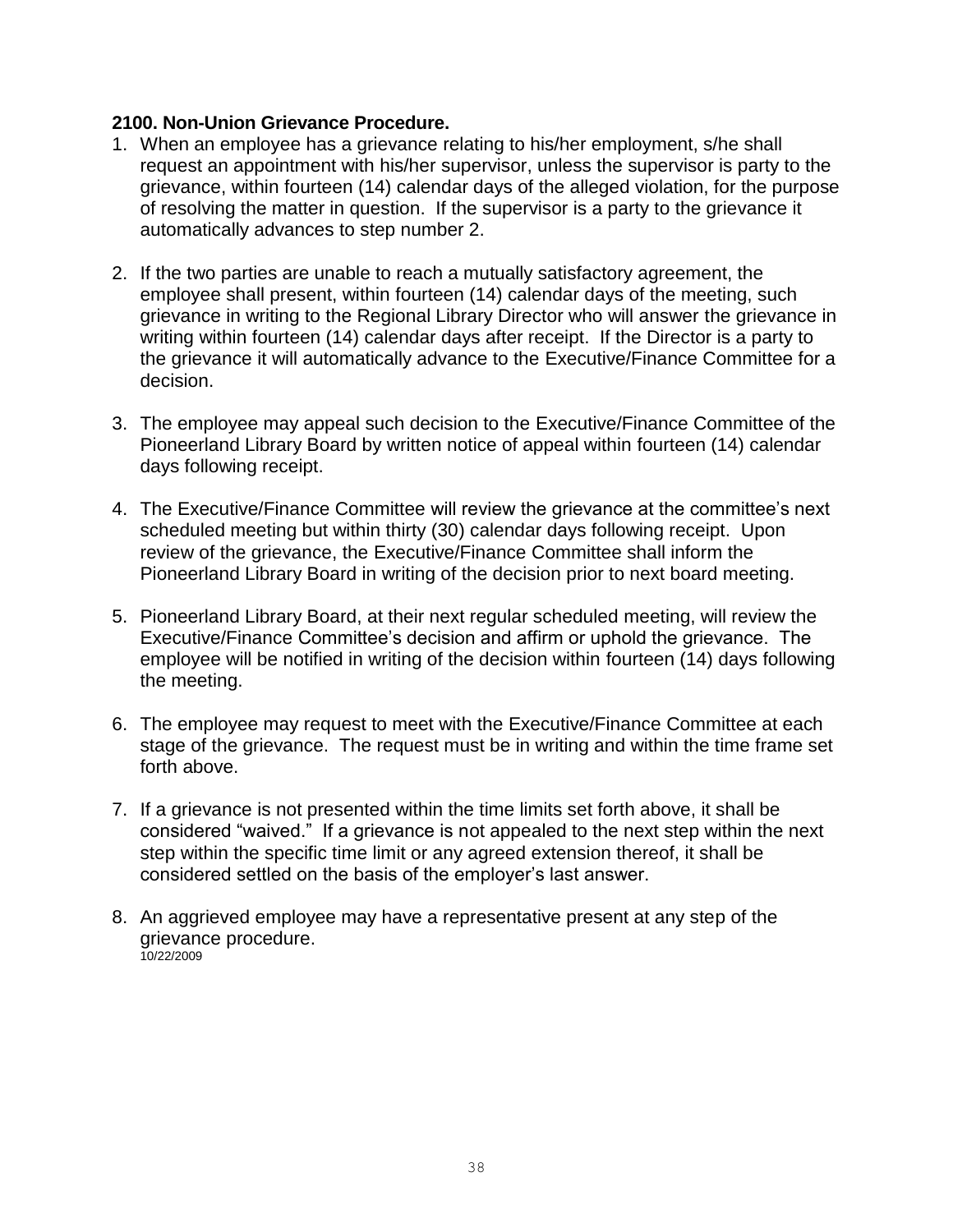**2100. Non-Union Grievance Procedure.**

1. When an employee has a grievance relating to his/her employment, s/he shall request an appointment with his/her supervisor, unless the supervisor is party to the grievance, within fourteen (14) calendar days of the alleged violation, for the purpose of resolving the matter in question. If the supervisor is a party to the grievance it automatically advances to step number 2.

2. If the two parties are unable to reach a mutually satisfactory agreement, the employee shall present, within fourteen (14) calendar days of the meeting, such grievance in writing to the Regional Library Director who will answer the grievance in writing within fourteen (14) calendar days after receipt. If the Director is a party to the grievance it will automatically advance to the Executive/Finance Committee for a decision.

3. The employee may appeal such decision to the Executive/Finance Committee of the Pioneerland Library Board by written notice of appeal within fourteen (14) calendar days following receipt.

4. The Executive/Finance Committee will review the grievance at the committee's next scheduled meeting but within thirty (30) calendar days following receipt. Upon review of the grievance, the Executive/Finance Committee shall inform the Pioneerland Library Board in writing of the decision prior to next board meeting.

5. Pioneerland Library Board, at their next regular scheduled meeting, will review the Executive/Finance Committee's decision and affirm or uphold the grievance. The employee will be notified in writing of the decision within fourteen (14) days following the meeting.

6. The employee may request to meet with the Executive/Finance Committee at each stage of the grievance. The request must be in writing and within the time frame set forth above.

7. If a grievance is not presented within the time limits set forth above, it shall be considered "waived." If a grievance is not appealed to the next step within the next step within the specific time limit or any agreed extension thereof, it shall be considered settled on the basis of the employer's last answer.

8. An aggrieved employee may have a representative present at any step of the grievance procedure.

10/22/2009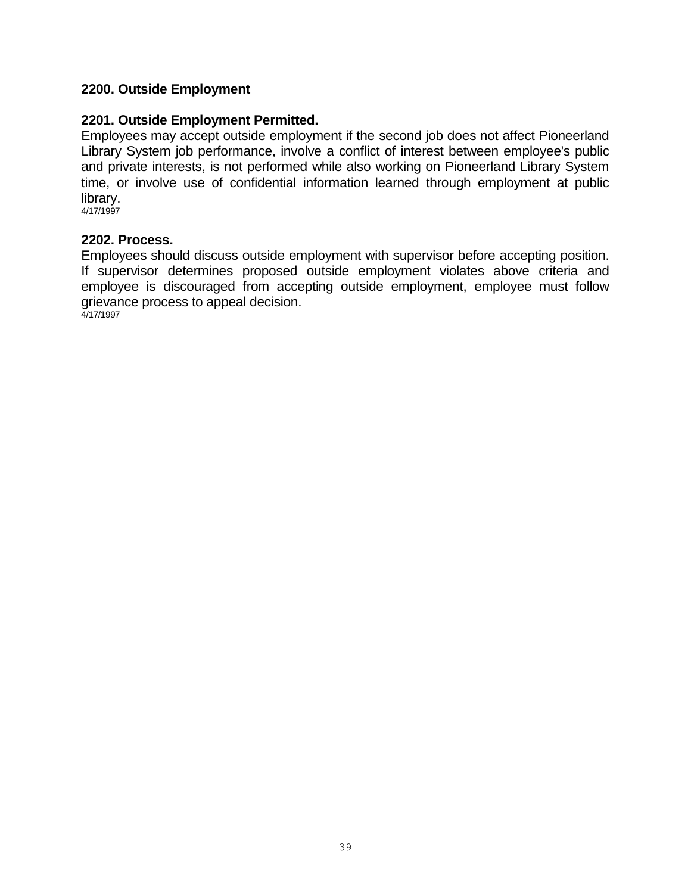## 2200. Outside Employment

### 2201. Outside Employment Permitted.

Employees may accept outside employment if the second job does not affect Pioneerland Library System job performance, involve a conflict of interest between employee's public and private interests, is not performed while also working on Pioneerland Library System time, or involve use of confidential information learned through employment at public library.
4/17/1997

### 2202. Process.

Employees should discuss outside employment with supervisor before accepting position. If supervisor determines proposed outside employment violates above criteria and employee is discouraged from accepting outside employment, employee must follow grievance process to appeal decision.
4/17/1997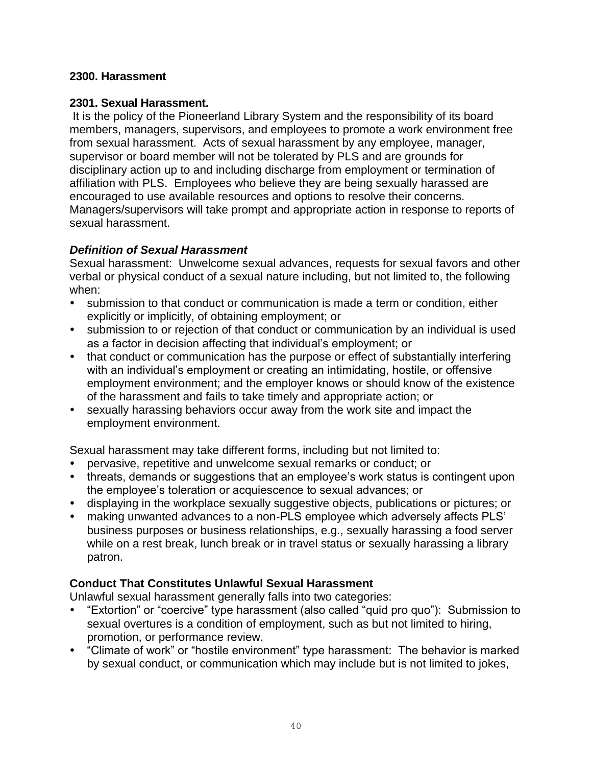## 2300. Harassment

### 2301. Sexual Harassment.

It is the policy of the Pioneerland Library System and the responsibility of its board members, managers, supervisors, and employees to promote a work environment free from sexual harassment. Acts of sexual harassment by any employee, manager, supervisor or board member will not be tolerated by PLS and are grounds for disciplinary action up to and including discharge from employment or termination of affiliation with PLS. Employees who believe they are being sexually harassed are encouraged to use available resources and options to resolve their concerns. Managers/supervisors will take prompt and appropriate action in response to reports of sexual harassment.

#### *Definition of Sexual Harassment*

Sexual harassment: Unwelcome sexual advances, requests for sexual favors and other verbal or physical conduct of a sexual nature including, but not limited to, the following when:

- submission to that conduct or communication is made a term or condition, either explicitly or implicitly, of obtaining employment; or
- submission to or rejection of that conduct or communication by an individual is used as a factor in decision affecting that individual's employment; or
- that conduct or communication has the purpose or effect of substantially interfering with an individual's employment or creating an intimidating, hostile, or offensive employment environment; and the employer knows or should know of the existence of the harassment and fails to take timely and appropriate action; or
- sexually harassing behaviors occur away from the work site and impact the employment environment.

Sexual harassment may take different forms, including but not limited to:

- pervasive, repetitive and unwelcome sexual remarks or conduct; or
- threats, demands or suggestions that an employee's work status is contingent upon the employee's toleration or acquiescence to sexual advances; or
- displaying in the workplace sexually suggestive objects, publications or pictures; or
- making unwanted advances to a non-PLS employee which adversely affects PLS' business purposes or business relationships, e.g., sexually harassing a food server while on a rest break, lunch break or in travel status or sexually harassing a library patron.

#### Conduct That Constitutes Unlawful Sexual Harassment

Unlawful sexual harassment generally falls into two categories:

- "Extortion" or "coercive" type harassment (also called "quid pro quo"): Submission to sexual overtures is a condition of employment, such as but not limited to hiring, promotion, or performance review.
- "Climate of work" or "hostile environment" type harassment: The behavior is marked by sexual conduct, or communication which may include but is not limited to jokes,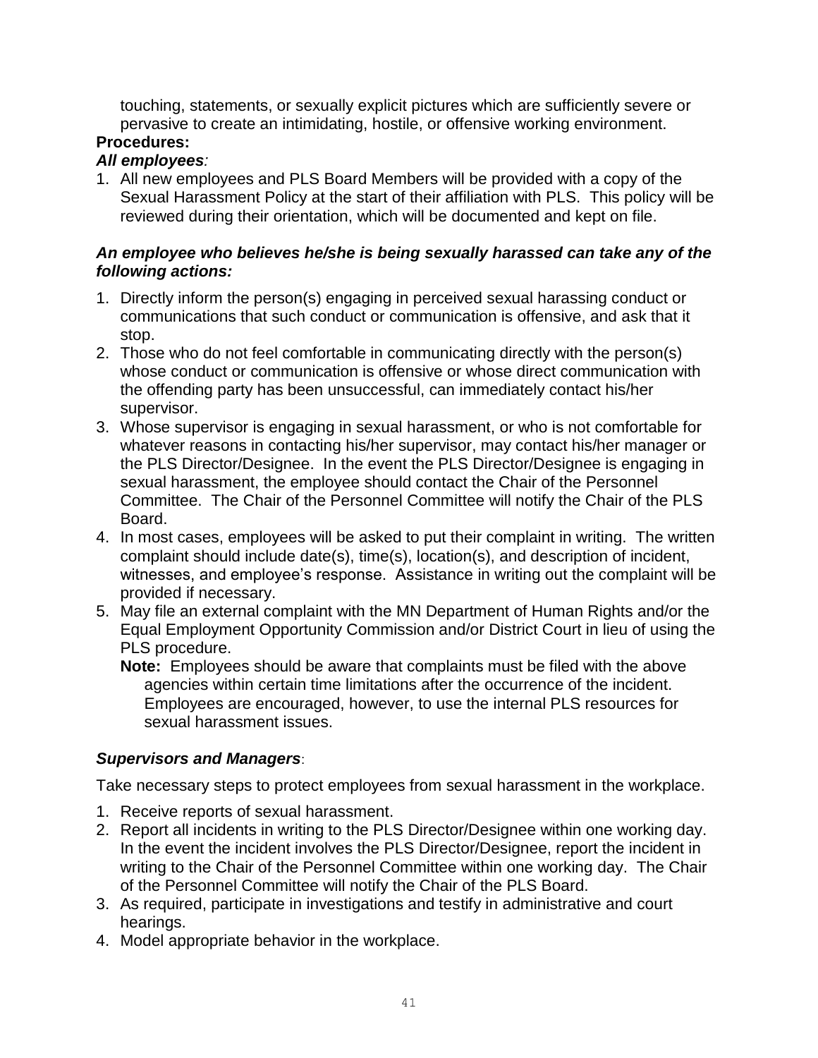touching, statements, or sexually explicit pictures which are sufficiently severe or pervasive to create an intimidating, hostile, or offensive working environment.

**Procedures:**

***All employees**:*

1. All new employees and PLS Board Members will be provided with a copy of the Sexual Harassment Policy at the start of their affiliation with PLS. This policy will be reviewed during their orientation, which will be documented and kept on file.

***An employee who believes he/she is being sexually harassed can take any of the following actions:***

1. Directly inform the person(s) engaging in perceived sexual harassing conduct or communications that such conduct or communication is offensive, and ask that it stop.
2. Those who do not feel comfortable in communicating directly with the person(s) whose conduct or communication is offensive or whose direct communication with the offending party has been unsuccessful, can immediately contact his/her supervisor.
3. Whose supervisor is engaging in sexual harassment, or who is not comfortable for whatever reasons in contacting his/her supervisor, may contact his/her manager or the PLS Director/Designee. In the event the PLS Director/Designee is engaging in sexual harassment, the employee should contact the Chair of the Personnel Committee. The Chair of the Personnel Committee will notify the Chair of the PLS Board.
4. In most cases, employees will be asked to put their complaint in writing. The written complaint should include date(s), time(s), location(s), and description of incident, witnesses, and employee's response. Assistance in writing out the complaint will be provided if necessary.
5. May file an external complaint with the MN Department of Human Rights and/or the Equal Employment Opportunity Commission and/or District Court in lieu of using the PLS procedure.

   **Note:** Employees should be aware that complaints must be filed with the above agencies within certain time limitations after the occurrence of the incident. Employees are encouraged, however, to use the internal PLS resources for sexual harassment issues.

***Supervisors and Managers***:

Take necessary steps to protect employees from sexual harassment in the workplace.

1. Receive reports of sexual harassment.
2. Report all incidents in writing to the PLS Director/Designee within one working day. In the event the incident involves the PLS Director/Designee, report the incident in writing to the Chair of the Personnel Committee within one working day. The Chair of the Personnel Committee will notify the Chair of the PLS Board.
3. As required, participate in investigations and testify in administrative and court hearings.
4. Model appropriate behavior in the workplace.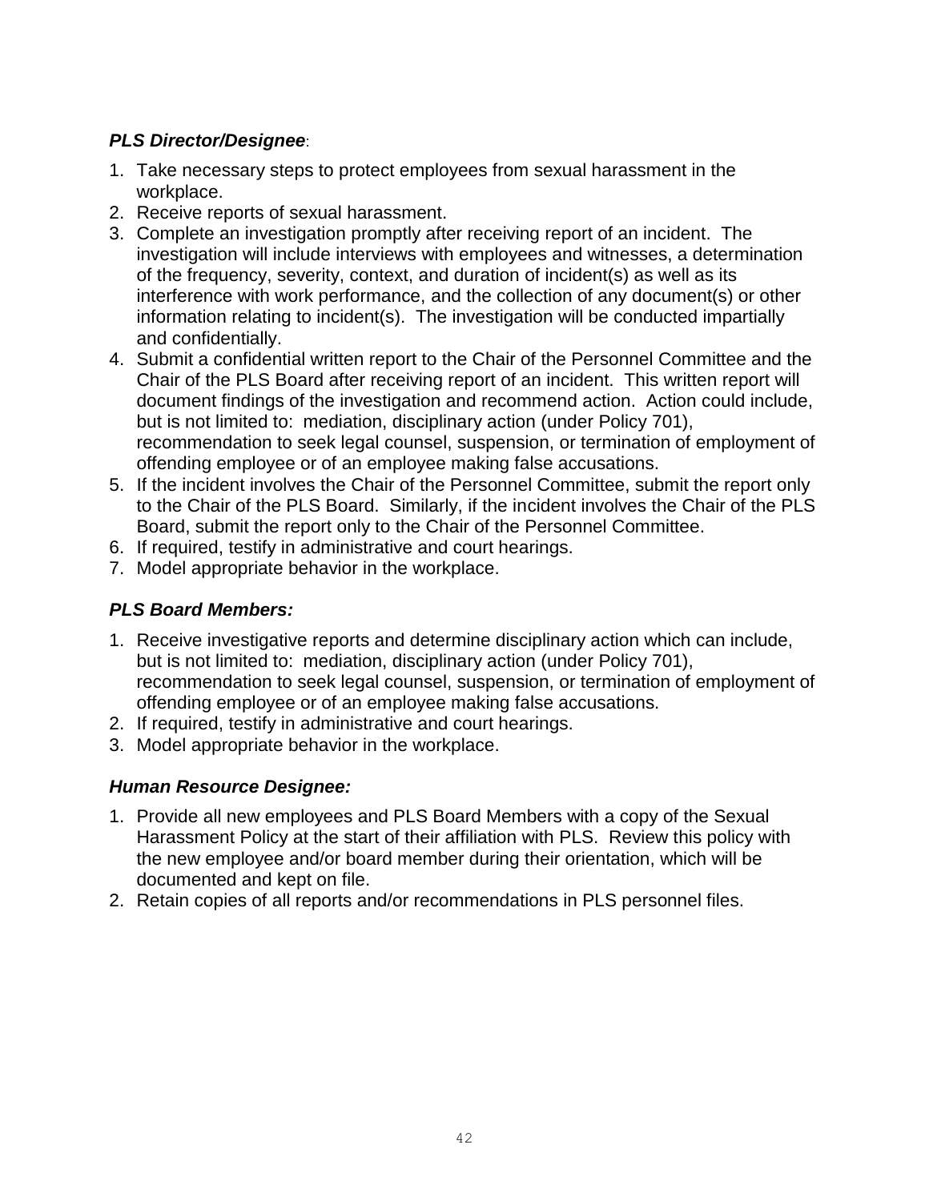***PLS Director/Designee*:**

1. Take necessary steps to protect employees from sexual harassment in the workplace.
2. Receive reports of sexual harassment.
3. Complete an investigation promptly after receiving report of an incident. The investigation will include interviews with employees and witnesses, a determination of the frequency, severity, context, and duration of incident(s) as well as its interference with work performance, and the collection of any document(s) or other information relating to incident(s). The investigation will be conducted impartially and confidentially.
4. Submit a confidential written report to the Chair of the Personnel Committee and the Chair of the PLS Board after receiving report of an incident. This written report will document findings of the investigation and recommend action. Action could include, but is not limited to: mediation, disciplinary action (under Policy 701), recommendation to seek legal counsel, suspension, or termination of employment of offending employee or of an employee making false accusations.
5. If the incident involves the Chair of the Personnel Committee, submit the report only to the Chair of the PLS Board. Similarly, if the incident involves the Chair of the PLS Board, submit the report only to the Chair of the Personnel Committee.
6. If required, testify in administrative and court hearings.
7. Model appropriate behavior in the workplace.

***PLS Board Members:***

1. Receive investigative reports and determine disciplinary action which can include, but is not limited to: mediation, disciplinary action (under Policy 701), recommendation to seek legal counsel, suspension, or termination of employment of offending employee or of an employee making false accusations.
2. If required, testify in administrative and court hearings.
3. Model appropriate behavior in the workplace.

***Human Resource Designee:***

1. Provide all new employees and PLS Board Members with a copy of the Sexual Harassment Policy at the start of their affiliation with PLS. Review this policy with the new employee and/or board member during their orientation, which will be documented and kept on file.
2. Retain copies of all reports and/or recommendations in PLS personnel files.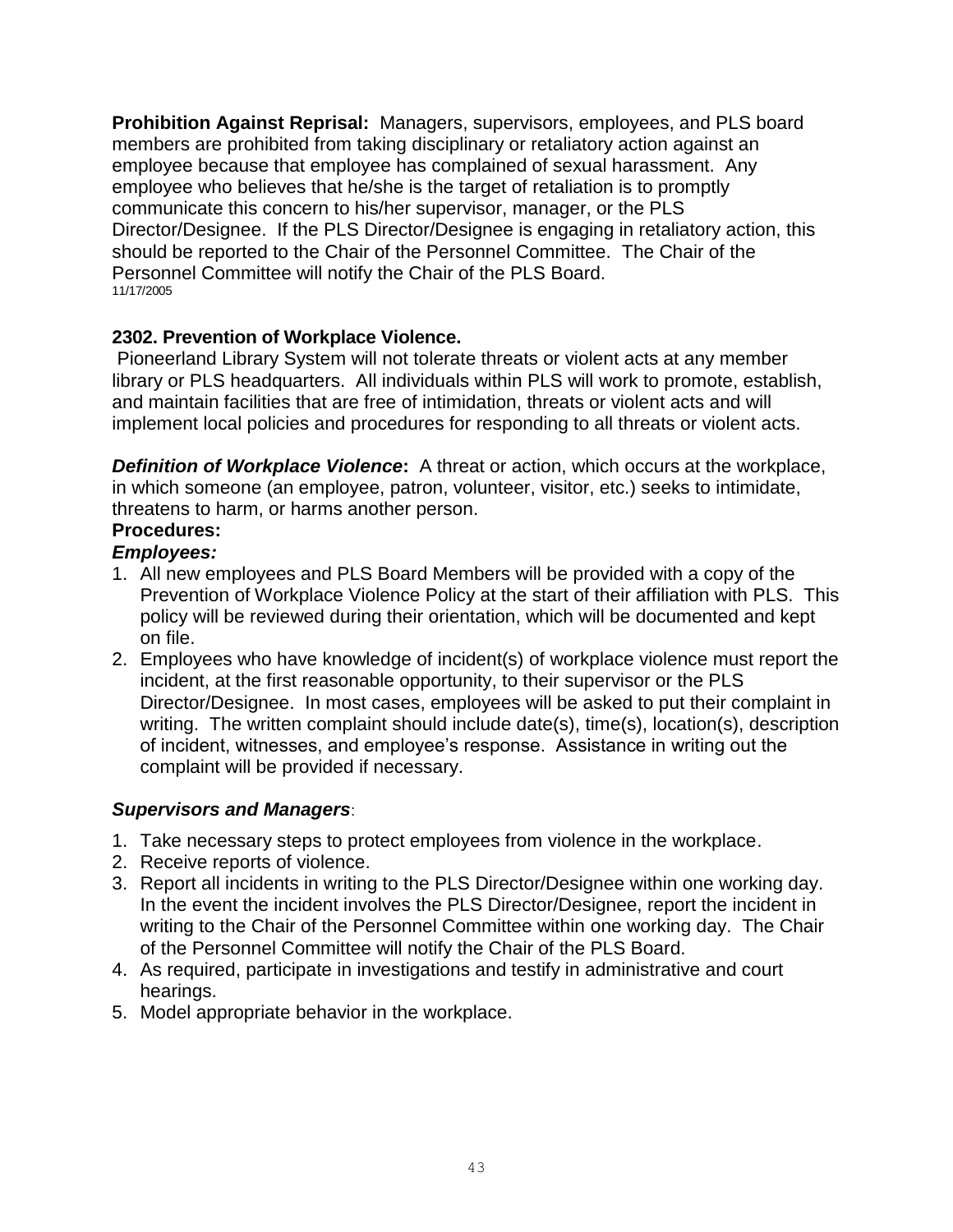**Prohibition Against Reprisal:** Managers, supervisors, employees, and PLS board members are prohibited from taking disciplinary or retaliatory action against an employee because that employee has complained of sexual harassment. Any employee who believes that he/she is the target of retaliation is to promptly communicate this concern to his/her supervisor, manager, or the PLS Director/Designee. If the PLS Director/Designee is engaging in retaliatory action, this should be reported to the Chair of the Personnel Committee. The Chair of the Personnel Committee will notify the Chair of the PLS Board.
11/17/2005

### 2302. Prevention of Workplace Violence.

Pioneerland Library System will not tolerate threats or violent acts at any member library or PLS headquarters. All individuals within PLS will work to promote, establish, and maintain facilities that are free of intimidation, threats or violent acts and will implement local policies and procedures for responding to all threats or violent acts.

***Definition of Workplace Violence*:** A threat or action, which occurs at the workplace, in which someone (an employee, patron, volunteer, visitor, etc.) seeks to intimidate, threatens to harm, or harms another person.

**Procedures:**

***Employees:***

1. All new employees and PLS Board Members will be provided with a copy of the Prevention of Workplace Violence Policy at the start of their affiliation with PLS. This policy will be reviewed during their orientation, which will be documented and kept on file.
2. Employees who have knowledge of incident(s) of workplace violence must report the incident, at the first reasonable opportunity, to their supervisor or the PLS Director/Designee. In most cases, employees will be asked to put their complaint in writing. The written complaint should include date(s), time(s), location(s), description of incident, witnesses, and employee's response. Assistance in writing out the complaint will be provided if necessary.

***Supervisors and Managers*:**

1. Take necessary steps to protect employees from violence in the workplace.
2. Receive reports of violence.
3. Report all incidents in writing to the PLS Director/Designee within one working day. In the event the incident involves the PLS Director/Designee, report the incident in writing to the Chair of the Personnel Committee within one working day. The Chair of the Personnel Committee will notify the Chair of the PLS Board.
4. As required, participate in investigations and testify in administrative and court hearings.
5. Model appropriate behavior in the workplace.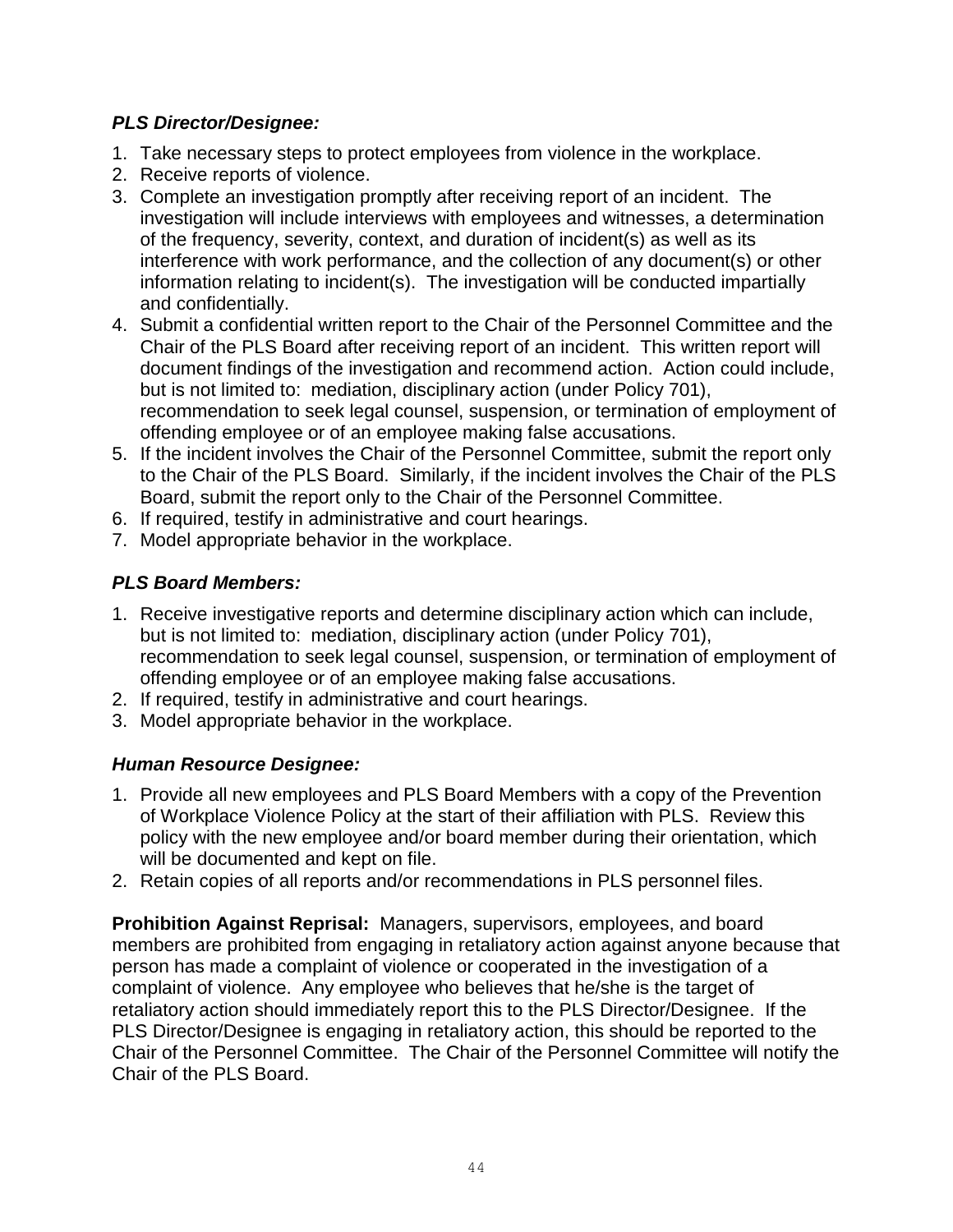***PLS Director/Designee:***

1. Take necessary steps to protect employees from violence in the workplace.
2. Receive reports of violence.
3. Complete an investigation promptly after receiving report of an incident. The investigation will include interviews with employees and witnesses, a determination of the frequency, severity, context, and duration of incident(s) as well as its interference with work performance, and the collection of any document(s) or other information relating to incident(s). The investigation will be conducted impartially and confidentially.
4. Submit a confidential written report to the Chair of the Personnel Committee and the Chair of the PLS Board after receiving report of an incident. This written report will document findings of the investigation and recommend action. Action could include, but is not limited to: mediation, disciplinary action (under Policy 701), recommendation to seek legal counsel, suspension, or termination of employment of offending employee or of an employee making false accusations.
5. If the incident involves the Chair of the Personnel Committee, submit the report only to the Chair of the PLS Board. Similarly, if the incident involves the Chair of the PLS Board, submit the report only to the Chair of the Personnel Committee.
6. If required, testify in administrative and court hearings.
7. Model appropriate behavior in the workplace.

***PLS Board Members:***

1. Receive investigative reports and determine disciplinary action which can include, but is not limited to: mediation, disciplinary action (under Policy 701), recommendation to seek legal counsel, suspension, or termination of employment of offending employee or of an employee making false accusations.
2. If required, testify in administrative and court hearings.
3. Model appropriate behavior in the workplace.

***Human Resource Designee:***

1. Provide all new employees and PLS Board Members with a copy of the Prevention of Workplace Violence Policy at the start of their affiliation with PLS. Review this policy with the new employee and/or board member during their orientation, which will be documented and kept on file.
2. Retain copies of all reports and/or recommendations in PLS personnel files.

**Prohibition Against Reprisal:** Managers, supervisors, employees, and board members are prohibited from engaging in retaliatory action against anyone because that person has made a complaint of violence or cooperated in the investigation of a complaint of violence. Any employee who believes that he/she is the target of retaliatory action should immediately report this to the PLS Director/Designee. If the PLS Director/Designee is engaging in retaliatory action, this should be reported to the Chair of the Personnel Committee. The Chair of the Personnel Committee will notify the Chair of the PLS Board.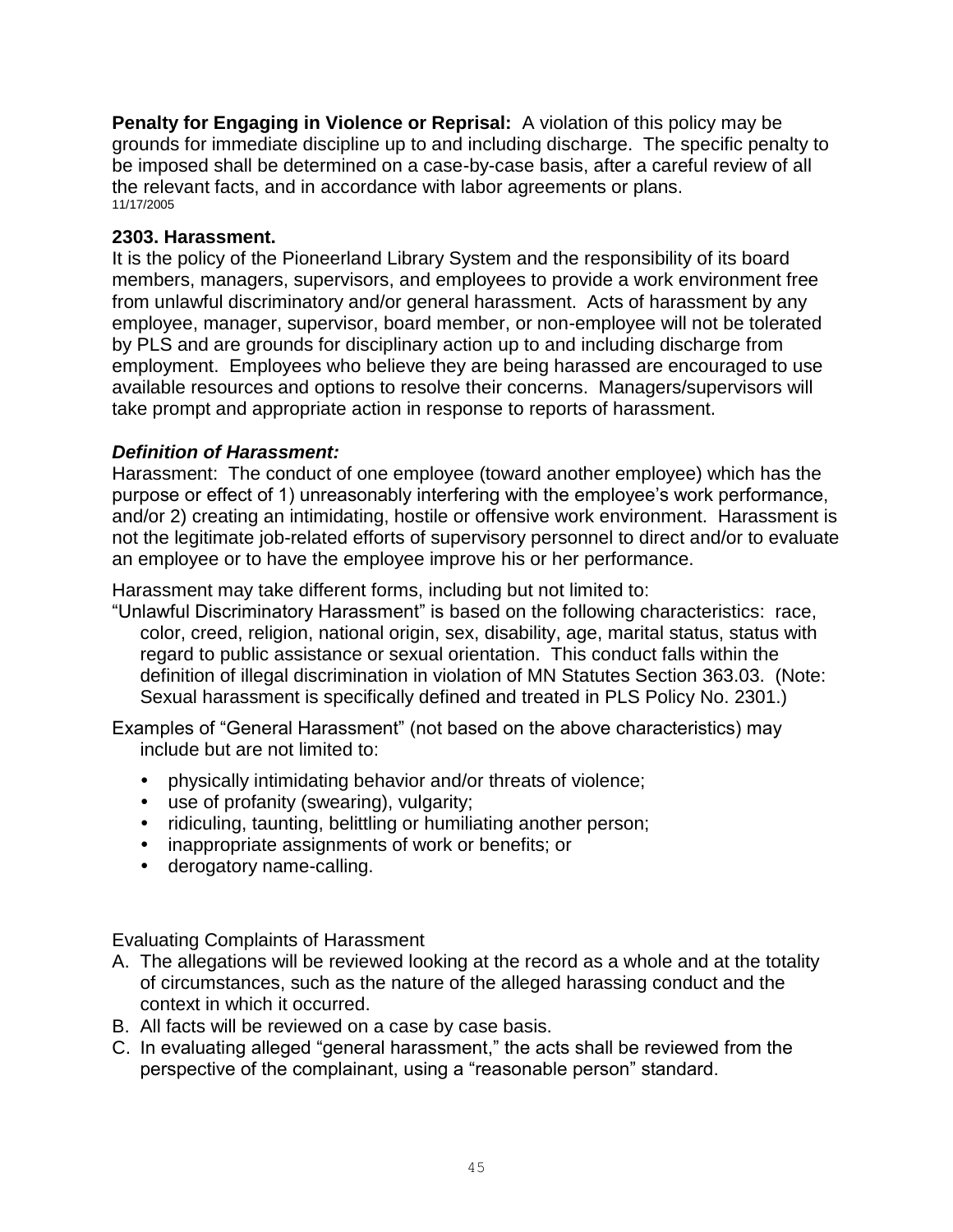**Penalty for Engaging in Violence or Reprisal:** A violation of this policy may be grounds for immediate discipline up to and including discharge. The specific penalty to be imposed shall be determined on a case-by-case basis, after a careful review of all the relevant facts, and in accordance with labor agreements or plans.
11/17/2005

### 2303. Harassment.

It is the policy of the Pioneerland Library System and the responsibility of its board members, managers, supervisors, and employees to provide a work environment free from unlawful discriminatory and/or general harassment. Acts of harassment by any employee, manager, supervisor, board member, or non-employee will not be tolerated by PLS and are grounds for disciplinary action up to and including discharge from employment. Employees who believe they are being harassed are encouraged to use available resources and options to resolve their concerns. Managers/supervisors will take prompt and appropriate action in response to reports of harassment.

***Definition of Harassment:***

Harassment: The conduct of one employee (toward another employee) which has the purpose or effect of 1) unreasonably interfering with the employee's work performance, and/or 2) creating an intimidating, hostile or offensive work environment. Harassment is not the legitimate job-related efforts of supervisory personnel to direct and/or to evaluate an employee or to have the employee improve his or her performance.

Harassment may take different forms, including but not limited to:

"Unlawful Discriminatory Harassment" is based on the following characteristics: race, color, creed, religion, national origin, sex, disability, age, marital status, status with regard to public assistance or sexual orientation. This conduct falls within the definition of illegal discrimination in violation of MN Statutes Section 363.03. (Note: Sexual harassment is specifically defined and treated in PLS Policy No. 2301.)

Examples of "General Harassment" (not based on the above characteristics) may include but are not limited to:

- physically intimidating behavior and/or threats of violence;
- use of profanity (swearing), vulgarity;
- ridiculing, taunting, belittling or humiliating another person;
- inappropriate assignments of work or benefits; or
- derogatory name-calling.

Evaluating Complaints of Harassment

A. The allegations will be reviewed looking at the record as a whole and at the totality of circumstances, such as the nature of the alleged harassing conduct and the context in which it occurred.
B. All facts will be reviewed on a case by case basis.
C. In evaluating alleged "general harassment," the acts shall be reviewed from the perspective of the complainant, using a "reasonable person" standard.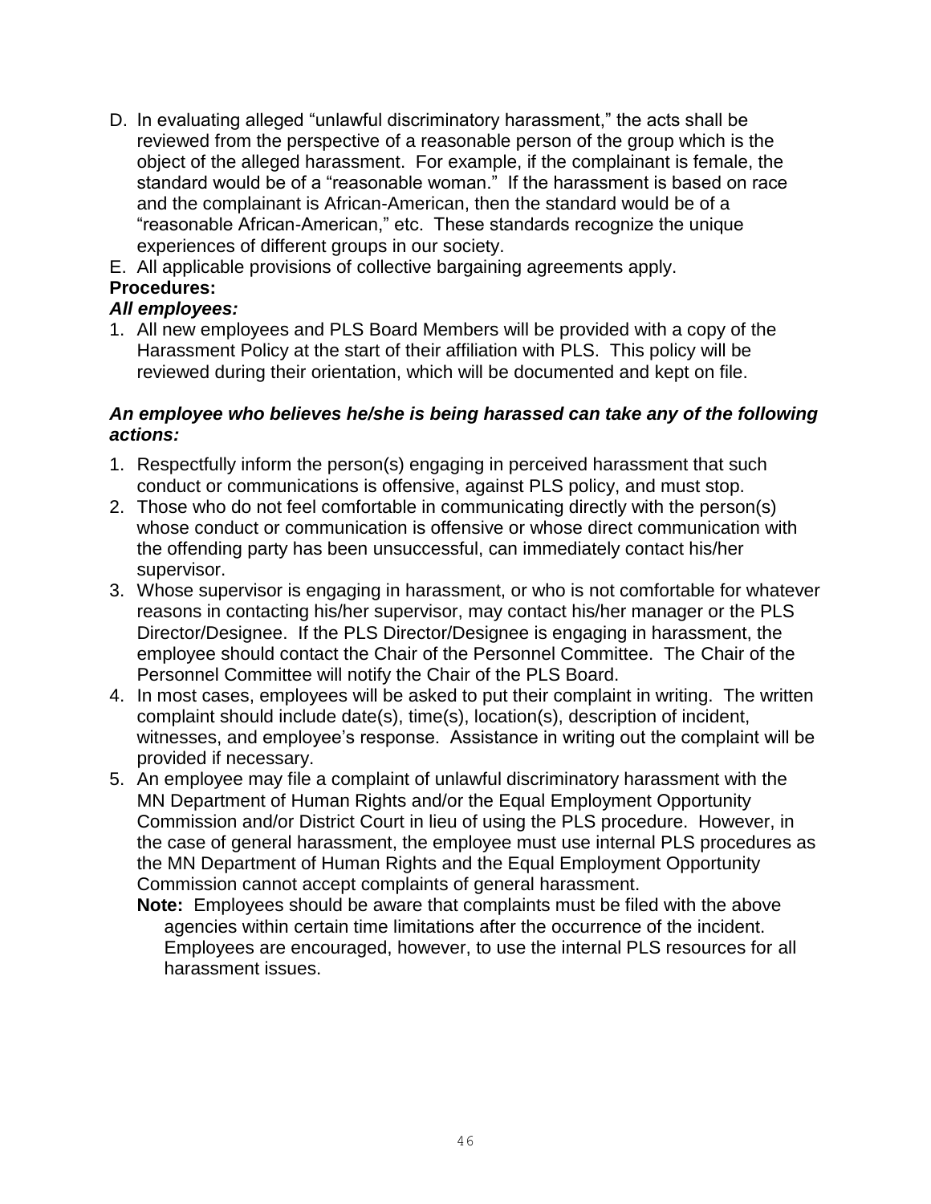D. In evaluating alleged "unlawful discriminatory harassment," the acts shall be reviewed from the perspective of a reasonable person of the group which is the object of the alleged harassment. For example, if the complainant is female, the standard would be of a "reasonable woman." If the harassment is based on race and the complainant is African-American, then the standard would be of a "reasonable African-American," etc. These standards recognize the unique experiences of different groups in our society.

E. All applicable provisions of collective bargaining agreements apply.

**Procedures:**

***All employees:***

1. All new employees and PLS Board Members will be provided with a copy of the Harassment Policy at the start of their affiliation with PLS. This policy will be reviewed during their orientation, which will be documented and kept on file.

***An employee who believes he/she is being harassed can take any of the following actions:***

1. Respectfully inform the person(s) engaging in perceived harassment that such conduct or communications is offensive, against PLS policy, and must stop.
2. Those who do not feel comfortable in communicating directly with the person(s) whose conduct or communication is offensive or whose direct communication with the offending party has been unsuccessful, can immediately contact his/her supervisor.
3. Whose supervisor is engaging in harassment, or who is not comfortable for whatever reasons in contacting his/her supervisor, may contact his/her manager or the PLS Director/Designee. If the PLS Director/Designee is engaging in harassment, the employee should contact the Chair of the Personnel Committee. The Chair of the Personnel Committee will notify the Chair of the PLS Board.
4. In most cases, employees will be asked to put their complaint in writing. The written complaint should include date(s), time(s), location(s), description of incident, witnesses, and employee's response. Assistance in writing out the complaint will be provided if necessary.
5. An employee may file a complaint of unlawful discriminatory harassment with the MN Department of Human Rights and/or the Equal Employment Opportunity Commission and/or District Court in lieu of using the PLS procedure. However, in the case of general harassment, the employee must use internal PLS procedures as the MN Department of Human Rights and the Equal Employment Opportunity Commission cannot accept complaints of general harassment.

   **Note:** Employees should be aware that complaints must be filed with the above agencies within certain time limitations after the occurrence of the incident. Employees are encouraged, however, to use the internal PLS resources for all harassment issues.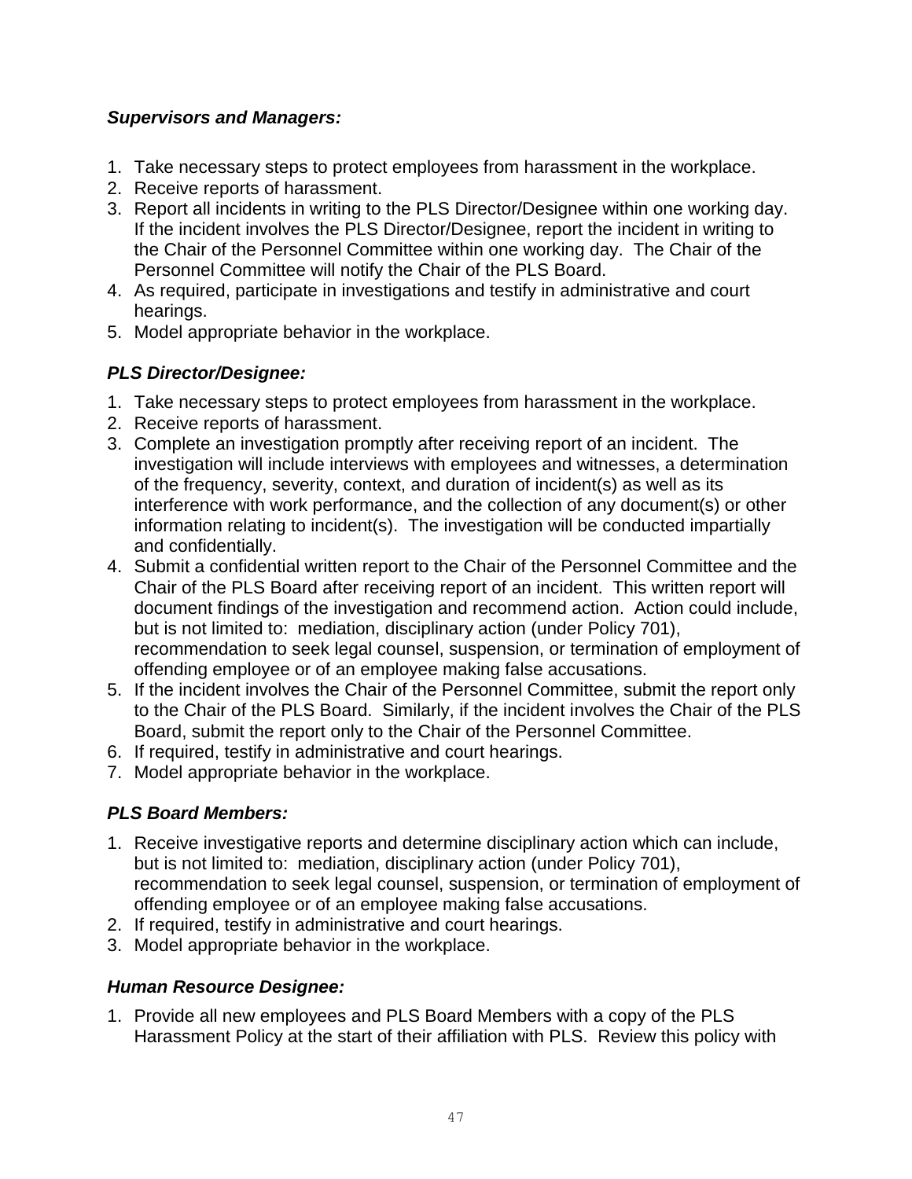***Supervisors and Managers:***

1. Take necessary steps to protect employees from harassment in the workplace.
2. Receive reports of harassment.
3. Report all incidents in writing to the PLS Director/Designee within one working day. If the incident involves the PLS Director/Designee, report the incident in writing to the Chair of the Personnel Committee within one working day. The Chair of the Personnel Committee will notify the Chair of the PLS Board.
4. As required, participate in investigations and testify in administrative and court hearings.
5. Model appropriate behavior in the workplace.

***PLS Director/Designee:***

1. Take necessary steps to protect employees from harassment in the workplace.
2. Receive reports of harassment.
3. Complete an investigation promptly after receiving report of an incident. The investigation will include interviews with employees and witnesses, a determination of the frequency, severity, context, and duration of incident(s) as well as its interference with work performance, and the collection of any document(s) or other information relating to incident(s). The investigation will be conducted impartially and confidentially.
4. Submit a confidential written report to the Chair of the Personnel Committee and the Chair of the PLS Board after receiving report of an incident. This written report will document findings of the investigation and recommend action. Action could include, but is not limited to: mediation, disciplinary action (under Policy 701), recommendation to seek legal counsel, suspension, or termination of employment of offending employee or of an employee making false accusations.
5. If the incident involves the Chair of the Personnel Committee, submit the report only to the Chair of the PLS Board. Similarly, if the incident involves the Chair of the PLS Board, submit the report only to the Chair of the Personnel Committee.
6. If required, testify in administrative and court hearings.
7. Model appropriate behavior in the workplace.

***PLS Board Members:***

1. Receive investigative reports and determine disciplinary action which can include, but is not limited to: mediation, disciplinary action (under Policy 701), recommendation to seek legal counsel, suspension, or termination of employment of offending employee or of an employee making false accusations.
2. If required, testify in administrative and court hearings.
3. Model appropriate behavior in the workplace.

***Human Resource Designee:***

1. Provide all new employees and PLS Board Members with a copy of the PLS Harassment Policy at the start of their affiliation with PLS. Review this policy with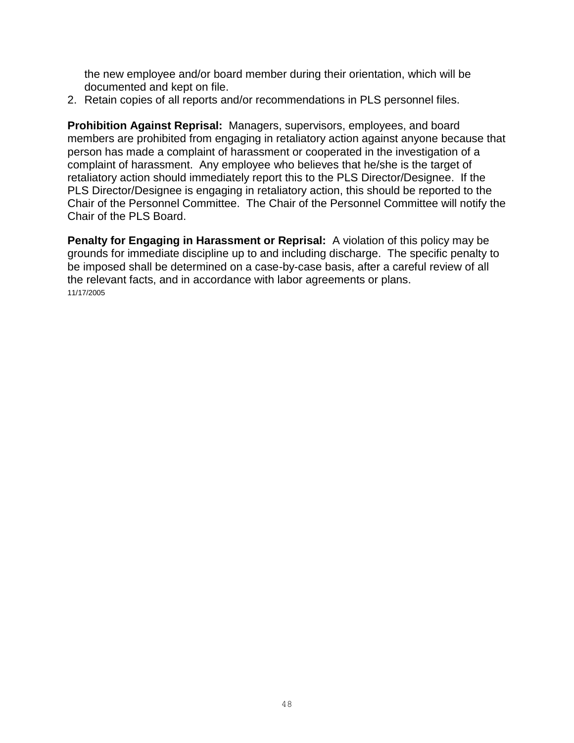the new employee and/or board member during their orientation, which will be documented and kept on file.

2. Retain copies of all reports and/or recommendations in PLS personnel files.

**Prohibition Against Reprisal:** Managers, supervisors, employees, and board members are prohibited from engaging in retaliatory action against anyone because that person has made a complaint of harassment or cooperated in the investigation of a complaint of harassment. Any employee who believes that he/she is the target of retaliatory action should immediately report this to the PLS Director/Designee. If the PLS Director/Designee is engaging in retaliatory action, this should be reported to the Chair of the Personnel Committee. The Chair of the Personnel Committee will notify the Chair of the PLS Board.

**Penalty for Engaging in Harassment or Reprisal:** A violation of this policy may be grounds for immediate discipline up to and including discharge. The specific penalty to be imposed shall be determined on a case-by-case basis, after a careful review of all the relevant facts, and in accordance with labor agreements or plans.
11/17/2005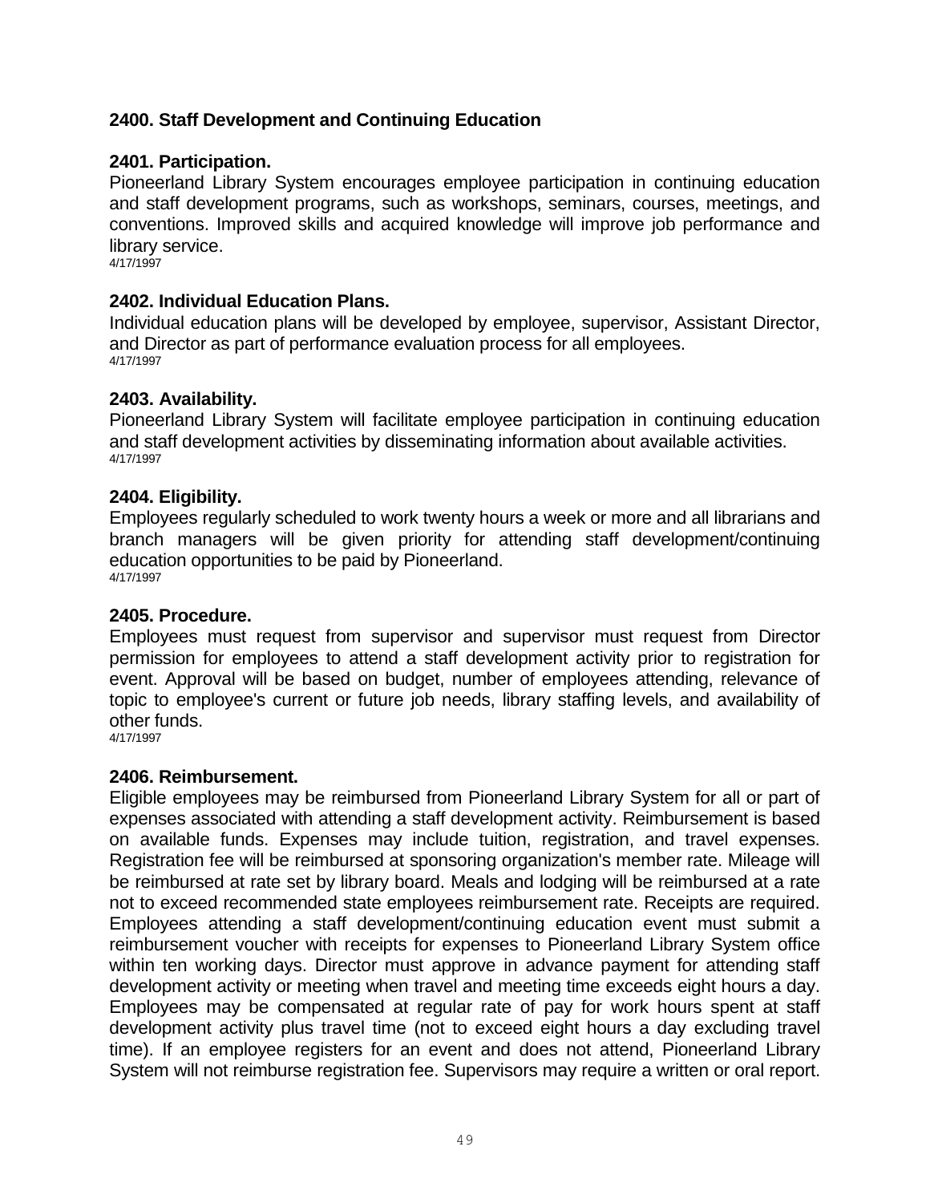## 2400. Staff Development and Continuing Education

### 2401. Participation.

Pioneerland Library System encourages employee participation in continuing education and staff development programs, such as workshops, seminars, courses, meetings, and conventions. Improved skills and acquired knowledge will improve job performance and library service.
4/17/1997

### 2402. Individual Education Plans.

Individual education plans will be developed by employee, supervisor, Assistant Director, and Director as part of performance evaluation process for all employees.
4/17/1997

### 2403. Availability.

Pioneerland Library System will facilitate employee participation in continuing education and staff development activities by disseminating information about available activities.
4/17/1997

### 2404. Eligibility.

Employees regularly scheduled to work twenty hours a week or more and all librarians and branch managers will be given priority for attending staff development/continuing education opportunities to be paid by Pioneerland.
4/17/1997

### 2405. Procedure.

Employees must request from supervisor and supervisor must request from Director permission for employees to attend a staff development activity prior to registration for event. Approval will be based on budget, number of employees attending, relevance of topic to employee's current or future job needs, library staffing levels, and availability of other funds.
4/17/1997

### 2406. Reimbursement.

Eligible employees may be reimbursed from Pioneerland Library System for all or part of expenses associated with attending a staff development activity. Reimbursement is based on available funds. Expenses may include tuition, registration, and travel expenses. Registration fee will be reimbursed at sponsoring organization's member rate. Mileage will be reimbursed at rate set by library board. Meals and lodging will be reimbursed at a rate not to exceed recommended state employees reimbursement rate. Receipts are required. Employees attending a staff development/continuing education event must submit a reimbursement voucher with receipts for expenses to Pioneerland Library System office within ten working days. Director must approve in advance payment for attending staff development activity or meeting when travel and meeting time exceeds eight hours a day. Employees may be compensated at regular rate of pay for work hours spent at staff development activity plus travel time (not to exceed eight hours a day excluding travel time). If an employee registers for an event and does not attend, Pioneerland Library System will not reimburse registration fee. Supervisors may require a written or oral report.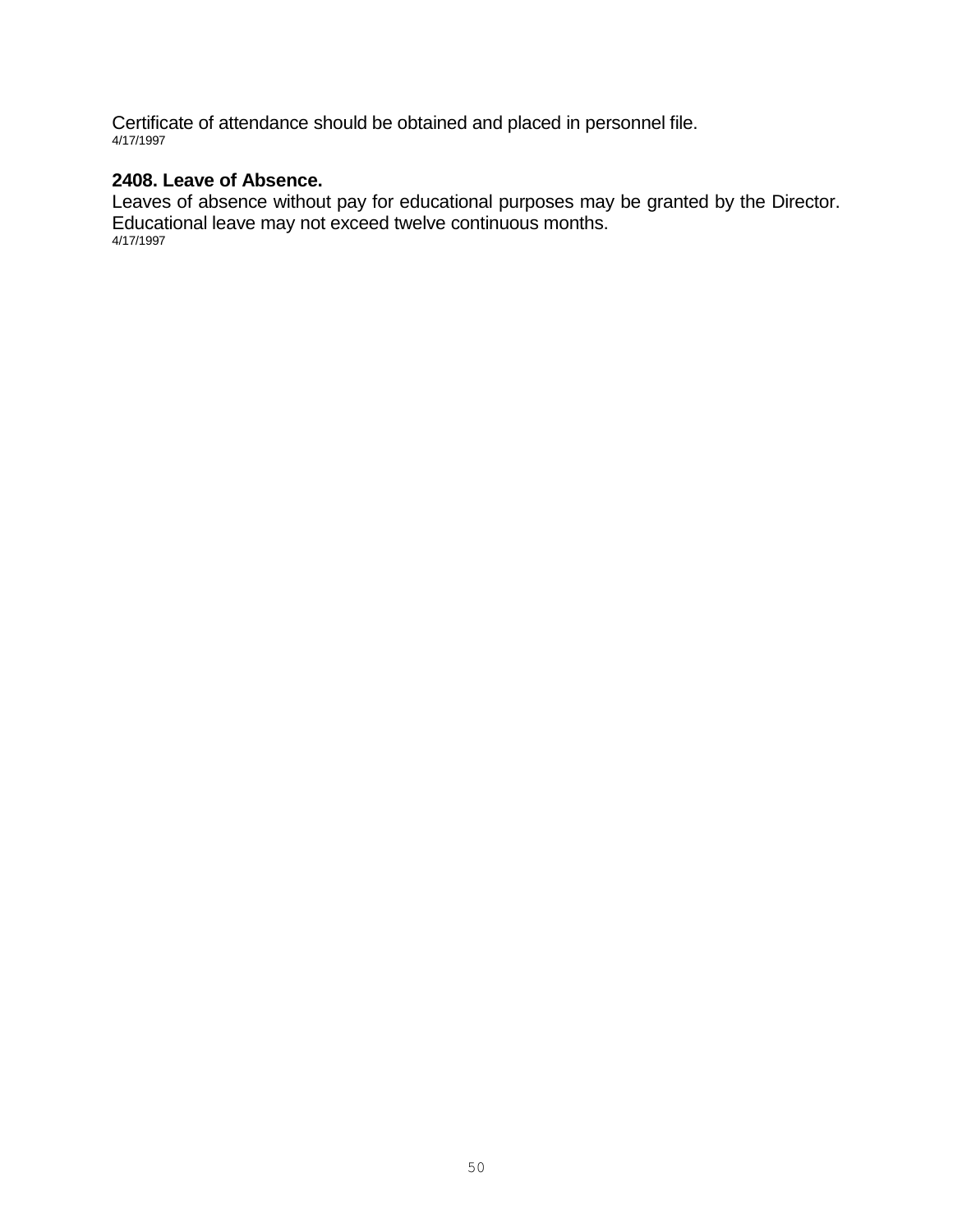Certificate of attendance should be obtained and placed in personnel file.
4/17/1997

**2408. Leave of Absence.**

Leaves of absence without pay for educational purposes may be granted by the Director. Educational leave may not exceed twelve continuous months.
4/17/1997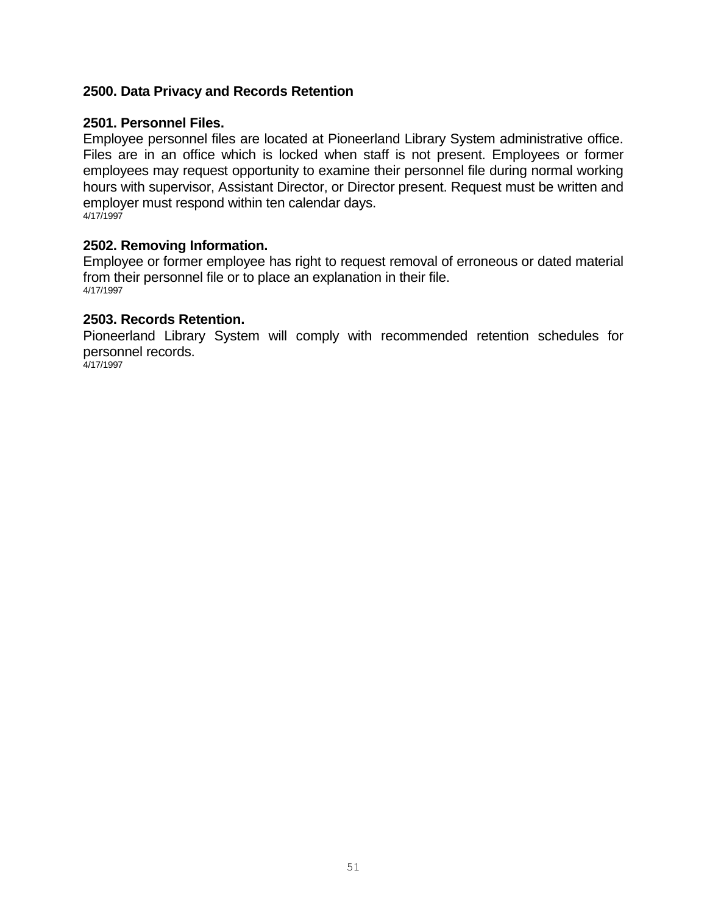## 2500. Data Privacy and Records Retention

### 2501. Personnel Files.

Employee personnel files are located at Pioneerland Library System administrative office. Files are in an office which is locked when staff is not present. Employees or former employees may request opportunity to examine their personnel file during normal working hours with supervisor, Assistant Director, or Director present. Request must be written and employer must respond within ten calendar days.
4/17/1997

### 2502. Removing Information.

Employee or former employee has right to request removal of erroneous or dated material from their personnel file or to place an explanation in their file.
4/17/1997

### 2503. Records Retention.

Pioneerland Library System will comply with recommended retention schedules for personnel records.
4/17/1997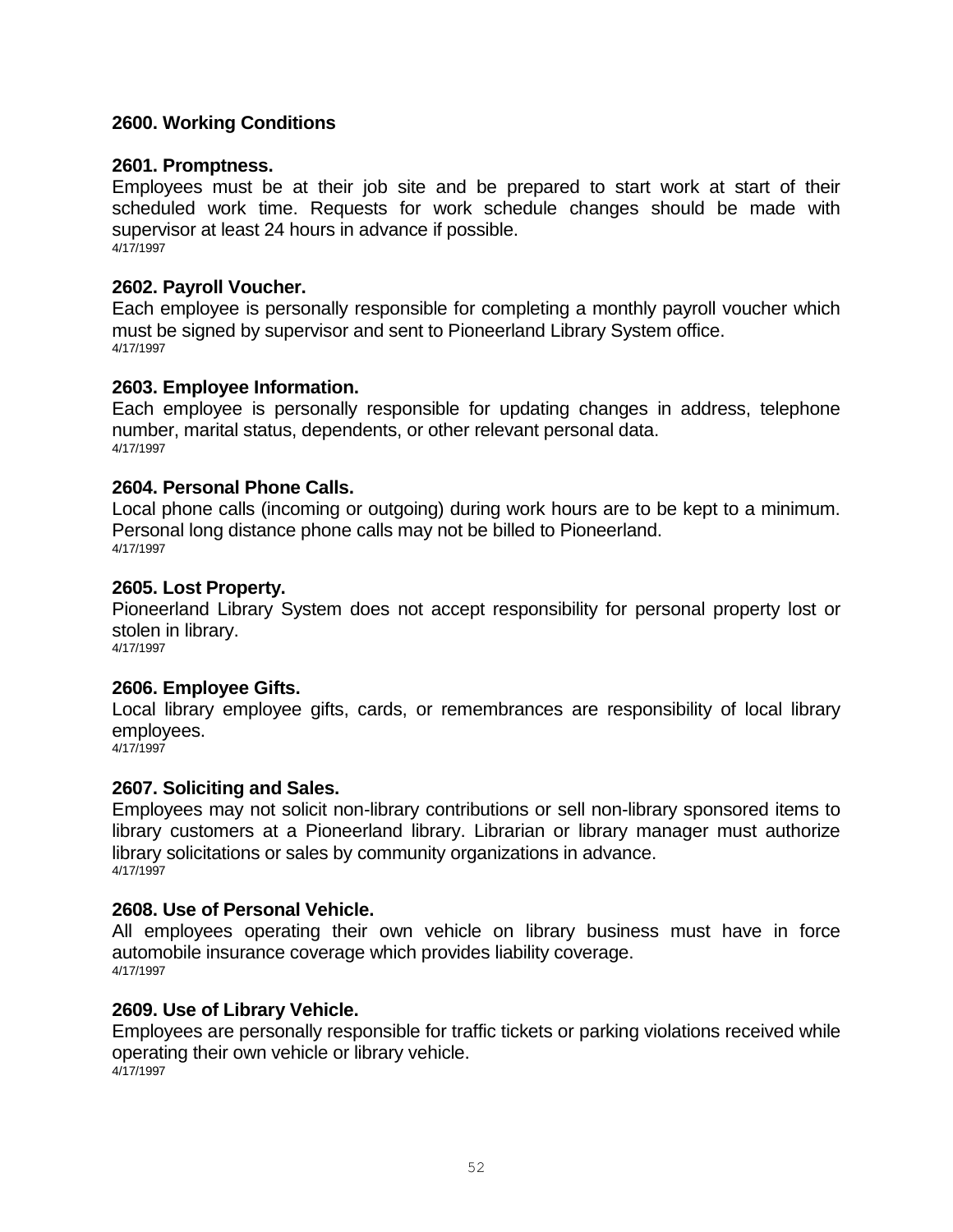## 2600. Working Conditions

### 2601. Promptness.

Employees must be at their job site and be prepared to start work at start of their scheduled work time. Requests for work schedule changes should be made with supervisor at least 24 hours in advance if possible.
4/17/1997

### 2602. Payroll Voucher.

Each employee is personally responsible for completing a monthly payroll voucher which must be signed by supervisor and sent to Pioneerland Library System office.
4/17/1997

### 2603. Employee Information.

Each employee is personally responsible for updating changes in address, telephone number, marital status, dependents, or other relevant personal data.
4/17/1997

### 2604. Personal Phone Calls.

Local phone calls (incoming or outgoing) during work hours are to be kept to a minimum. Personal long distance phone calls may not be billed to Pioneerland.
4/17/1997

### 2605. Lost Property.

Pioneerland Library System does not accept responsibility for personal property lost or stolen in library.
4/17/1997

### 2606. Employee Gifts.

Local library employee gifts, cards, or remembrances are responsibility of local library employees.
4/17/1997

### 2607. Soliciting and Sales.

Employees may not solicit non-library contributions or sell non-library sponsored items to library customers at a Pioneerland library. Librarian or library manager must authorize library solicitations or sales by community organizations in advance.
4/17/1997

### 2608. Use of Personal Vehicle.

All employees operating their own vehicle on library business must have in force automobile insurance coverage which provides liability coverage.
4/17/1997

### 2609. Use of Library Vehicle.

Employees are personally responsible for traffic tickets or parking violations received while operating their own vehicle or library vehicle.
4/17/1997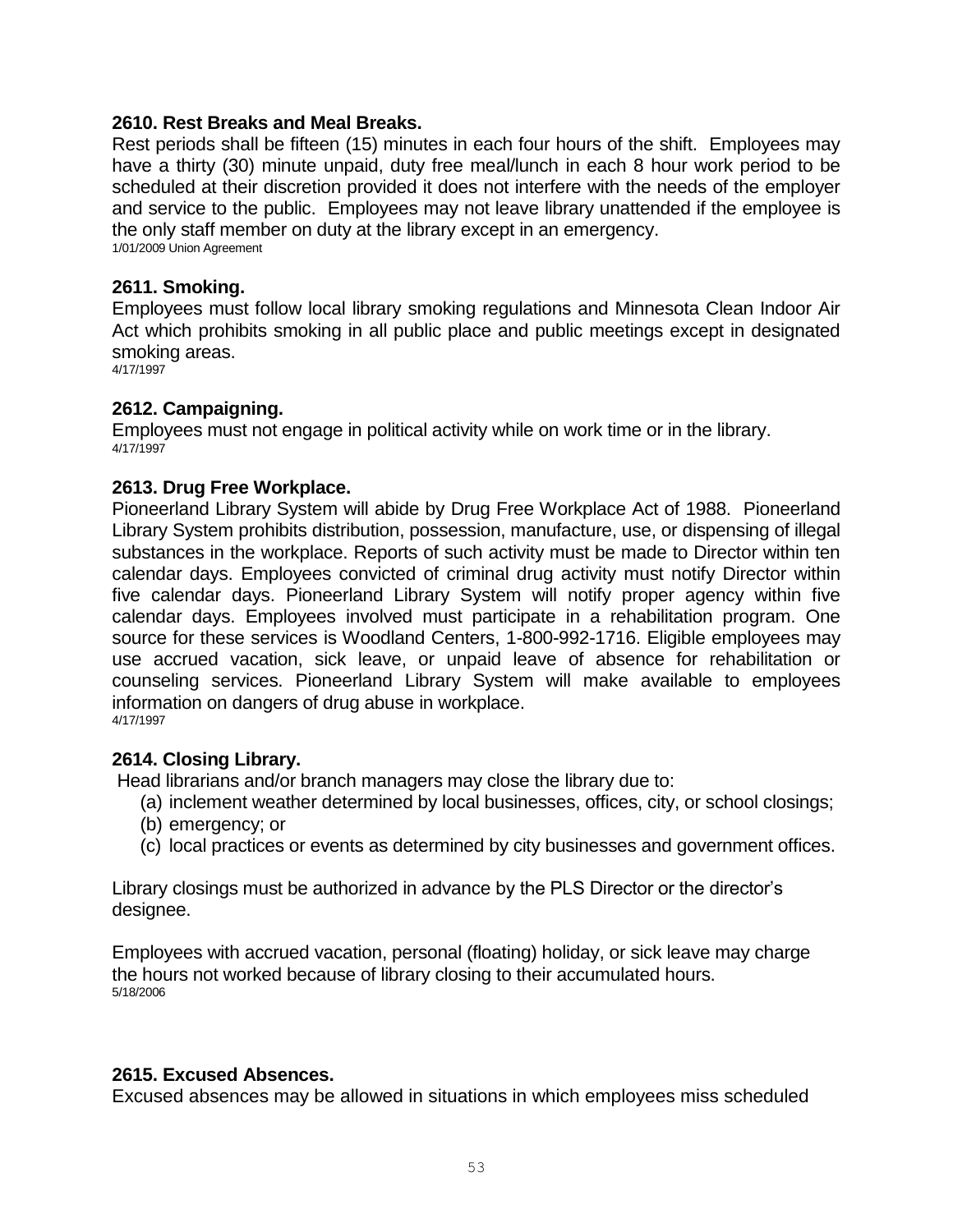### 2610. Rest Breaks and Meal Breaks.

Rest periods shall be fifteen (15) minutes in each four hours of the shift. Employees may have a thirty (30) minute unpaid, duty free meal/lunch in each 8 hour work period to be scheduled at their discretion provided it does not interfere with the needs of the employer and service to the public. Employees may not leave library unattended if the employee is the only staff member on duty at the library except in an emergency.

1/01/2009 Union Agreement

### 2611. Smoking.

Employees must follow local library smoking regulations and Minnesota Clean Indoor Air Act which prohibits smoking in all public place and public meetings except in designated smoking areas.

4/17/1997

### 2612. Campaigning.

Employees must not engage in political activity while on work time or in the library.

4/17/1997

### 2613. Drug Free Workplace.

Pioneerland Library System will abide by Drug Free Workplace Act of 1988. Pioneerland Library System prohibits distribution, possession, manufacture, use, or dispensing of illegal substances in the workplace. Reports of such activity must be made to Director within ten calendar days. Employees convicted of criminal drug activity must notify Director within five calendar days. Pioneerland Library System will notify proper agency within five calendar days. Employees involved must participate in a rehabilitation program. One source for these services is Woodland Centers, 1-800-992-1716. Eligible employees may use accrued vacation, sick leave, or unpaid leave of absence for rehabilitation or counseling services. Pioneerland Library System will make available to employees information on dangers of drug abuse in workplace.

4/17/1997

### 2614. Closing Library.

Head librarians and/or branch managers may close the library due to:

(a) inclement weather determined by local businesses, offices, city, or school closings;
(b) emergency; or
(c) local practices or events as determined by city businesses and government offices.

Library closings must be authorized in advance by the PLS Director or the director's designee.

Employees with accrued vacation, personal (floating) holiday, or sick leave may charge the hours not worked because of library closing to their accumulated hours.

5/18/2006

### 2615. Excused Absences.

Excused absences may be allowed in situations in which employees miss scheduled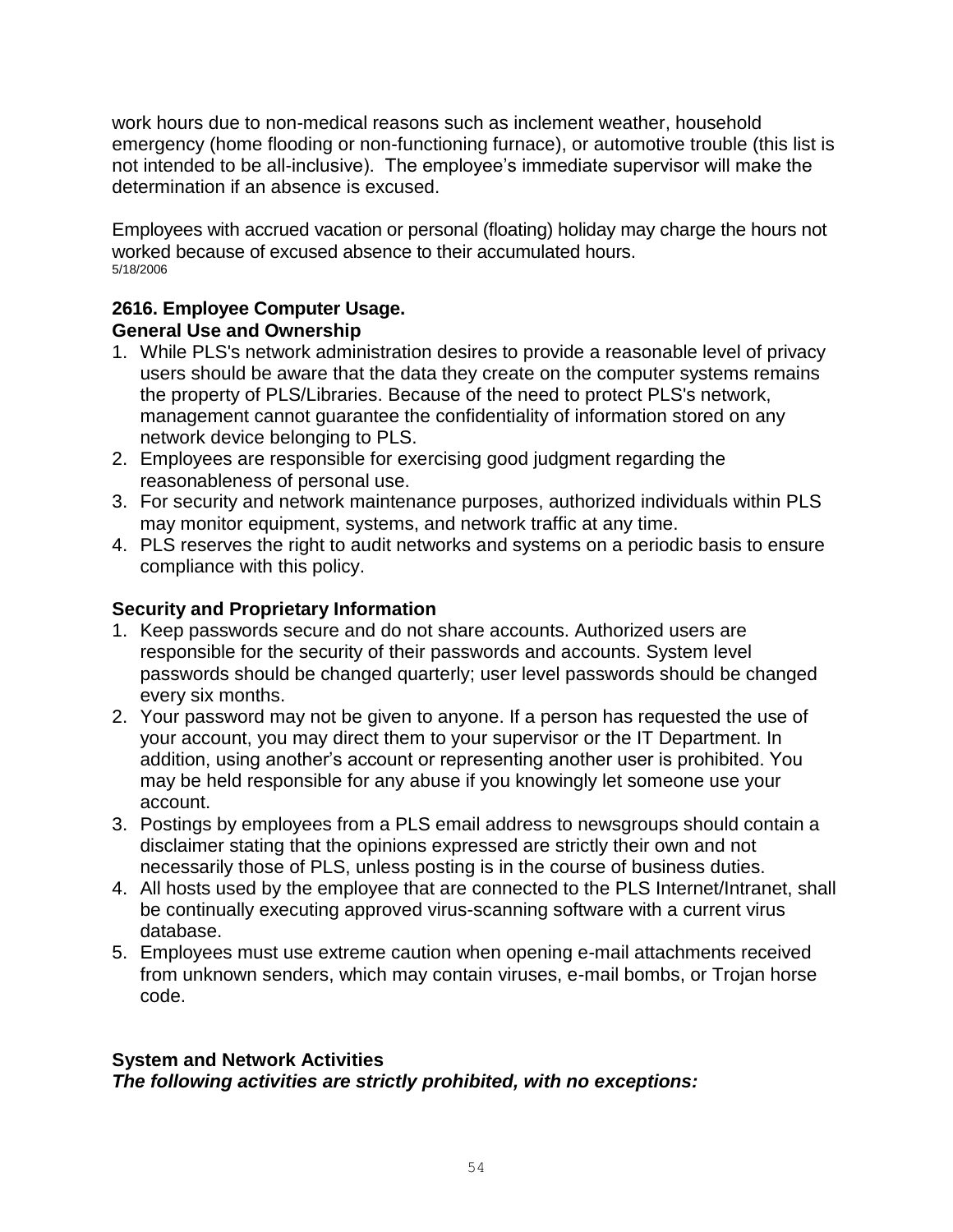work hours due to non-medical reasons such as inclement weather, household emergency (home flooding or non-functioning furnace), or automotive trouble (this list is not intended to be all-inclusive). The employee's immediate supervisor will make the determination if an absence is excused.

Employees with accrued vacation or personal (floating) holiday may charge the hours not worked because of excused absence to their accumulated hours.
5/18/2006

**2616. Employee Computer Usage.**
**General Use and Ownership**

1. While PLS's network administration desires to provide a reasonable level of privacy users should be aware that the data they create on the computer systems remains the property of PLS/Libraries. Because of the need to protect PLS's network, management cannot guarantee the confidentiality of information stored on any network device belonging to PLS.
2. Employees are responsible for exercising good judgment regarding the reasonableness of personal use.
3. For security and network maintenance purposes, authorized individuals within PLS may monitor equipment, systems, and network traffic at any time.
4. PLS reserves the right to audit networks and systems on a periodic basis to ensure compliance with this policy.

**Security and Proprietary Information**

1. Keep passwords secure and do not share accounts. Authorized users are responsible for the security of their passwords and accounts. System level passwords should be changed quarterly; user level passwords should be changed every six months.
2. Your password may not be given to anyone. If a person has requested the use of your account, you may direct them to your supervisor or the IT Department. In addition, using another's account or representing another user is prohibited. You may be held responsible for any abuse if you knowingly let someone use your account.
3. Postings by employees from a PLS email address to newsgroups should contain a disclaimer stating that the opinions expressed are strictly their own and not necessarily those of PLS, unless posting is in the course of business duties.
4. All hosts used by the employee that are connected to the PLS Internet/Intranet, shall be continually executing approved virus-scanning software with a current virus database.
5. Employees must use extreme caution when opening e-mail attachments received from unknown senders, which may contain viruses, e-mail bombs, or Trojan horse code.

**System and Network Activities**
***The following activities are strictly prohibited, with no exceptions:***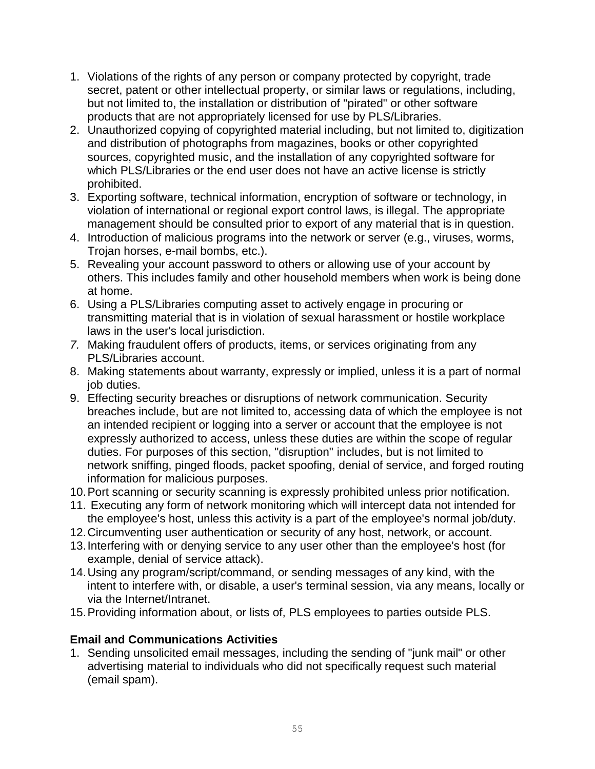1. Violations of the rights of any person or company protected by copyright, trade secret, patent or other intellectual property, or similar laws or regulations, including, but not limited to, the installation or distribution of "pirated" or other software products that are not appropriately licensed for use by PLS/Libraries.
2. Unauthorized copying of copyrighted material including, but not limited to, digitization and distribution of photographs from magazines, books or other copyrighted sources, copyrighted music, and the installation of any copyrighted software for which PLS/Libraries or the end user does not have an active license is strictly prohibited.
3. Exporting software, technical information, encryption of software or technology, in violation of international or regional export control laws, is illegal. The appropriate management should be consulted prior to export of any material that is in question.
4. Introduction of malicious programs into the network or server (e.g., viruses, worms, Trojan horses, e-mail bombs, etc.).
5. Revealing your account password to others or allowing use of your account by others. This includes family and other household members when work is being done at home.
6. Using a PLS/Libraries computing asset to actively engage in procuring or transmitting material that is in violation of sexual harassment or hostile workplace laws in the user's local jurisdiction.
7. Making fraudulent offers of products, items, or services originating from any PLS/Libraries account.
8. Making statements about warranty, expressly or implied, unless it is a part of normal job duties.
9. Effecting security breaches or disruptions of network communication. Security breaches include, but are not limited to, accessing data of which the employee is not an intended recipient or logging into a server or account that the employee is not expressly authorized to access, unless these duties are within the scope of regular duties. For purposes of this section, "disruption" includes, but is not limited to network sniffing, pinged floods, packet spoofing, denial of service, and forged routing information for malicious purposes.
10. Port scanning or security scanning is expressly prohibited unless prior notification.
11. Executing any form of network monitoring which will intercept data not intended for the employee's host, unless this activity is a part of the employee's normal job/duty.
12. Circumventing user authentication or security of any host, network, or account.
13. Interfering with or denying service to any user other than the employee's host (for example, denial of service attack).
14. Using any program/script/command, or sending messages of any kind, with the intent to interfere with, or disable, a user's terminal session, via any means, locally or via the Internet/Intranet.
15. Providing information about, or lists of, PLS employees to parties outside PLS.

**Email and Communications Activities**

1. Sending unsolicited email messages, including the sending of "junk mail" or other advertising material to individuals who did not specifically request such material (email spam).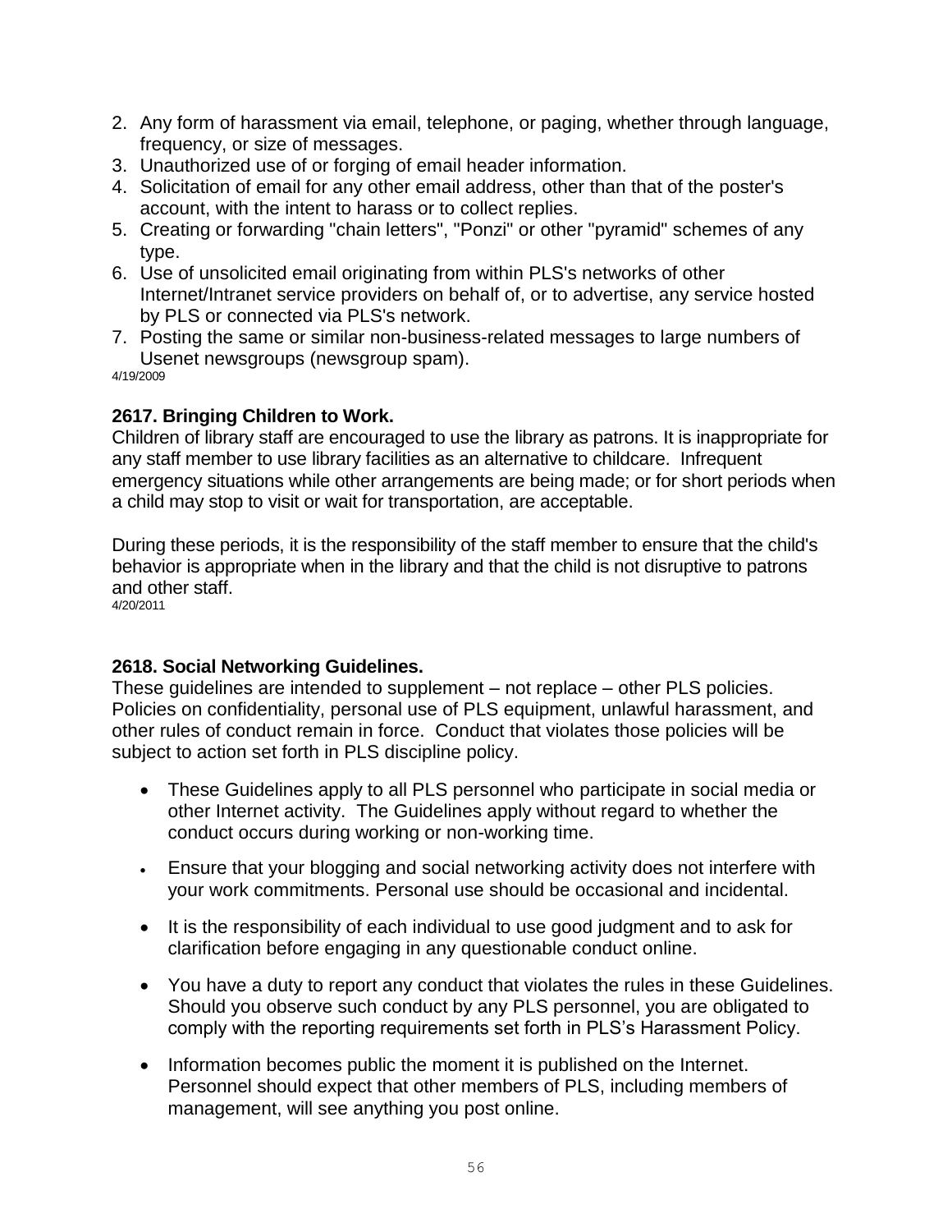2. Any form of harassment via email, telephone, or paging, whether through language, frequency, or size of messages.
3. Unauthorized use of or forging of email header information.
4. Solicitation of email for any other email address, other than that of the poster's account, with the intent to harass or to collect replies.
5. Creating or forwarding "chain letters", "Ponzi" or other "pyramid" schemes of any type.
6. Use of unsolicited email originating from within PLS's networks of other Internet/Intranet service providers on behalf of, or to advertise, any service hosted by PLS or connected via PLS's network.
7. Posting the same or similar non-business-related messages to large numbers of Usenet newsgroups (newsgroup spam).

4/19/2009

**2617. Bringing Children to Work.**

Children of library staff are encouraged to use the library as patrons. It is inappropriate for any staff member to use library facilities as an alternative to childcare. Infrequent emergency situations while other arrangements are being made; or for short periods when a child may stop to visit or wait for transportation, are acceptable.

During these periods, it is the responsibility of the staff member to ensure that the child's behavior is appropriate when in the library and that the child is not disruptive to patrons and other staff.

4/20/2011

**2618. Social Networking Guidelines.**

These guidelines are intended to supplement – not replace – other PLS policies. Policies on confidentiality, personal use of PLS equipment, unlawful harassment, and other rules of conduct remain in force. Conduct that violates those policies will be subject to action set forth in PLS discipline policy.

- These Guidelines apply to all PLS personnel who participate in social media or other Internet activity. The Guidelines apply without regard to whether the conduct occurs during working or non-working time.
- Ensure that your blogging and social networking activity does not interfere with your work commitments. Personal use should be occasional and incidental.
- It is the responsibility of each individual to use good judgment and to ask for clarification before engaging in any questionable conduct online.
- You have a duty to report any conduct that violates the rules in these Guidelines. Should you observe such conduct by any PLS personnel, you are obligated to comply with the reporting requirements set forth in PLS's Harassment Policy.
- Information becomes public the moment it is published on the Internet. Personnel should expect that other members of PLS, including members of management, will see anything you post online.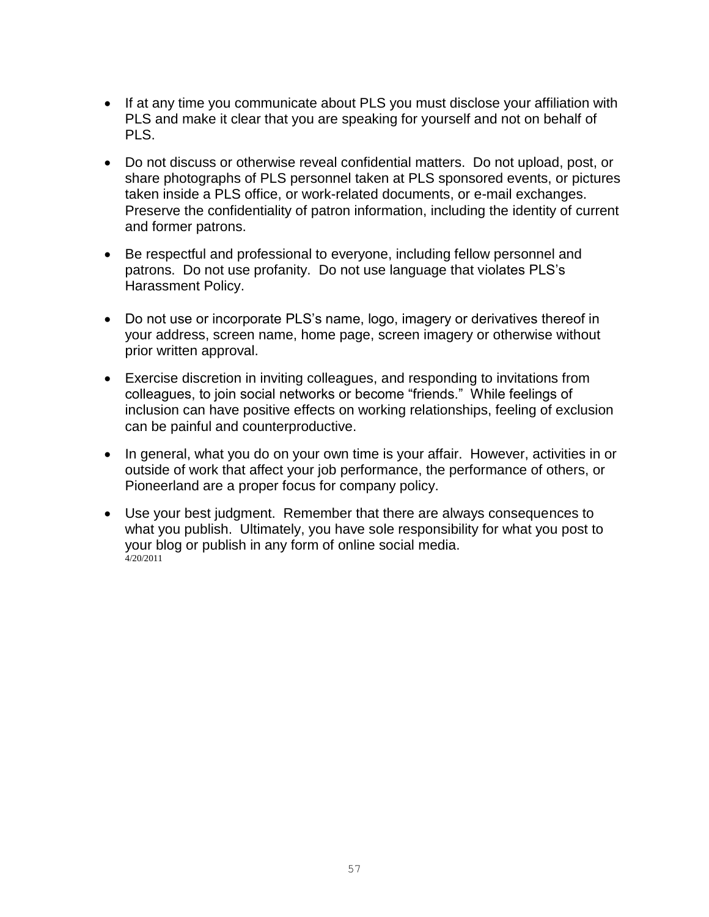- If at any time you communicate about PLS you must disclose your affiliation with PLS and make it clear that you are speaking for yourself and not on behalf of PLS.

- Do not discuss or otherwise reveal confidential matters. Do not upload, post, or share photographs of PLS personnel taken at PLS sponsored events, or pictures taken inside a PLS office, or work-related documents, or e-mail exchanges. Preserve the confidentiality of patron information, including the identity of current and former patrons.

- Be respectful and professional to everyone, including fellow personnel and patrons. Do not use profanity. Do not use language that violates PLS's Harassment Policy.

- Do not use or incorporate PLS's name, logo, imagery or derivatives thereof in your address, screen name, home page, screen imagery or otherwise without prior written approval.

- Exercise discretion in inviting colleagues, and responding to invitations from colleagues, to join social networks or become "friends." While feelings of inclusion can have positive effects on working relationships, feeling of exclusion can be painful and counterproductive.

- In general, what you do on your own time is your affair. However, activities in or outside of work that affect your job performance, the performance of others, or Pioneerland are a proper focus for company policy.

- Use your best judgment. Remember that there are always consequences to what you publish. Ultimately, you have sole responsibility for what you post to your blog or publish in any form of online social media.

4/20/2011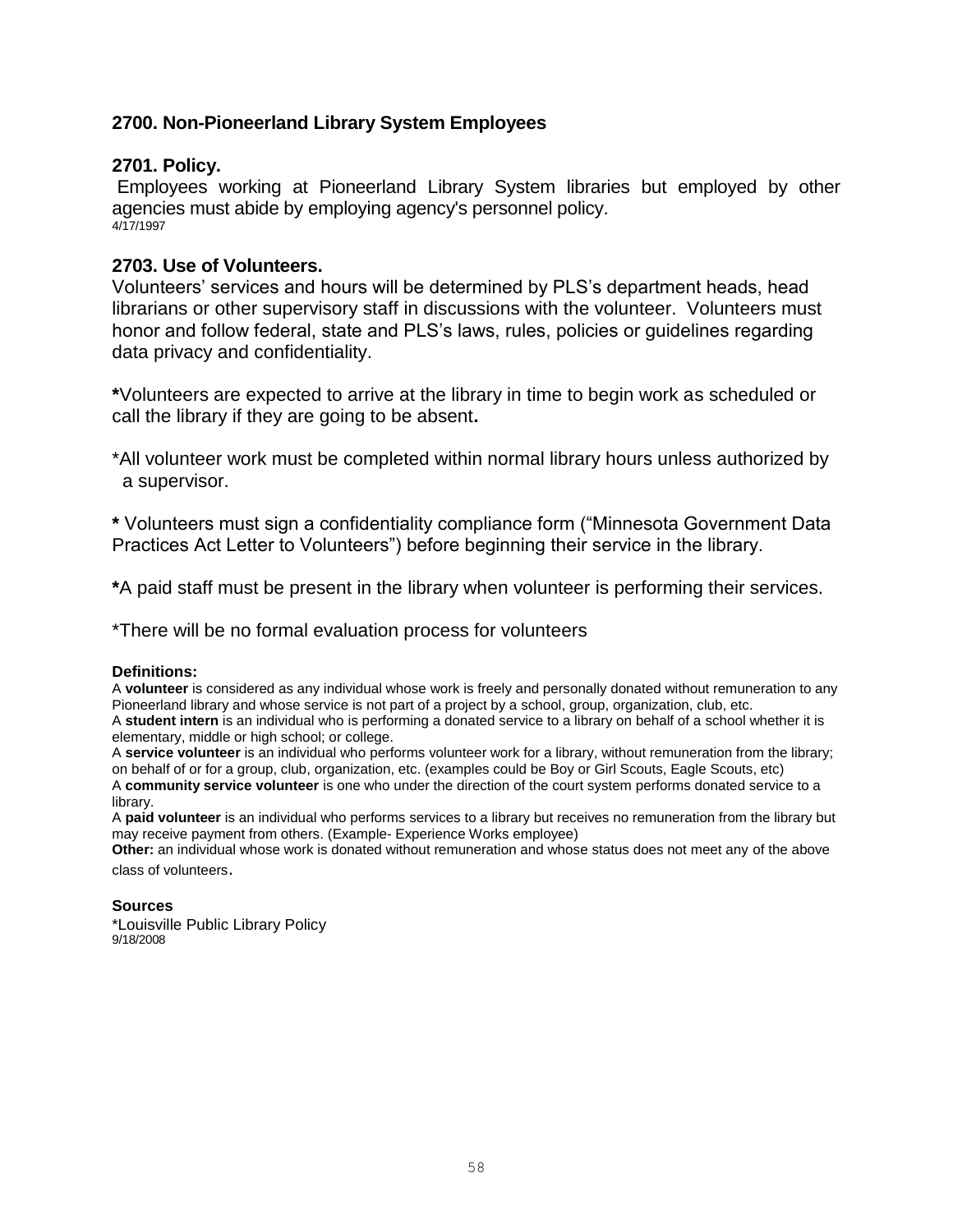## 2700. Non-Pioneerland Library System Employees

### 2701. Policy.

Employees working at Pioneerland Library System libraries but employed by other agencies must abide by employing agency's personnel policy.
4/17/1997

### 2703. Use of Volunteers.

Volunteers' services and hours will be determined by PLS's department heads, head librarians or other supervisory staff in discussions with the volunteer. Volunteers must honor and follow federal, state and PLS's laws, rules, policies or guidelines regarding data privacy and confidentiality.

**\***Volunteers are expected to arrive at the library in time to begin work as scheduled or call the library if they are going to be absent**.**

\*All volunteer work must be completed within normal library hours unless authorized by a supervisor.

**\*** Volunteers must sign a confidentiality compliance form ("Minnesota Government Data Practices Act Letter to Volunteers") before beginning their service in the library.

**\***A paid staff must be present in the library when volunteer is performing their services.

\*There will be no formal evaluation process for volunteers

**Definitions:**

A **volunteer** is considered as any individual whose work is freely and personally donated without remuneration to any Pioneerland library and whose service is not part of a project by a school, group, organization, club, etc.
A **student intern** is an individual who is performing a donated service to a library on behalf of a school whether it is elementary, middle or high school; or college.
A **service volunteer** is an individual who performs volunteer work for a library, without remuneration from the library; on behalf of or for a group, club, organization, etc. (examples could be Boy or Girl Scouts, Eagle Scouts, etc)
A **community service volunteer** is one who under the direction of the court system performs donated service to a library.
A **paid volunteer** is an individual who performs services to a library but receives no remuneration from the library but may receive payment from others. (Example- Experience Works employee)
**Other:** an individual whose work is donated without remuneration and whose status does not meet any of the above class of volunteers.

**Sources**

\*Louisville Public Library Policy
9/18/2008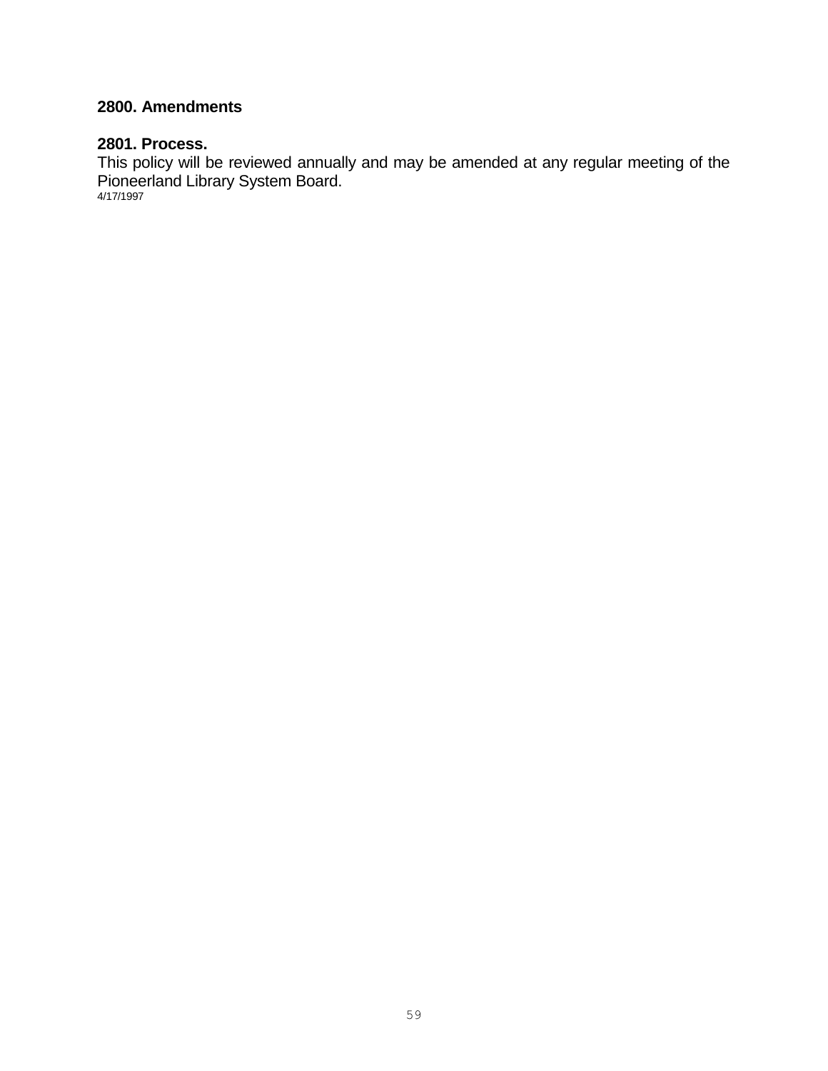## 2800. Amendments

### 2801. Process.

This policy will be reviewed annually and may be amended at any regular meeting of the Pioneerland Library System Board.

4/17/1997